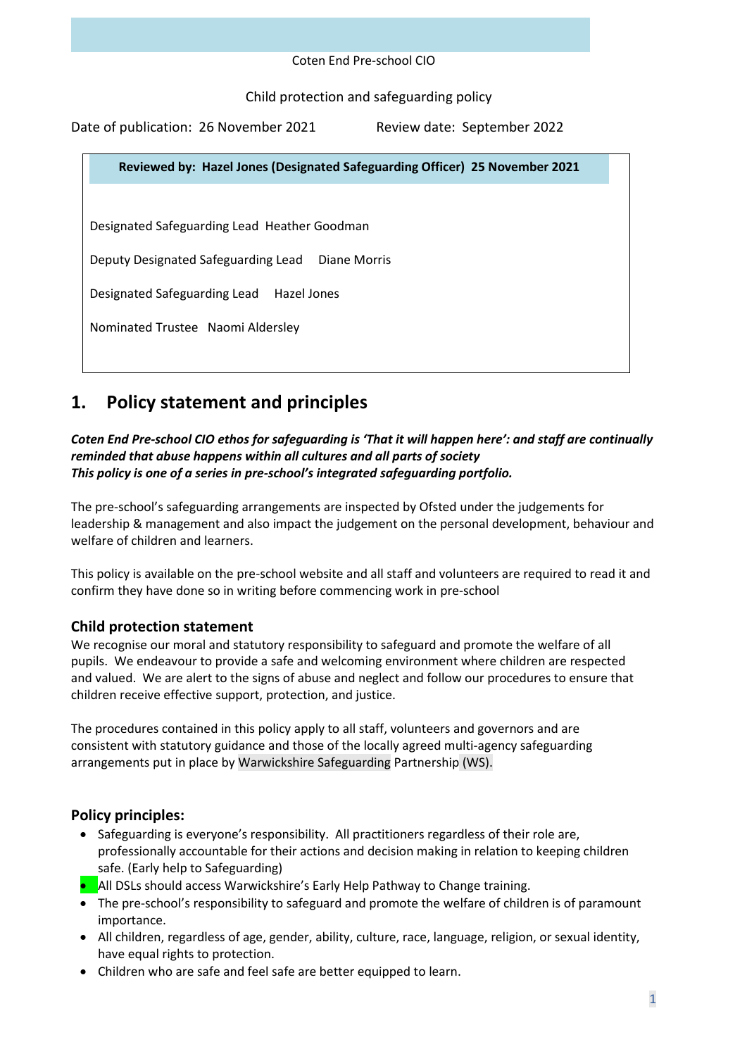Coten End Pre-school CIO

Child protection and safeguarding policy

Date of publication: 26 November 2021 Review date: September 2022

**Reviewed by: Hazel Jones (Designated Safeguarding Officer) 25 November 2021**

Designated Safeguarding Lead Heather Goodman

Deputy Designated Safeguarding Lead Diane Morris

Designated Safeguarding Lead Hazel Jones

Nominated Trustee Naomi Aldersley

# 1. Policy statement and principles

***Coten End Pre-school CIO ethos for safeguarding is 'That it will happen here': and staff are continually reminded that abuse happens within all cultures and all parts of society***
***This policy is one of a series in pre-school's integrated safeguarding portfolio.***

The pre-school's safeguarding arrangements are inspected by Ofsted under the judgements for leadership & management and also impact the judgement on the personal development, behaviour and welfare of children and learners.

This policy is available on the pre-school website and all staff and volunteers are required to read it and confirm they have done so in writing before commencing work in pre-school

## Child protection statement

We recognise our moral and statutory responsibility to safeguard and promote the welfare of all pupils. We endeavour to provide a safe and welcoming environment where children are respected and valued. We are alert to the signs of abuse and neglect and follow our procedures to ensure that children receive effective support, protection, and justice.

The procedures contained in this policy apply to all staff, volunteers and governors and are consistent with statutory guidance and those of the locally agreed multi-agency safeguarding arrangements put in place by Warwickshire Safeguarding Partnership (WS).

## Policy principles:

- Safeguarding is everyone's responsibility. All practitioners regardless of their role are, professionally accountable for their actions and decision making in relation to keeping children safe. (Early help to Safeguarding)
- All DSLs should access Warwickshire's Early Help Pathway to Change training.
- The pre-school's responsibility to safeguard and promote the welfare of children is of paramount importance.
- All children, regardless of age, gender, ability, culture, race, language, religion, or sexual identity, have equal rights to protection.
- Children who are safe and feel safe are better equipped to learn.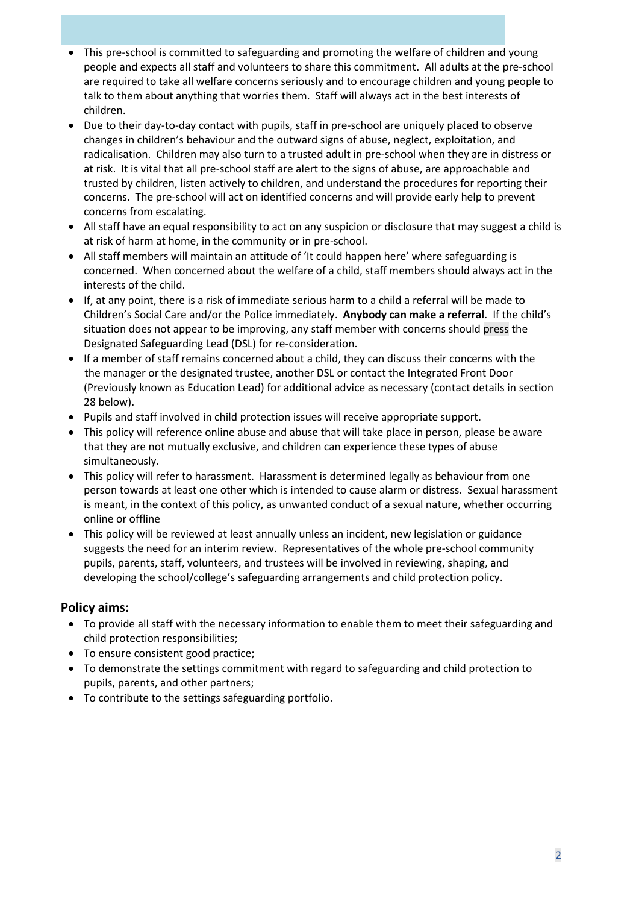- This pre-school is committed to safeguarding and promoting the welfare of children and young people and expects all staff and volunteers to share this commitment. All adults at the pre-school are required to take all welfare concerns seriously and to encourage children and young people to talk to them about anything that worries them. Staff will always act in the best interests of children.
- Due to their day-to-day contact with pupils, staff in pre-school are uniquely placed to observe changes in children's behaviour and the outward signs of abuse, neglect, exploitation, and radicalisation. Children may also turn to a trusted adult in pre-school when they are in distress or at risk. It is vital that all pre-school staff are alert to the signs of abuse, are approachable and trusted by children, listen actively to children, and understand the procedures for reporting their concerns. The pre-school will act on identified concerns and will provide early help to prevent concerns from escalating.
- All staff have an equal responsibility to act on any suspicion or disclosure that may suggest a child is at risk of harm at home, in the community or in pre-school.
- All staff members will maintain an attitude of 'It could happen here' where safeguarding is concerned. When concerned about the welfare of a child, staff members should always act in the interests of the child.
- If, at any point, there is a risk of immediate serious harm to a child a referral will be made to Children's Social Care and/or the Police immediately. **Anybody can make a referral**. If the child's situation does not appear to be improving, any staff member with concerns should press the Designated Safeguarding Lead (DSL) for re-consideration.
- If a member of staff remains concerned about a child, they can discuss their concerns with the the manager or the designated trustee, another DSL or contact the Integrated Front Door (Previously known as Education Lead) for additional advice as necessary (contact details in section 28 below).
- Pupils and staff involved in child protection issues will receive appropriate support.
- This policy will reference online abuse and abuse that will take place in person, please be aware that they are not mutually exclusive, and children can experience these types of abuse simultaneously.
- This policy will refer to harassment. Harassment is determined legally as behaviour from one person towards at least one other which is intended to cause alarm or distress. Sexual harassment is meant, in the context of this policy, as unwanted conduct of a sexual nature, whether occurring online or offline
- This policy will be reviewed at least annually unless an incident, new legislation or guidance suggests the need for an interim review. Representatives of the whole pre-school community pupils, parents, staff, volunteers, and trustees will be involved in reviewing, shaping, and developing the school/college's safeguarding arrangements and child protection policy.

## Policy aims:

- To provide all staff with the necessary information to enable them to meet their safeguarding and child protection responsibilities;
- To ensure consistent good practice;
- To demonstrate the settings commitment with regard to safeguarding and child protection to pupils, parents, and other partners;
- To contribute to the settings safeguarding portfolio.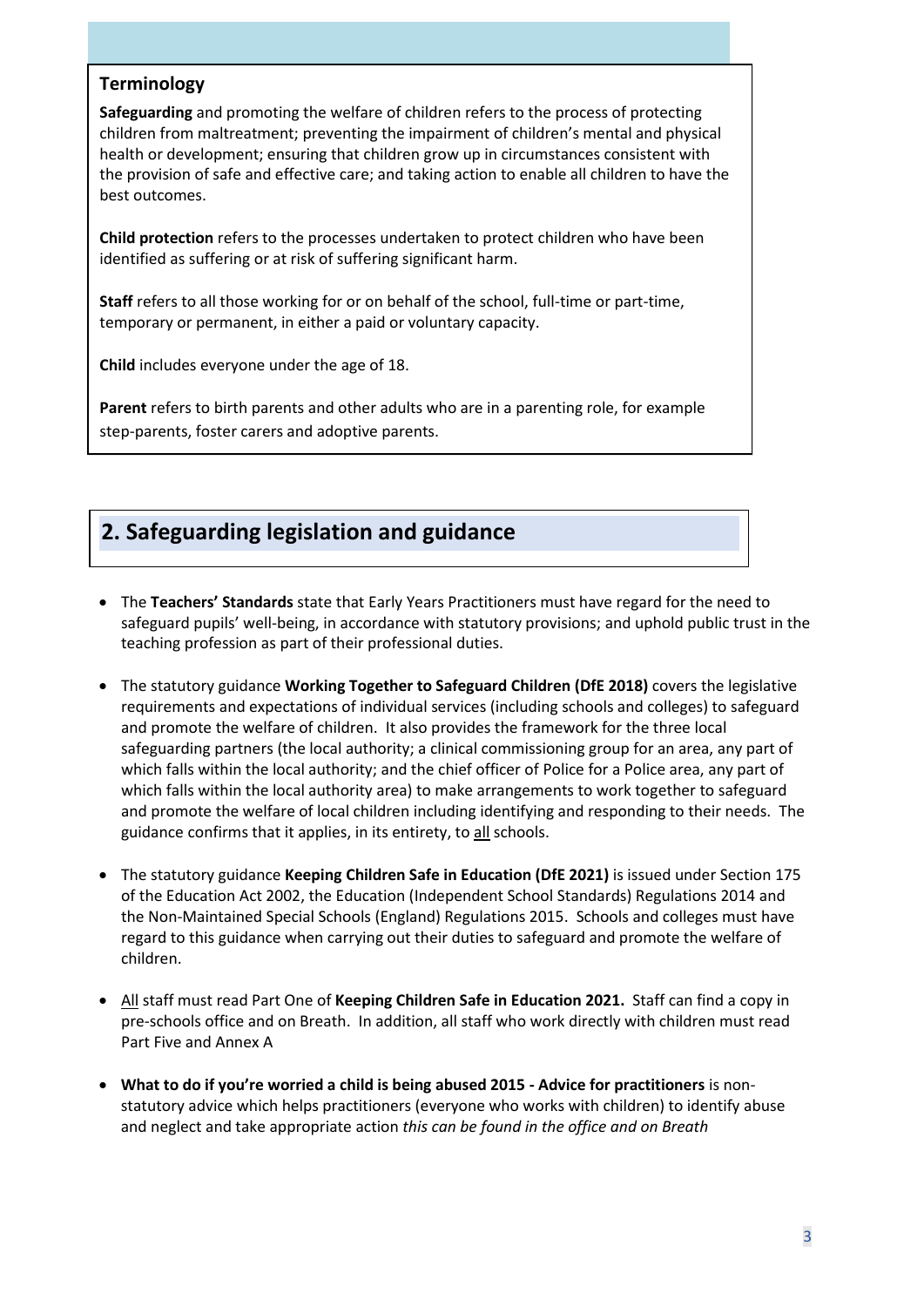### Terminology

**Safeguarding** and promoting the welfare of children refers to the process of protecting children from maltreatment; preventing the impairment of children's mental and physical health or development; ensuring that children grow up in circumstances consistent with the provision of safe and effective care; and taking action to enable all children to have the best outcomes.

**Child protection** refers to the processes undertaken to protect children who have been identified as suffering or at risk of suffering significant harm.

**Staff** refers to all those working for or on behalf of the school, full-time or part-time, temporary or permanent, in either a paid or voluntary capacity.

**Child** includes everyone under the age of 18.

**Parent** refers to birth parents and other adults who are in a parenting role, for example step-parents, foster carers and adoptive parents.

## 2. Safeguarding legislation and guidance

- The **Teachers' Standards** state that Early Years Practitioners must have regard for the need to safeguard pupils' well-being, in accordance with statutory provisions; and uphold public trust in the teaching profession as part of their professional duties.
- The statutory guidance **Working Together to Safeguard Children (DfE 2018)** covers the legislative requirements and expectations of individual services (including schools and colleges) to safeguard and promote the welfare of children. It also provides the framework for the three local safeguarding partners (the local authority; a clinical commissioning group for an area, any part of which falls within the local authority; and the chief officer of Police for a Police area, any part of which falls within the local authority area) to make arrangements to work together to safeguard and promote the welfare of local children including identifying and responding to their needs. The guidance confirms that it applies, in its entirety, to all schools.
- The statutory guidance **Keeping Children Safe in Education (DfE 2021)** is issued under Section 175 of the Education Act 2002, the Education (Independent School Standards) Regulations 2014 and the Non-Maintained Special Schools (England) Regulations 2015. Schools and colleges must have regard to this guidance when carrying out their duties to safeguard and promote the welfare of children.
- All staff must read Part One of **Keeping Children Safe in Education 2021.** Staff can find a copy in pre-schools office and on Breath. In addition, all staff who work directly with children must read Part Five and Annex A
- **What to do if you're worried a child is being abused 2015 - Advice for practitioners** is non-statutory advice which helps practitioners (everyone who works with children) to identify abuse and neglect and take appropriate action *this can be found in the office and on Breath*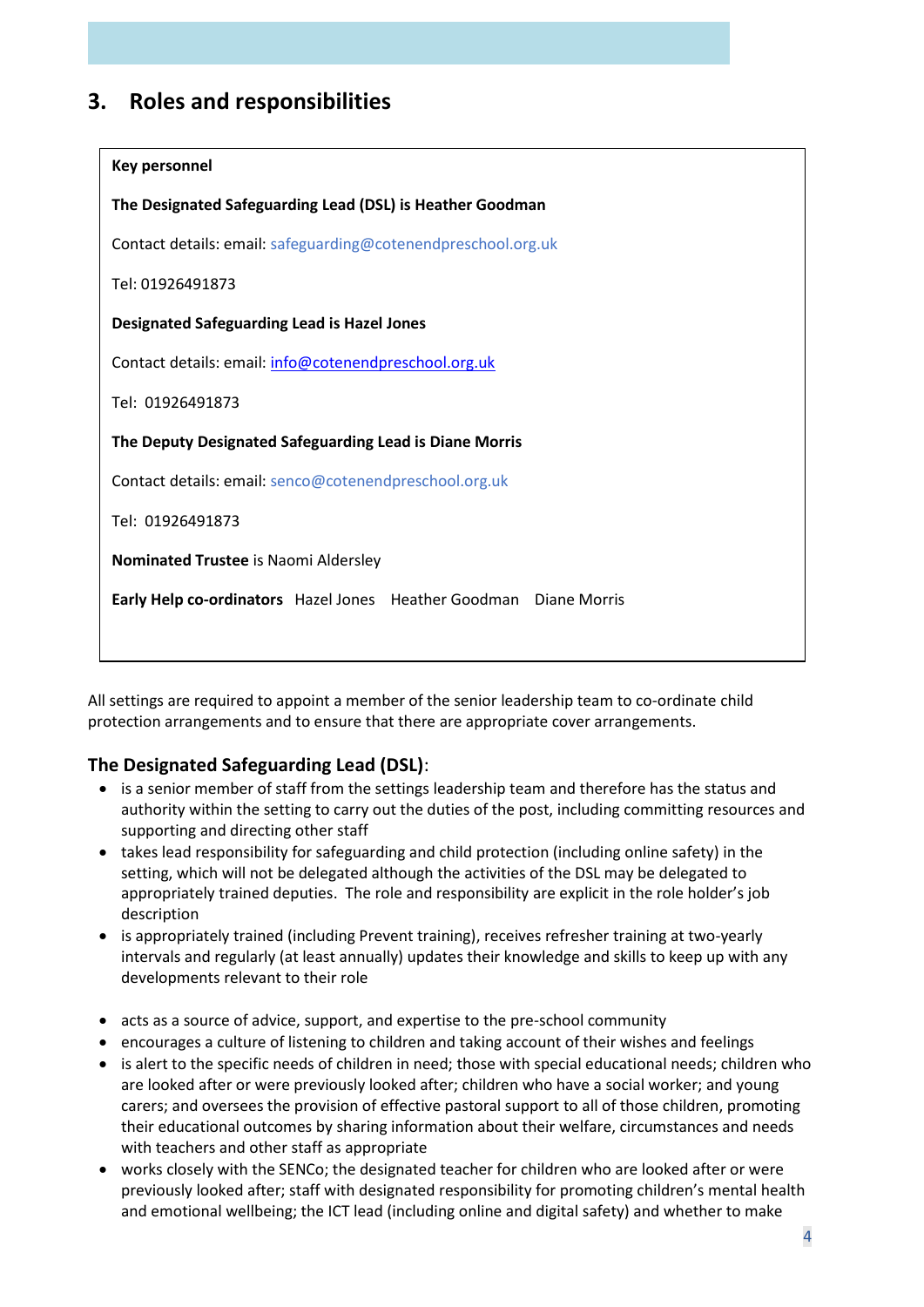## 3. Roles and responsibilities

**Key personnel**

**The Designated Safeguarding Lead (DSL) is Heather Goodman**

Contact details: email: safeguarding@cotenendpreschool.org.uk

Tel: 01926491873

**Designated Safeguarding Lead is Hazel Jones**

Contact details: email: info@cotenendpreschool.org.uk

Tel: 01926491873

**The Deputy Designated Safeguarding Lead is Diane Morris**

Contact details: email: senco@cotenendpreschool.org.uk

Tel: 01926491873

**Nominated Trustee** is Naomi Aldersley

**Early Help co-ordinators** Hazel Jones Heather Goodman Diane Morris

All settings are required to appoint a member of the senior leadership team to co-ordinate child protection arrangements and to ensure that there are appropriate cover arrangements.

### The Designated Safeguarding Lead (DSL):

- is a senior member of staff from the settings leadership team and therefore has the status and authority within the setting to carry out the duties of the post, including committing resources and supporting and directing other staff
- takes lead responsibility for safeguarding and child protection (including online safety) in the setting, which will not be delegated although the activities of the DSL may be delegated to appropriately trained deputies. The role and responsibility are explicit in the role holder's job description
- is appropriately trained (including Prevent training), receives refresher training at two-yearly intervals and regularly (at least annually) updates their knowledge and skills to keep up with any developments relevant to their role
- acts as a source of advice, support, and expertise to the pre-school community
- encourages a culture of listening to children and taking account of their wishes and feelings
- is alert to the specific needs of children in need; those with special educational needs; children who are looked after or were previously looked after; children who have a social worker; and young carers; and oversees the provision of effective pastoral support to all of those children, promoting their educational outcomes by sharing information about their welfare, circumstances and needs with teachers and other staff as appropriate
- works closely with the SENCo; the designated teacher for children who are looked after or were previously looked after; staff with designated responsibility for promoting children's mental health and emotional wellbeing; the ICT lead (including online and digital safety) and whether to make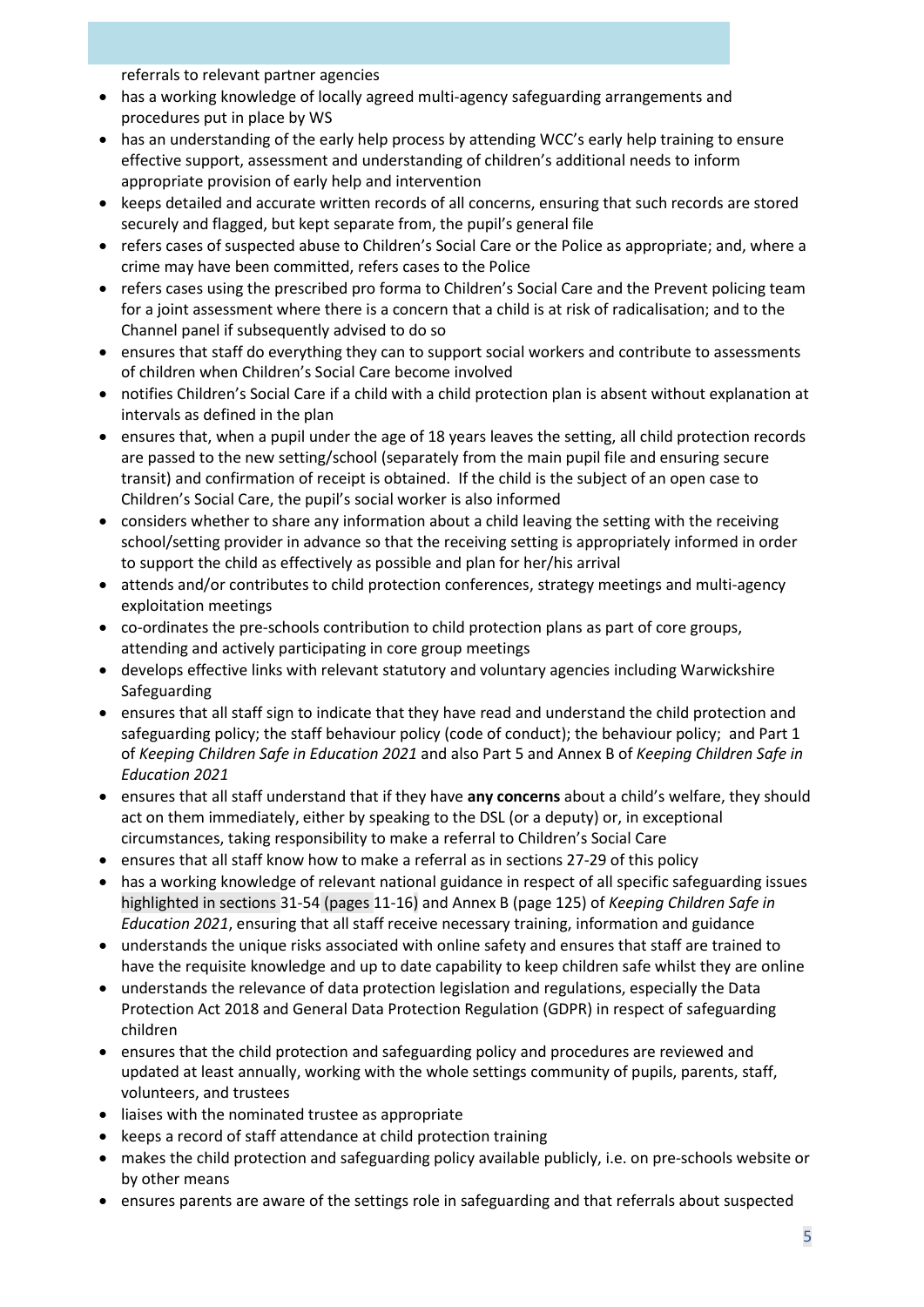referrals to relevant partner agencies

- has a working knowledge of locally agreed multi-agency safeguarding arrangements and procedures put in place by WS
- has an understanding of the early help process by attending WCC's early help training to ensure effective support, assessment and understanding of children's additional needs to inform appropriate provision of early help and intervention
- keeps detailed and accurate written records of all concerns, ensuring that such records are stored securely and flagged, but kept separate from, the pupil's general file
- refers cases of suspected abuse to Children's Social Care or the Police as appropriate; and, where a crime may have been committed, refers cases to the Police
- refers cases using the prescribed pro forma to Children's Social Care and the Prevent policing team for a joint assessment where there is a concern that a child is at risk of radicalisation; and to the Channel panel if subsequently advised to do so
- ensures that staff do everything they can to support social workers and contribute to assessments of children when Children's Social Care become involved
- notifies Children's Social Care if a child with a child protection plan is absent without explanation at intervals as defined in the plan
- ensures that, when a pupil under the age of 18 years leaves the setting, all child protection records are passed to the new setting/school (separately from the main pupil file and ensuring secure transit) and confirmation of receipt is obtained. If the child is the subject of an open case to Children's Social Care, the pupil's social worker is also informed
- considers whether to share any information about a child leaving the setting with the receiving school/setting provider in advance so that the receiving setting is appropriately informed in order to support the child as effectively as possible and plan for her/his arrival
- attends and/or contributes to child protection conferences, strategy meetings and multi-agency exploitation meetings
- co-ordinates the pre-schools contribution to child protection plans as part of core groups, attending and actively participating in core group meetings
- develops effective links with relevant statutory and voluntary agencies including Warwickshire Safeguarding
- ensures that all staff sign to indicate that they have read and understand the child protection and safeguarding policy; the staff behaviour policy (code of conduct); the behaviour policy; and Part 1 of *Keeping Children Safe in Education 2021* and also Part 5 and Annex B of *Keeping Children Safe in Education 2021*
- ensures that all staff understand that if they have **any concerns** about a child's welfare, they should act on them immediately, either by speaking to the DSL (or a deputy) or, in exceptional circumstances, taking responsibility to make a referral to Children's Social Care
- ensures that all staff know how to make a referral as in sections 27-29 of this policy
- has a working knowledge of relevant national guidance in respect of all specific safeguarding issues highlighted in sections 31-54 (pages 11-16) and Annex B (page 125) of *Keeping Children Safe in Education 2021*, ensuring that all staff receive necessary training, information and guidance
- understands the unique risks associated with online safety and ensures that staff are trained to have the requisite knowledge and up to date capability to keep children safe whilst they are online
- understands the relevance of data protection legislation and regulations, especially the Data Protection Act 2018 and General Data Protection Regulation (GDPR) in respect of safeguarding children
- ensures that the child protection and safeguarding policy and procedures are reviewed and updated at least annually, working with the whole settings community of pupils, parents, staff, volunteers, and trustees
- liaises with the nominated trustee as appropriate
- keeps a record of staff attendance at child protection training
- makes the child protection and safeguarding policy available publicly, i.e. on pre-schools website or by other means
- ensures parents are aware of the settings role in safeguarding and that referrals about suspected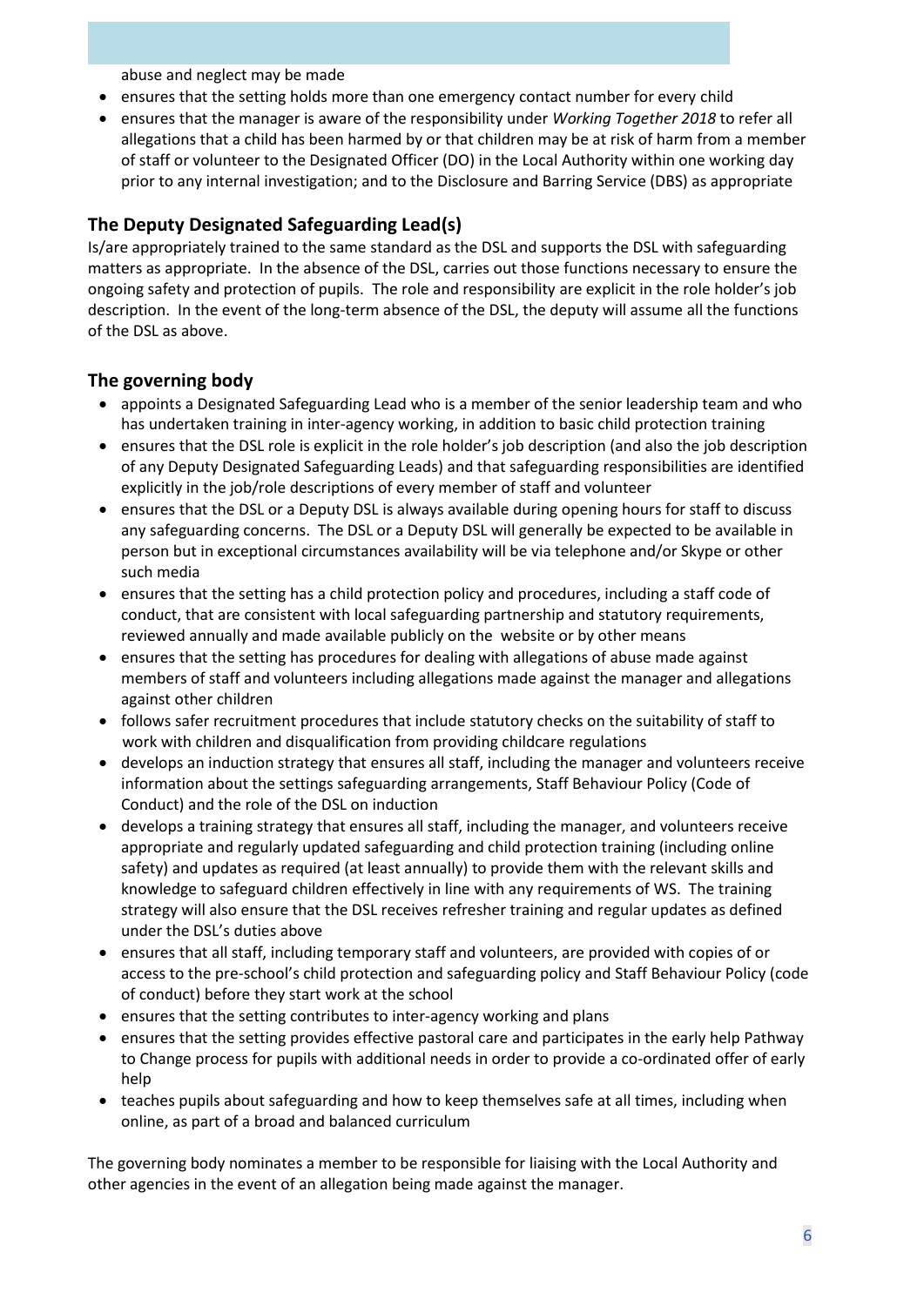abuse and neglect may be made

- ensures that the setting holds more than one emergency contact number for every child
- ensures that the manager is aware of the responsibility under *Working Together 2018* to refer all allegations that a child has been harmed by or that children may be at risk of harm from a member of staff or volunteer to the Designated Officer (DO) in the Local Authority within one working day prior to any internal investigation; and to the Disclosure and Barring Service (DBS) as appropriate

## The Deputy Designated Safeguarding Lead(s)

Is/are appropriately trained to the same standard as the DSL and supports the DSL with safeguarding matters as appropriate. In the absence of the DSL, carries out those functions necessary to ensure the ongoing safety and protection of pupils. The role and responsibility are explicit in the role holder's job description. In the event of the long-term absence of the DSL, the deputy will assume all the functions of the DSL as above.

## The governing body

- appoints a Designated Safeguarding Lead who is a member of the senior leadership team and who has undertaken training in inter-agency working, in addition to basic child protection training
- ensures that the DSL role is explicit in the role holder's job description (and also the job description of any Deputy Designated Safeguarding Leads) and that safeguarding responsibilities are identified explicitly in the job/role descriptions of every member of staff and volunteer
- ensures that the DSL or a Deputy DSL is always available during opening hours for staff to discuss any safeguarding concerns. The DSL or a Deputy DSL will generally be expected to be available in person but in exceptional circumstances availability will be via telephone and/or Skype or other such media
- ensures that the setting has a child protection policy and procedures, including a staff code of conduct, that are consistent with local safeguarding partnership and statutory requirements, reviewed annually and made available publicly on the website or by other means
- ensures that the setting has procedures for dealing with allegations of abuse made against members of staff and volunteers including allegations made against the manager and allegations against other children
- follows safer recruitment procedures that include statutory checks on the suitability of staff to work with children and disqualification from providing childcare regulations
- develops an induction strategy that ensures all staff, including the manager and volunteers receive information about the settings safeguarding arrangements, Staff Behaviour Policy (Code of Conduct) and the role of the DSL on induction
- develops a training strategy that ensures all staff, including the manager, and volunteers receive appropriate and regularly updated safeguarding and child protection training (including online safety) and updates as required (at least annually) to provide them with the relevant skills and knowledge to safeguard children effectively in line with any requirements of WS. The training strategy will also ensure that the DSL receives refresher training and regular updates as defined under the DSL's duties above
- ensures that all staff, including temporary staff and volunteers, are provided with copies of or access to the pre-school's child protection and safeguarding policy and Staff Behaviour Policy (code of conduct) before they start work at the school
- ensures that the setting contributes to inter-agency working and plans
- ensures that the setting provides effective pastoral care and participates in the early help Pathway to Change process for pupils with additional needs in order to provide a co-ordinated offer of early help
- teaches pupils about safeguarding and how to keep themselves safe at all times, including when online, as part of a broad and balanced curriculum

The governing body nominates a member to be responsible for liaising with the Local Authority and other agencies in the event of an allegation being made against the manager.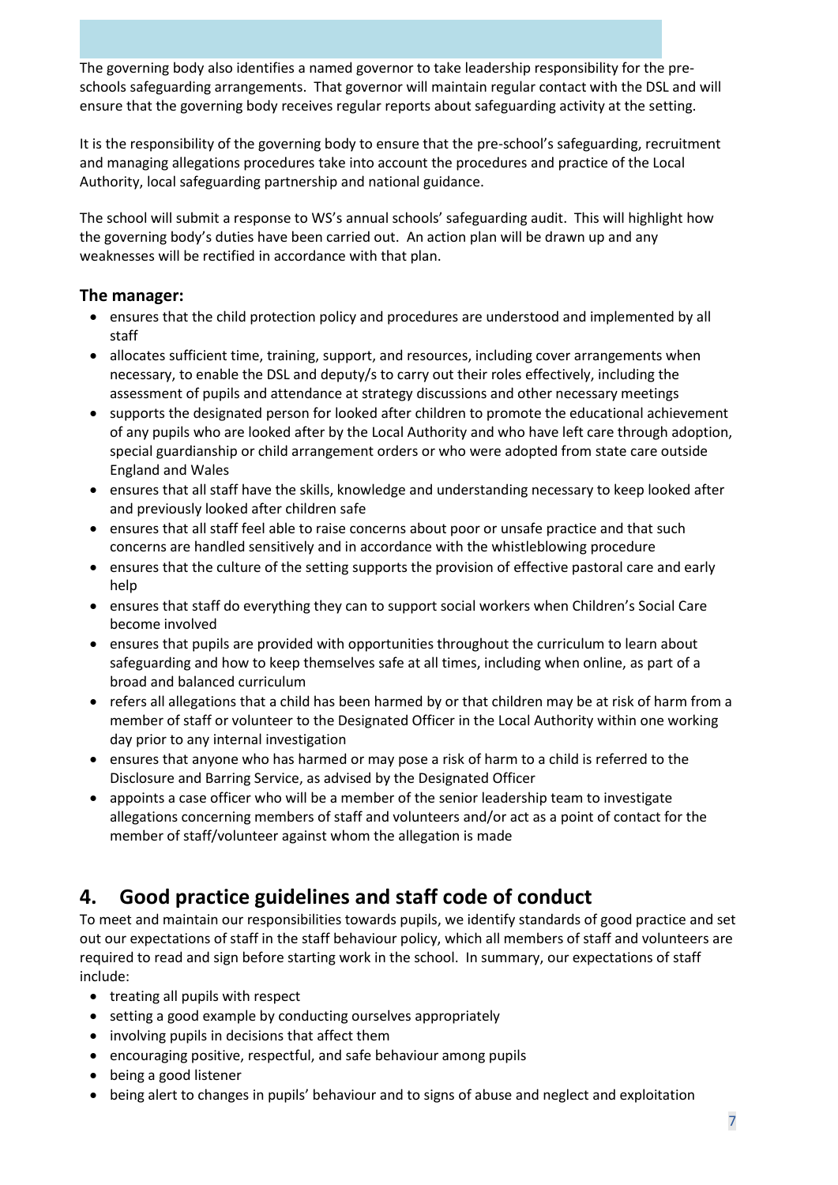The governing body also identifies a named governor to take leadership responsibility for the pre-schools safeguarding arrangements. That governor will maintain regular contact with the DSL and will ensure that the governing body receives regular reports about safeguarding activity at the setting.

It is the responsibility of the governing body to ensure that the pre-school's safeguarding, recruitment and managing allegations procedures take into account the procedures and practice of the Local Authority, local safeguarding partnership and national guidance.

The school will submit a response to WS's annual schools' safeguarding audit. This will highlight how the governing body's duties have been carried out. An action plan will be drawn up and any weaknesses will be rectified in accordance with that plan.

### The manager:

- ensures that the child protection policy and procedures are understood and implemented by all staff
- allocates sufficient time, training, support, and resources, including cover arrangements when necessary, to enable the DSL and deputy/s to carry out their roles effectively, including the assessment of pupils and attendance at strategy discussions and other necessary meetings
- supports the designated person for looked after children to promote the educational achievement of any pupils who are looked after by the Local Authority and who have left care through adoption, special guardianship or child arrangement orders or who were adopted from state care outside England and Wales
- ensures that all staff have the skills, knowledge and understanding necessary to keep looked after and previously looked after children safe
- ensures that all staff feel able to raise concerns about poor or unsafe practice and that such concerns are handled sensitively and in accordance with the whistleblowing procedure
- ensures that the culture of the setting supports the provision of effective pastoral care and early help
- ensures that staff do everything they can to support social workers when Children's Social Care become involved
- ensures that pupils are provided with opportunities throughout the curriculum to learn about safeguarding and how to keep themselves safe at all times, including when online, as part of a broad and balanced curriculum
- refers all allegations that a child has been harmed by or that children may be at risk of harm from a member of staff or volunteer to the Designated Officer in the Local Authority within one working day prior to any internal investigation
- ensures that anyone who has harmed or may pose a risk of harm to a child is referred to the Disclosure and Barring Service, as advised by the Designated Officer
- appoints a case officer who will be a member of the senior leadership team to investigate allegations concerning members of staff and volunteers and/or act as a point of contact for the member of staff/volunteer against whom the allegation is made

## 4. Good practice guidelines and staff code of conduct

To meet and maintain our responsibilities towards pupils, we identify standards of good practice and set out our expectations of staff in the staff behaviour policy, which all members of staff and volunteers are required to read and sign before starting work in the school. In summary, our expectations of staff include:

- treating all pupils with respect
- setting a good example by conducting ourselves appropriately
- involving pupils in decisions that affect them
- encouraging positive, respectful, and safe behaviour among pupils
- being a good listener
- being alert to changes in pupils' behaviour and to signs of abuse and neglect and exploitation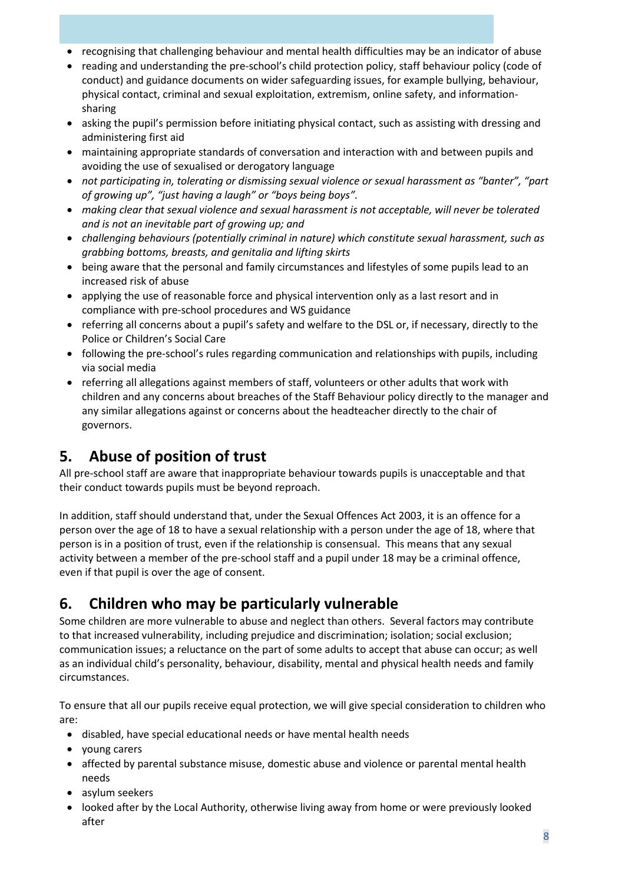- recognising that challenging behaviour and mental health difficulties may be an indicator of abuse
- reading and understanding the pre-school's child protection policy, staff behaviour policy (code of conduct) and guidance documents on wider safeguarding issues, for example bullying, behaviour, physical contact, criminal and sexual exploitation, extremism, online safety, and information-sharing
- asking the pupil's permission before initiating physical contact, such as assisting with dressing and administering first aid
- maintaining appropriate standards of conversation and interaction with and between pupils and avoiding the use of sexualised or derogatory language
- *not participating in, tolerating or dismissing sexual violence or sexual harassment as "banter", "part of growing up", "just having a laugh" or "boys being boys".*
- *making clear that sexual violence and sexual harassment is not acceptable, will never be tolerated and is not an inevitable part of growing up; and*
- *challenging behaviours (potentially criminal in nature) which constitute sexual harassment, such as grabbing bottoms, breasts, and genitalia and lifting skirts*
- being aware that the personal and family circumstances and lifestyles of some pupils lead to an increased risk of abuse
- applying the use of reasonable force and physical intervention only as a last resort and in compliance with pre-school procedures and WS guidance
- referring all concerns about a pupil's safety and welfare to the DSL or, if necessary, directly to the Police or Children's Social Care
- following the pre-school's rules regarding communication and relationships with pupils, including via social media
- referring all allegations against members of staff, volunteers or other adults that work with children and any concerns about breaches of the Staff Behaviour policy directly to the manager and any similar allegations against or concerns about the headteacher directly to the chair of governors.

## 5. Abuse of position of trust

All pre-school staff are aware that inappropriate behaviour towards pupils is unacceptable and that their conduct towards pupils must be beyond reproach.

In addition, staff should understand that, under the Sexual Offences Act 2003, it is an offence for a person over the age of 18 to have a sexual relationship with a person under the age of 18, where that person is in a position of trust, even if the relationship is consensual. This means that any sexual activity between a member of the pre-school staff and a pupil under 18 may be a criminal offence, even if that pupil is over the age of consent.

## 6. Children who may be particularly vulnerable

Some children are more vulnerable to abuse and neglect than others. Several factors may contribute to that increased vulnerability, including prejudice and discrimination; isolation; social exclusion; communication issues; a reluctance on the part of some adults to accept that abuse can occur; as well as an individual child's personality, behaviour, disability, mental and physical health needs and family circumstances.

To ensure that all our pupils receive equal protection, we will give special consideration to children who are:

- disabled, have special educational needs or have mental health needs
- young carers
- affected by parental substance misuse, domestic abuse and violence or parental mental health needs
- asylum seekers
- looked after by the Local Authority, otherwise living away from home or were previously looked after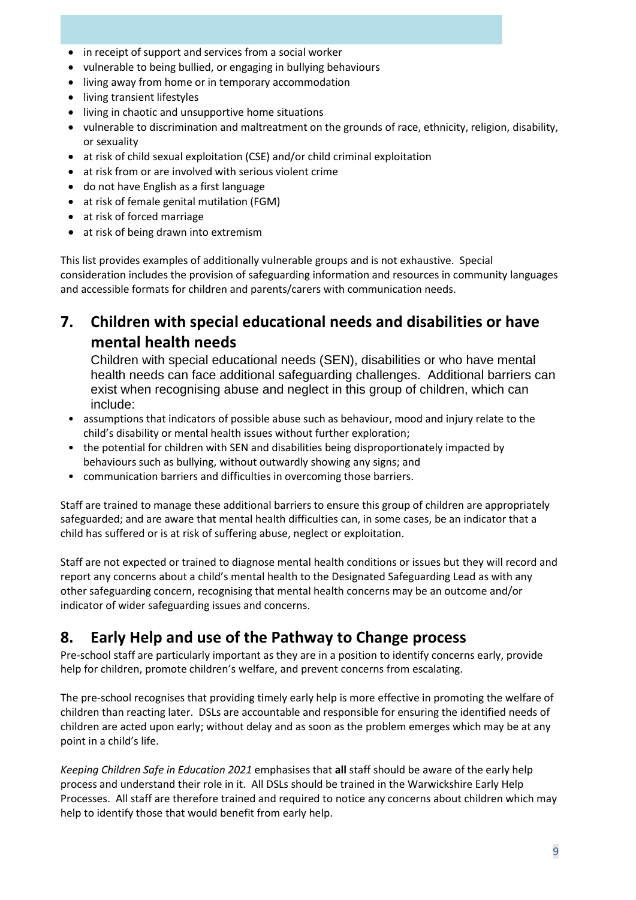- in receipt of support and services from a social worker
- vulnerable to being bullied, or engaging in bullying behaviours
- living away from home or in temporary accommodation
- living transient lifestyles
- living in chaotic and unsupportive home situations
- vulnerable to discrimination and maltreatment on the grounds of race, ethnicity, religion, disability, or sexuality
- at risk of child sexual exploitation (CSE) and/or child criminal exploitation
- at risk from or are involved with serious violent crime
- do not have English as a first language
- at risk of female genital mutilation (FGM)
- at risk of forced marriage
- at risk of being drawn into extremism

This list provides examples of additionally vulnerable groups and is not exhaustive. Special consideration includes the provision of safeguarding information and resources in community languages and accessible formats for children and parents/carers with communication needs.

## 7. Children with special educational needs and disabilities or have mental health needs

Children with special educational needs (SEN), disabilities or who have mental health needs can face additional safeguarding challenges. Additional barriers can exist when recognising abuse and neglect in this group of children, which can include:

- assumptions that indicators of possible abuse such as behaviour, mood and injury relate to the child's disability or mental health issues without further exploration;
- the potential for children with SEN and disabilities being disproportionately impacted by behaviours such as bullying, without outwardly showing any signs; and
- communication barriers and difficulties in overcoming those barriers.

Staff are trained to manage these additional barriers to ensure this group of children are appropriately safeguarded; and are aware that mental health difficulties can, in some cases, be an indicator that a child has suffered or is at risk of suffering abuse, neglect or exploitation.

Staff are not expected or trained to diagnose mental health conditions or issues but they will record and report any concerns about a child's mental health to the Designated Safeguarding Lead as with any other safeguarding concern, recognising that mental health concerns may be an outcome and/or indicator of wider safeguarding issues and concerns.

## 8. Early Help and use of the Pathway to Change process

Pre-school staff are particularly important as they are in a position to identify concerns early, provide help for children, promote children's welfare, and prevent concerns from escalating.

The pre-school recognises that providing timely early help is more effective in promoting the welfare of children than reacting later. DSLs are accountable and responsible for ensuring the identified needs of children are acted upon early; without delay and as soon as the problem emerges which may be at any point in a child's life.

*Keeping Children Safe in Education 2021* emphasises that **all** staff should be aware of the early help process and understand their role in it. All DSLs should be trained in the Warwickshire Early Help Processes. All staff are therefore trained and required to notice any concerns about children which may help to identify those that would benefit from early help.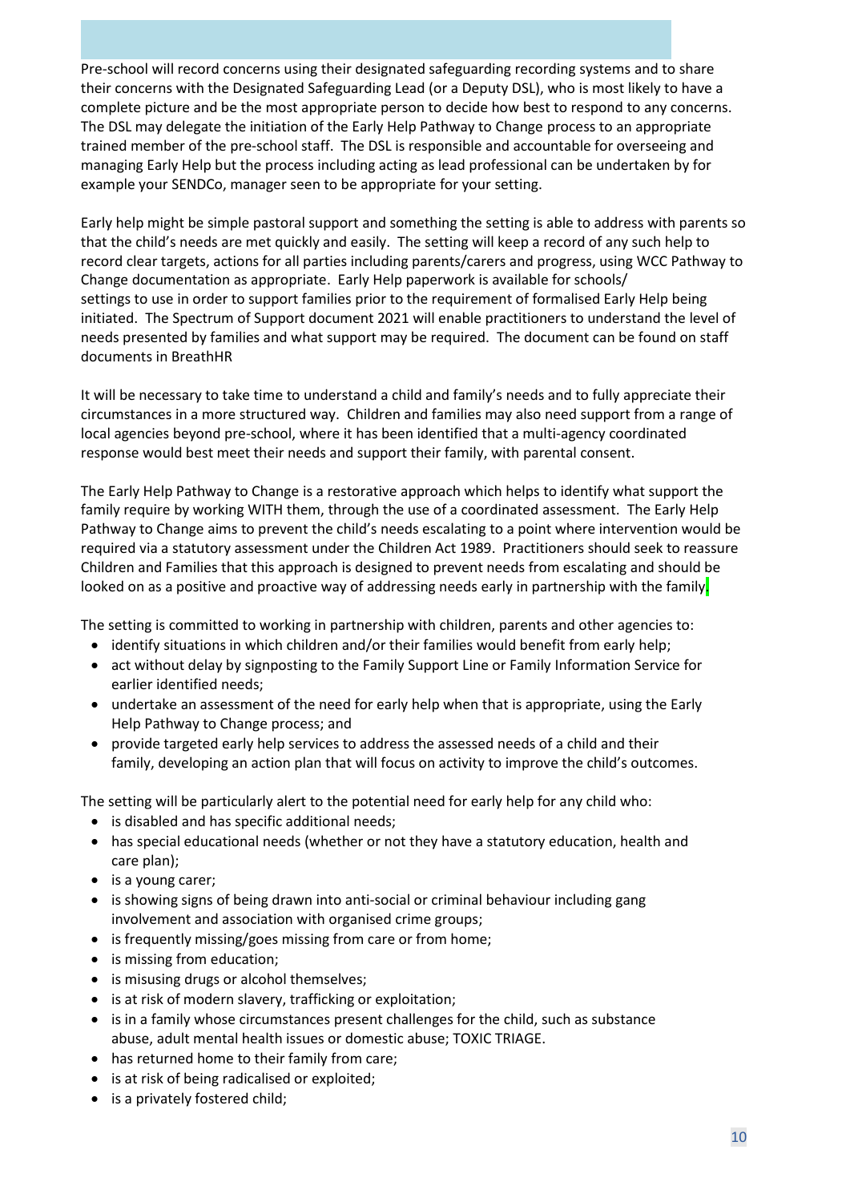Pre-school will record concerns using their designated safeguarding recording systems and to share their concerns with the Designated Safeguarding Lead (or a Deputy DSL), who is most likely to have a complete picture and be the most appropriate person to decide how best to respond to any concerns. The DSL may delegate the initiation of the Early Help Pathway to Change process to an appropriate trained member of the pre-school staff. The DSL is responsible and accountable for overseeing and managing Early Help but the process including acting as lead professional can be undertaken by for example your SENDCo, manager seen to be appropriate for your setting.

Early help might be simple pastoral support and something the setting is able to address with parents so that the child's needs are met quickly and easily. The setting will keep a record of any such help to record clear targets, actions for all parties including parents/carers and progress, using WCC Pathway to Change documentation as appropriate. Early Help paperwork is available for schools/ settings to use in order to support families prior to the requirement of formalised Early Help being initiated. The Spectrum of Support document 2021 will enable practitioners to understand the level of needs presented by families and what support may be required. The document can be found on staff documents in BreathHR

It will be necessary to take time to understand a child and family's needs and to fully appreciate their circumstances in a more structured way. Children and families may also need support from a range of local agencies beyond pre-school, where it has been identified that a multi-agency coordinated response would best meet their needs and support their family, with parental consent.

The Early Help Pathway to Change is a restorative approach which helps to identify what support the family require by working WITH them, through the use of a coordinated assessment. The Early Help Pathway to Change aims to prevent the child's needs escalating to a point where intervention would be required via a statutory assessment under the Children Act 1989. Practitioners should seek to reassure Children and Families that this approach is designed to prevent needs from escalating and should be looked on as a positive and proactive way of addressing needs early in partnership with the family.

The setting is committed to working in partnership with children, parents and other agencies to:

- identify situations in which children and/or their families would benefit from early help;
- act without delay by signposting to the Family Support Line or Family Information Service for earlier identified needs;
- undertake an assessment of the need for early help when that is appropriate, using the Early Help Pathway to Change process; and
- provide targeted early help services to address the assessed needs of a child and their family, developing an action plan that will focus on activity to improve the child's outcomes.

The setting will be particularly alert to the potential need for early help for any child who:

- is disabled and has specific additional needs;
- has special educational needs (whether or not they have a statutory education, health and care plan);
- is a young carer;
- is showing signs of being drawn into anti-social or criminal behaviour including gang involvement and association with organised crime groups;
- is frequently missing/goes missing from care or from home;
- is missing from education;
- is misusing drugs or alcohol themselves;
- is at risk of modern slavery, trafficking or exploitation;
- is in a family whose circumstances present challenges for the child, such as substance abuse, adult mental health issues or domestic abuse; TOXIC TRIAGE.
- has returned home to their family from care;
- is at risk of being radicalised or exploited;
- is a privately fostered child;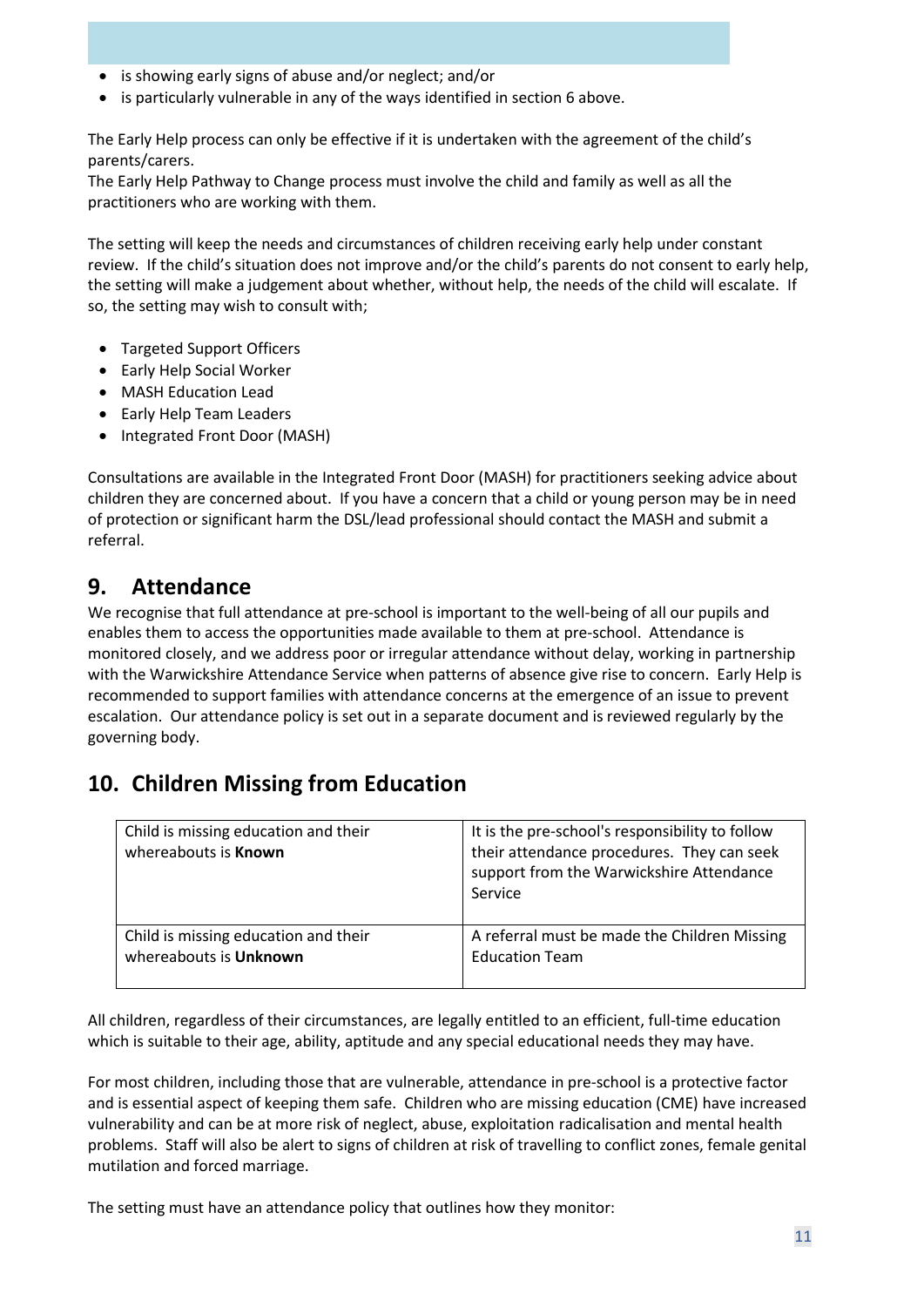- is showing early signs of abuse and/or neglect; and/or
- is particularly vulnerable in any of the ways identified in section 6 above.

The Early Help process can only be effective if it is undertaken with the agreement of the child's parents/carers.
The Early Help Pathway to Change process must involve the child and family as well as all the practitioners who are working with them.

The setting will keep the needs and circumstances of children receiving early help under constant review. If the child's situation does not improve and/or the child's parents do not consent to early help, the setting will make a judgement about whether, without help, the needs of the child will escalate. If so, the setting may wish to consult with;

- Targeted Support Officers
- Early Help Social Worker
- MASH Education Lead
- Early Help Team Leaders
- Integrated Front Door (MASH)

Consultations are available in the Integrated Front Door (MASH) for practitioners seeking advice about children they are concerned about. If you have a concern that a child or young person may be in need of protection or significant harm the DSL/lead professional should contact the MASH and submit a referral.

## 9. Attendance

We recognise that full attendance at pre-school is important to the well-being of all our pupils and enables them to access the opportunities made available to them at pre-school. Attendance is monitored closely, and we address poor or irregular attendance without delay, working in partnership with the Warwickshire Attendance Service when patterns of absence give rise to concern. Early Help is recommended to support families with attendance concerns at the emergence of an issue to prevent escalation. Our attendance policy is set out in a separate document and is reviewed regularly by the governing body.

## 10. Children Missing from Education

| | |
|---|---|
| Child is missing education and their whereabouts is **Known** | It is the pre-school's responsibility to follow their attendance procedures. They can seek support from the Warwickshire Attendance Service |
| Child is missing education and their whereabouts is **Unknown** | A referral must be made the Children Missing Education Team |

All children, regardless of their circumstances, are legally entitled to an efficient, full-time education which is suitable to their age, ability, aptitude and any special educational needs they may have.

For most children, including those that are vulnerable, attendance in pre-school is a protective factor and is essential aspect of keeping them safe. Children who are missing education (CME) have increased vulnerability and can be at more risk of neglect, abuse, exploitation radicalisation and mental health problems. Staff will also be alert to signs of children at risk of travelling to conflict zones, female genital mutilation and forced marriage.

The setting must have an attendance policy that outlines how they monitor: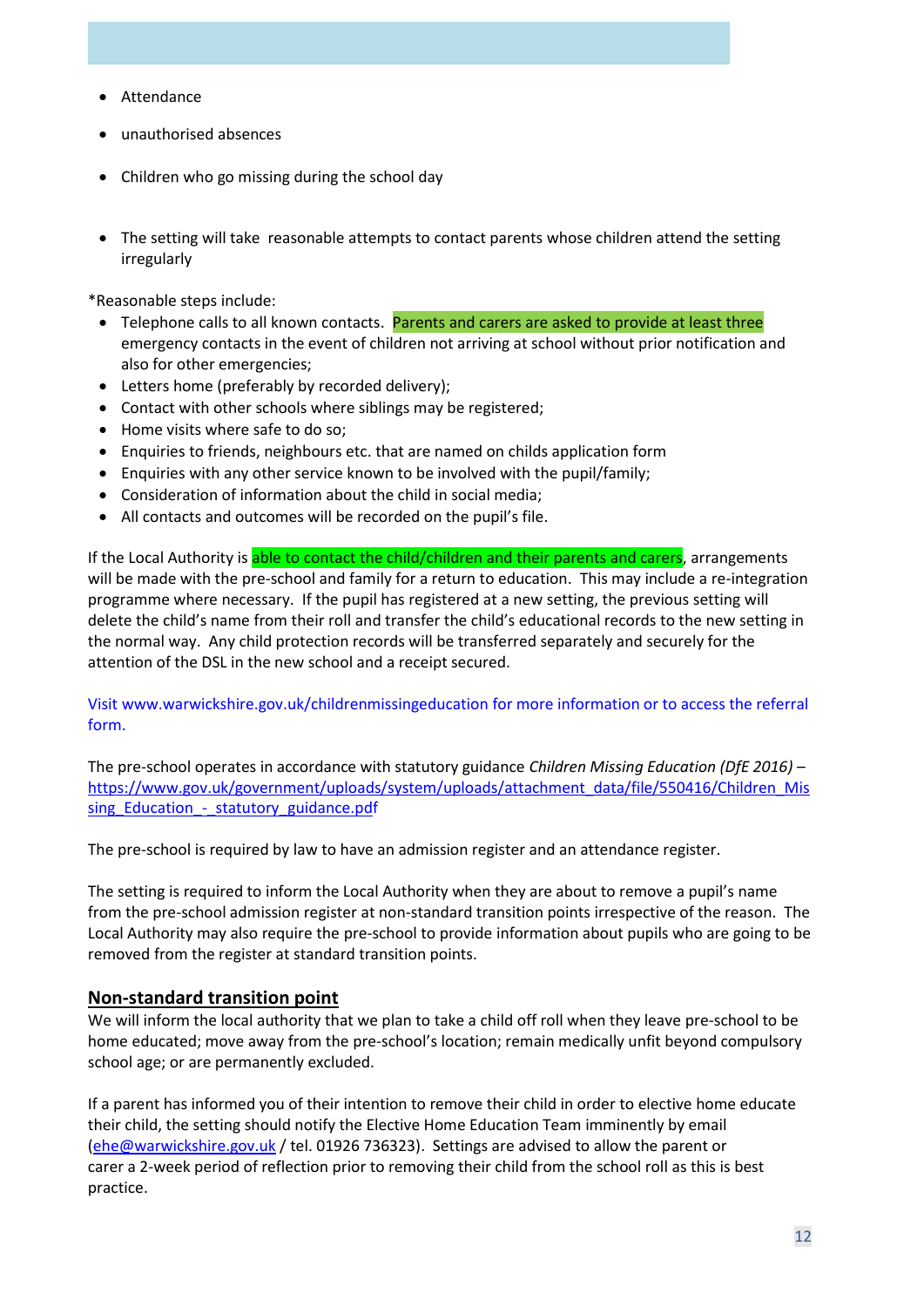- Attendance
- unauthorised absences
- Children who go missing during the school day
- The setting will take reasonable attempts to contact parents whose children attend the setting irregularly

*Reasonable steps include:

- Telephone calls to all known contacts. Parents and carers are asked to provide at least three emergency contacts in the event of children not arriving at school without prior notification and also for other emergencies;
- Letters home (preferably by recorded delivery);
- Contact with other schools where siblings may be registered;
- Home visits where safe to do so;
- Enquiries to friends, neighbours etc. that are named on childs application form
- Enquiries with any other service known to be involved with the pupil/family;
- Consideration of information about the child in social media;
- All contacts and outcomes will be recorded on the pupil's file.

If the Local Authority is able to contact the child/children and their parents and carers, arrangements will be made with the pre-school and family for a return to education. This may include a re-integration programme where necessary. If the pupil has registered at a new setting, the previous setting will delete the child's name from their roll and transfer the child's educational records to the new setting in the normal way. Any child protection records will be transferred separately and securely for the attention of the DSL in the new school and a receipt secured.

Visit www.warwickshire.gov.uk/childrenmissingeducation for more information or to access the referral form.

The pre-school operates in accordance with statutory guidance *Children Missing Education (DfE 2016)* – https://www.gov.uk/government/uploads/system/uploads/attachment_data/file/550416/Children_Missing_Education_-_statutory_guidance.pdf

The pre-school is required by law to have an admission register and an attendance register.

The setting is required to inform the Local Authority when they are about to remove a pupil's name from the pre-school admission register at non-standard transition points irrespective of the reason. The Local Authority may also require the pre-school to provide information about pupils who are going to be removed from the register at standard transition points.

## Non-standard transition point

We will inform the local authority that we plan to take a child off roll when they leave pre-school to be home educated; move away from the pre-school's location; remain medically unfit beyond compulsory school age; or are permanently excluded.

If a parent has informed you of their intention to remove their child in order to elective home educate their child, the setting should notify the Elective Home Education Team imminently by email (ehe@warwickshire.gov.uk / tel. 01926 736323). Settings are advised to allow the parent or carer a 2-week period of reflection prior to removing their child from the school roll as this is best practice.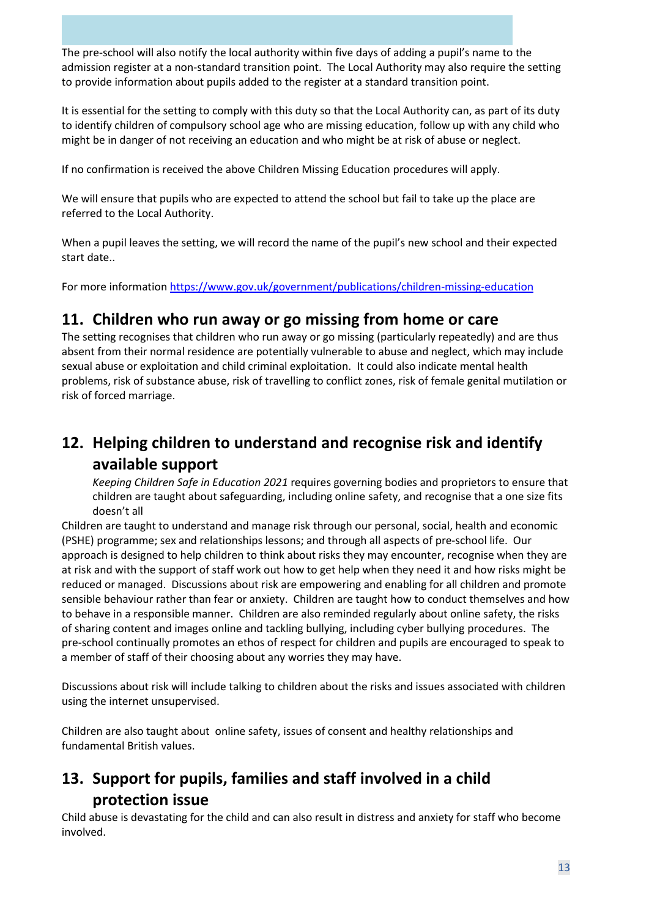The pre-school will also notify the local authority within five days of adding a pupil's name to the admission register at a non-standard transition point. The Local Authority may also require the setting to provide information about pupils added to the register at a standard transition point.

It is essential for the setting to comply with this duty so that the Local Authority can, as part of its duty to identify children of compulsory school age who are missing education, follow up with any child who might be in danger of not receiving an education and who might be at risk of abuse or neglect.

If no confirmation is received the above Children Missing Education procedures will apply.

We will ensure that pupils who are expected to attend the school but fail to take up the place are referred to the Local Authority.

When a pupil leaves the setting, we will record the name of the pupil's new school and their expected start date..

For more information https://www.gov.uk/government/publications/children-missing-education

## 11. Children who run away or go missing from home or care

The setting recognises that children who run away or go missing (particularly repeatedly) and are thus absent from their normal residence are potentially vulnerable to abuse and neglect, which may include sexual abuse or exploitation and child criminal exploitation. It could also indicate mental health problems, risk of substance abuse, risk of travelling to conflict zones, risk of female genital mutilation or risk of forced marriage.

## 12. Helping children to understand and recognise risk and identify available support

*Keeping Children Safe in Education 2021* requires governing bodies and proprietors to ensure that children are taught about safeguarding, including online safety, and recognise that a one size fits doesn't all

Children are taught to understand and manage risk through our personal, social, health and economic (PSHE) programme; sex and relationships lessons; and through all aspects of pre-school life. Our approach is designed to help children to think about risks they may encounter, recognise when they are at risk and with the support of staff work out how to get help when they need it and how risks might be reduced or managed. Discussions about risk are empowering and enabling for all children and promote sensible behaviour rather than fear or anxiety. Children are taught how to conduct themselves and how to behave in a responsible manner. Children are also reminded regularly about online safety, the risks of sharing content and images online and tackling bullying, including cyber bullying procedures. The pre-school continually promotes an ethos of respect for children and pupils are encouraged to speak to a member of staff of their choosing about any worries they may have.

Discussions about risk will include talking to children about the risks and issues associated with children using the internet unsupervised.

Children are also taught about online safety, issues of consent and healthy relationships and fundamental British values.

## 13. Support for pupils, families and staff involved in a child protection issue

Child abuse is devastating for the child and can also result in distress and anxiety for staff who become involved.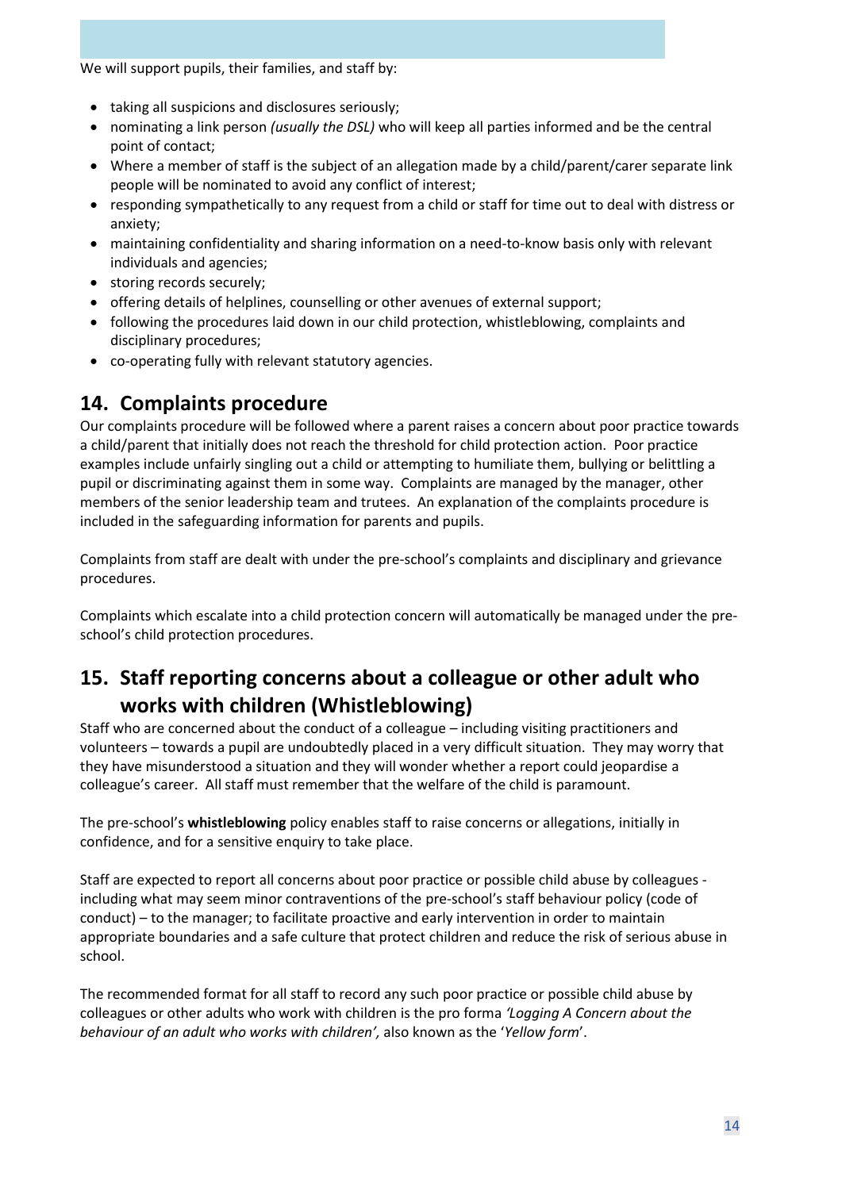We will support pupils, their families, and staff by:

- taking all suspicions and disclosures seriously;
- nominating a link person *(usually the DSL)* who will keep all parties informed and be the central point of contact;
- Where a member of staff is the subject of an allegation made by a child/parent/carer separate link people will be nominated to avoid any conflict of interest;
- responding sympathetically to any request from a child or staff for time out to deal with distress or anxiety;
- maintaining confidentiality and sharing information on a need-to-know basis only with relevant individuals and agencies;
- storing records securely;
- offering details of helplines, counselling or other avenues of external support;
- following the procedures laid down in our child protection, whistleblowing, complaints and disciplinary procedures;
- co-operating fully with relevant statutory agencies.

## 14. Complaints procedure

Our complaints procedure will be followed where a parent raises a concern about poor practice towards a child/parent that initially does not reach the threshold for child protection action. Poor practice examples include unfairly singling out a child or attempting to humiliate them, bullying or belittling a pupil or discriminating against them in some way. Complaints are managed by the manager, other members of the senior leadership team and trutees. An explanation of the complaints procedure is included in the safeguarding information for parents and pupils.

Complaints from staff are dealt with under the pre-school's complaints and disciplinary and grievance procedures.

Complaints which escalate into a child protection concern will automatically be managed under the pre-school's child protection procedures.

## 15. Staff reporting concerns about a colleague or other adult who works with children (Whistleblowing)

Staff who are concerned about the conduct of a colleague – including visiting practitioners and volunteers – towards a pupil are undoubtedly placed in a very difficult situation. They may worry that they have misunderstood a situation and they will wonder whether a report could jeopardise a colleague's career. All staff must remember that the welfare of the child is paramount.

The pre-school's **whistleblowing** policy enables staff to raise concerns or allegations, initially in confidence, and for a sensitive enquiry to take place.

Staff are expected to report all concerns about poor practice or possible child abuse by colleagues - including what may seem minor contraventions of the pre-school's staff behaviour policy (code of conduct) – to the manager; to facilitate proactive and early intervention in order to maintain appropriate boundaries and a safe culture that protect children and reduce the risk of serious abuse in school.

The recommended format for all staff to record any such poor practice or possible child abuse by colleagues or other adults who work with children is the pro forma *'Logging A Concern about the behaviour of an adult who works with children',* also known as the '*Yellow form*'.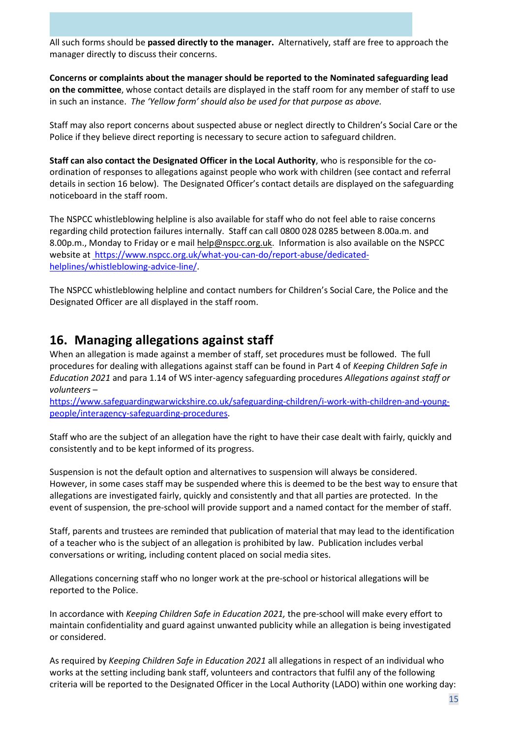All such forms should be **passed directly to the manager.** Alternatively, staff are free to approach the manager directly to discuss their concerns.

**Concerns or complaints about the manager should be reported to the Nominated safeguarding lead on the committee**, whose contact details are displayed in the staff room for any member of staff to use in such an instance. *The 'Yellow form' should also be used for that purpose as above.*

Staff may also report concerns about suspected abuse or neglect directly to Children's Social Care or the Police if they believe direct reporting is necessary to secure action to safeguard children.

**Staff can also contact the Designated Officer in the Local Authority**, who is responsible for the co-ordination of responses to allegations against people who work with children (see contact and referral details in section 16 below). The Designated Officer's contact details are displayed on the safeguarding noticeboard in the staff room.

The NSPCC whistleblowing helpline is also available for staff who do not feel able to raise concerns regarding child protection failures internally. Staff can call 0800 028 0285 between 8.00a.m. and 8.00p.m., Monday to Friday or e mail help@nspcc.org.uk. Information is also available on the NSPCC website at https://www.nspcc.org.uk/what-you-can-do/report-abuse/dedicated-helplines/whistleblowing-advice-line/.

The NSPCC whistleblowing helpline and contact numbers for Children's Social Care, the Police and the Designated Officer are all displayed in the staff room.

## 16. Managing allegations against staff

When an allegation is made against a member of staff, set procedures must be followed. The full procedures for dealing with allegations against staff can be found in Part 4 of *Keeping Children Safe in Education 2021* and para 1.14 of WS inter-agency safeguarding procedures *Allegations against staff or volunteers* – https://www.safeguardingwarwickshire.co.uk/safeguarding-children/i-work-with-children-and-young-people/interagency-safeguarding-procedures.

Staff who are the subject of an allegation have the right to have their case dealt with fairly, quickly and consistently and to be kept informed of its progress.

Suspension is not the default option and alternatives to suspension will always be considered. However, in some cases staff may be suspended where this is deemed to be the best way to ensure that allegations are investigated fairly, quickly and consistently and that all parties are protected. In the event of suspension, the pre-school will provide support and a named contact for the member of staff.

Staff, parents and trustees are reminded that publication of material that may lead to the identification of a teacher who is the subject of an allegation is prohibited by law. Publication includes verbal conversations or writing, including content placed on social media sites.

Allegations concerning staff who no longer work at the pre-school or historical allegations will be reported to the Police.

In accordance with *Keeping Children Safe in Education 2021,* the pre-school will make every effort to maintain confidentiality and guard against unwanted publicity while an allegation is being investigated or considered.

As required by *Keeping Children Safe in Education 2021* all allegations in respect of an individual who works at the setting including bank staff, volunteers and contractors that fulfil any of the following criteria will be reported to the Designated Officer in the Local Authority (LADO) within one working day: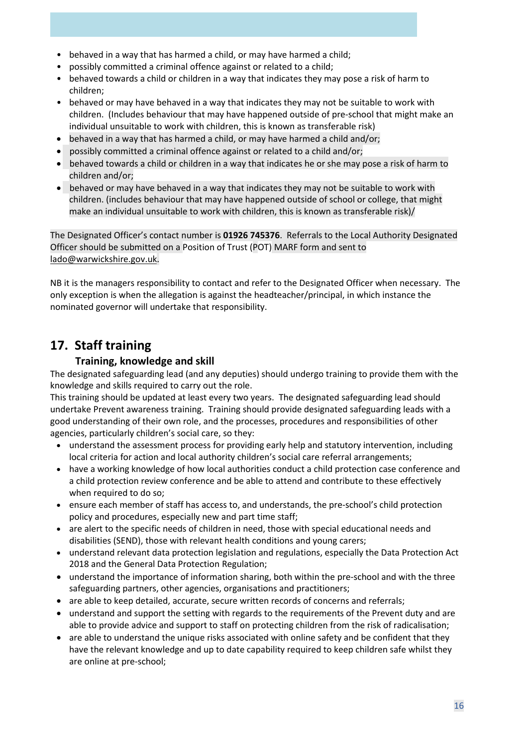- behaved in a way that has harmed a child, or may have harmed a child;
- possibly committed a criminal offence against or related to a child;
- behaved towards a child or children in a way that indicates they may pose a risk of harm to children;
- behaved or may have behaved in a way that indicates they may not be suitable to work with children. (Includes behaviour that may have happened outside of pre-school that might make an individual unsuitable to work with children, this is known as transferable risk)
- behaved in a way that has harmed a child, or may have harmed a child and/or;
- possibly committed a criminal offence against or related to a child and/or;
- behaved towards a child or children in a way that indicates he or she may pose a risk of harm to children and/or;
- behaved or may have behaved in a way that indicates they may not be suitable to work with children. (includes behaviour that may have happened outside of school or college, that might make an individual unsuitable to work with children, this is known as transferable risk)/

The Designated Officer's contact number is **01926 745376**. Referrals to the Local Authority Designated Officer should be submitted on a Position of Trust (POT) MARF form and sent to lado@warwickshire.gov.uk.

NB it is the managers responsibility to contact and refer to the Designated Officer when necessary. The only exception is when the allegation is against the headteacher/principal, in which instance the nominated governor will undertake that responsibility.

## 17. Staff training

### Training, knowledge and skill

The designated safeguarding lead (and any deputies) should undergo training to provide them with the knowledge and skills required to carry out the role.
This training should be updated at least every two years. The designated safeguarding lead should undertake Prevent awareness training. Training should provide designated safeguarding leads with a good understanding of their own role, and the processes, procedures and responsibilities of other agencies, particularly children's social care, so they:

- understand the assessment process for providing early help and statutory intervention, including local criteria for action and local authority children's social care referral arrangements;
- have a working knowledge of how local authorities conduct a child protection case conference and a child protection review conference and be able to attend and contribute to these effectively when required to do so;
- ensure each member of staff has access to, and understands, the pre-school's child protection policy and procedures, especially new and part time staff;
- are alert to the specific needs of children in need, those with special educational needs and disabilities (SEND), those with relevant health conditions and young carers;
- understand relevant data protection legislation and regulations, especially the Data Protection Act 2018 and the General Data Protection Regulation;
- understand the importance of information sharing, both within the pre-school and with the three safeguarding partners, other agencies, organisations and practitioners;
- are able to keep detailed, accurate, secure written records of concerns and referrals;
- understand and support the setting with regards to the requirements of the Prevent duty and are able to provide advice and support to staff on protecting children from the risk of radicalisation;
- are able to understand the unique risks associated with online safety and be confident that they have the relevant knowledge and up to date capability required to keep children safe whilst they are online at pre-school;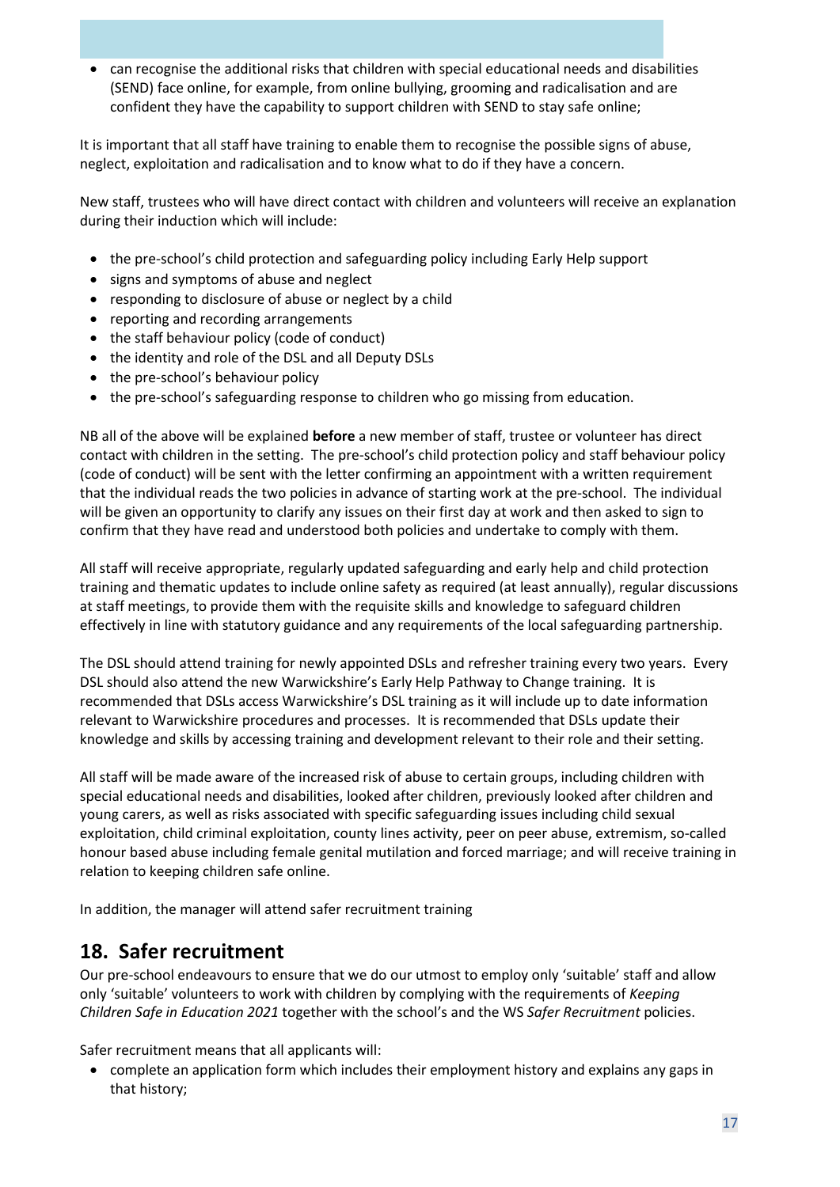- can recognise the additional risks that children with special educational needs and disabilities (SEND) face online, for example, from online bullying, grooming and radicalisation and are confident they have the capability to support children with SEND to stay safe online;

It is important that all staff have training to enable them to recognise the possible signs of abuse, neglect, exploitation and radicalisation and to know what to do if they have a concern.

New staff, trustees who will have direct contact with children and volunteers will receive an explanation during their induction which will include:

- the pre-school's child protection and safeguarding policy including Early Help support
- signs and symptoms of abuse and neglect
- responding to disclosure of abuse or neglect by a child
- reporting and recording arrangements
- the staff behaviour policy (code of conduct)
- the identity and role of the DSL and all Deputy DSLs
- the pre-school's behaviour policy
- the pre-school's safeguarding response to children who go missing from education.

NB all of the above will be explained **before** a new member of staff, trustee or volunteer has direct contact with children in the setting. The pre-school's child protection policy and staff behaviour policy (code of conduct) will be sent with the letter confirming an appointment with a written requirement that the individual reads the two policies in advance of starting work at the pre-school. The individual will be given an opportunity to clarify any issues on their first day at work and then asked to sign to confirm that they have read and understood both policies and undertake to comply with them.

All staff will receive appropriate, regularly updated safeguarding and early help and child protection training and thematic updates to include online safety as required (at least annually), regular discussions at staff meetings, to provide them with the requisite skills and knowledge to safeguard children effectively in line with statutory guidance and any requirements of the local safeguarding partnership.

The DSL should attend training for newly appointed DSLs and refresher training every two years. Every DSL should also attend the new Warwickshire's Early Help Pathway to Change training. It is recommended that DSLs access Warwickshire's DSL training as it will include up to date information relevant to Warwickshire procedures and processes. It is recommended that DSLs update their knowledge and skills by accessing training and development relevant to their role and their setting.

All staff will be made aware of the increased risk of abuse to certain groups, including children with special educational needs and disabilities, looked after children, previously looked after children and young carers, as well as risks associated with specific safeguarding issues including child sexual exploitation, child criminal exploitation, county lines activity, peer on peer abuse, extremism, so-called honour based abuse including female genital mutilation and forced marriage; and will receive training in relation to keeping children safe online.

In addition, the manager will attend safer recruitment training

## 18. Safer recruitment

Our pre-school endeavours to ensure that we do our utmost to employ only 'suitable' staff and allow only 'suitable' volunteers to work with children by complying with the requirements of *Keeping Children Safe in Education 2021* together with the school's and the WS *Safer Recruitment* policies.

Safer recruitment means that all applicants will:

- complete an application form which includes their employment history and explains any gaps in that history;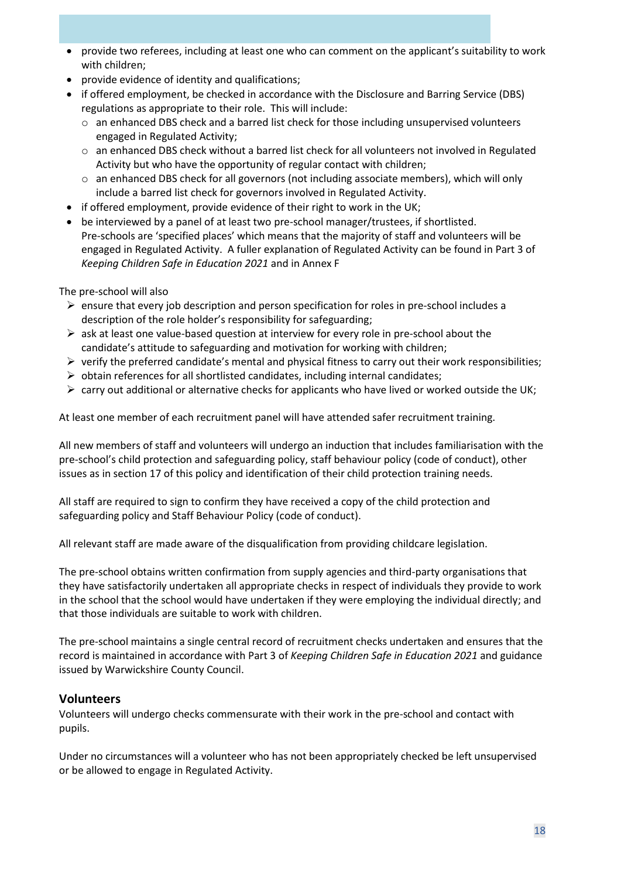- provide two referees, including at least one who can comment on the applicant's suitability to work with children;
- provide evidence of identity and qualifications;
- if offered employment, be checked in accordance with the Disclosure and Barring Service (DBS) regulations as appropriate to their role. This will include:
  - an enhanced DBS check and a barred list check for those including unsupervised volunteers engaged in Regulated Activity;
  - an enhanced DBS check without a barred list check for all volunteers not involved in Regulated Activity but who have the opportunity of regular contact with children;
  - an enhanced DBS check for all governors (not including associate members), which will only include a barred list check for governors involved in Regulated Activity.
- if offered employment, provide evidence of their right to work in the UK;
- be interviewed by a panel of at least two pre-school manager/trustees, if shortlisted. Pre-schools are 'specified places' which means that the majority of staff and volunteers will be engaged in Regulated Activity. A fuller explanation of Regulated Activity can be found in Part 3 of *Keeping Children Safe in Education 2021* and in Annex F

The pre-school will also

- ensure that every job description and person specification for roles in pre-school includes a description of the role holder's responsibility for safeguarding;
- ask at least one value-based question at interview for every role in pre-school about the candidate's attitude to safeguarding and motivation for working with children;
- verify the preferred candidate's mental and physical fitness to carry out their work responsibilities;
- obtain references for all shortlisted candidates, including internal candidates;
- carry out additional or alternative checks for applicants who have lived or worked outside the UK;

At least one member of each recruitment panel will have attended safer recruitment training.

All new members of staff and volunteers will undergo an induction that includes familiarisation with the pre-school's child protection and safeguarding policy, staff behaviour policy (code of conduct), other issues as in section 17 of this policy and identification of their child protection training needs.

All staff are required to sign to confirm they have received a copy of the child protection and safeguarding policy and Staff Behaviour Policy (code of conduct).

All relevant staff are made aware of the disqualification from providing childcare legislation.

The pre-school obtains written confirmation from supply agencies and third-party organisations that they have satisfactorily undertaken all appropriate checks in respect of individuals they provide to work in the school that the school would have undertaken if they were employing the individual directly; and that those individuals are suitable to work with children.

The pre-school maintains a single central record of recruitment checks undertaken and ensures that the record is maintained in accordance with Part 3 of *Keeping Children Safe in Education 2021* and guidance issued by Warwickshire County Council.

## Volunteers

Volunteers will undergo checks commensurate with their work in the pre-school and contact with pupils.

Under no circumstances will a volunteer who has not been appropriately checked be left unsupervised or be allowed to engage in Regulated Activity.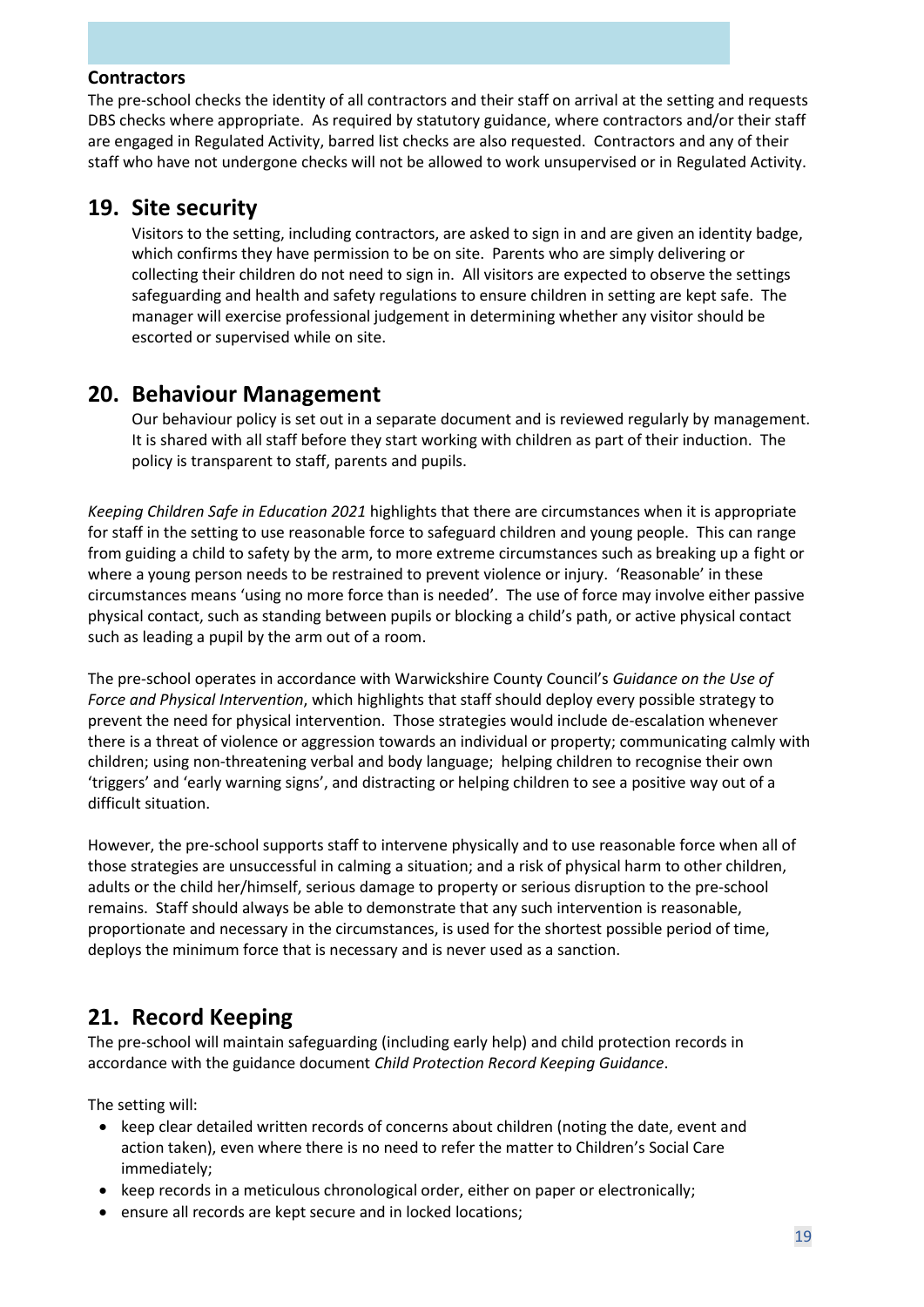### Contractors

The pre-school checks the identity of all contractors and their staff on arrival at the setting and requests DBS checks where appropriate. As required by statutory guidance, where contractors and/or their staff are engaged in Regulated Activity, barred list checks are also requested. Contractors and any of their staff who have not undergone checks will not be allowed to work unsupervised or in Regulated Activity.

## 19. Site security

Visitors to the setting, including contractors, are asked to sign in and are given an identity badge, which confirms they have permission to be on site. Parents who are simply delivering or collecting their children do not need to sign in. All visitors are expected to observe the settings safeguarding and health and safety regulations to ensure children in setting are kept safe. The manager will exercise professional judgement in determining whether any visitor should be escorted or supervised while on site.

## 20. Behaviour Management

Our behaviour policy is set out in a separate document and is reviewed regularly by management. It is shared with all staff before they start working with children as part of their induction. The policy is transparent to staff, parents and pupils.

*Keeping Children Safe in Education 2021* highlights that there are circumstances when it is appropriate for staff in the setting to use reasonable force to safeguard children and young people. This can range from guiding a child to safety by the arm, to more extreme circumstances such as breaking up a fight or where a young person needs to be restrained to prevent violence or injury. 'Reasonable' in these circumstances means 'using no more force than is needed'. The use of force may involve either passive physical contact, such as standing between pupils or blocking a child's path, or active physical contact such as leading a pupil by the arm out of a room.

The pre-school operates in accordance with Warwickshire County Council's *Guidance on the Use of Force and Physical Intervention*, which highlights that staff should deploy every possible strategy to prevent the need for physical intervention. Those strategies would include de-escalation whenever there is a threat of violence or aggression towards an individual or property; communicating calmly with children; using non-threatening verbal and body language; helping children to recognise their own 'triggers' and 'early warning signs', and distracting or helping children to see a positive way out of a difficult situation.

However, the pre-school supports staff to intervene physically and to use reasonable force when all of those strategies are unsuccessful in calming a situation; and a risk of physical harm to other children, adults or the child her/himself, serious damage to property or serious disruption to the pre-school remains. Staff should always be able to demonstrate that any such intervention is reasonable, proportionate and necessary in the circumstances, is used for the shortest possible period of time, deploys the minimum force that is necessary and is never used as a sanction.

## 21. Record Keeping

The pre-school will maintain safeguarding (including early help) and child protection records in accordance with the guidance document *Child Protection Record Keeping Guidance*.

The setting will:

- keep clear detailed written records of concerns about children (noting the date, event and action taken), even where there is no need to refer the matter to Children's Social Care immediately;
- keep records in a meticulous chronological order, either on paper or electronically;
- ensure all records are kept secure and in locked locations;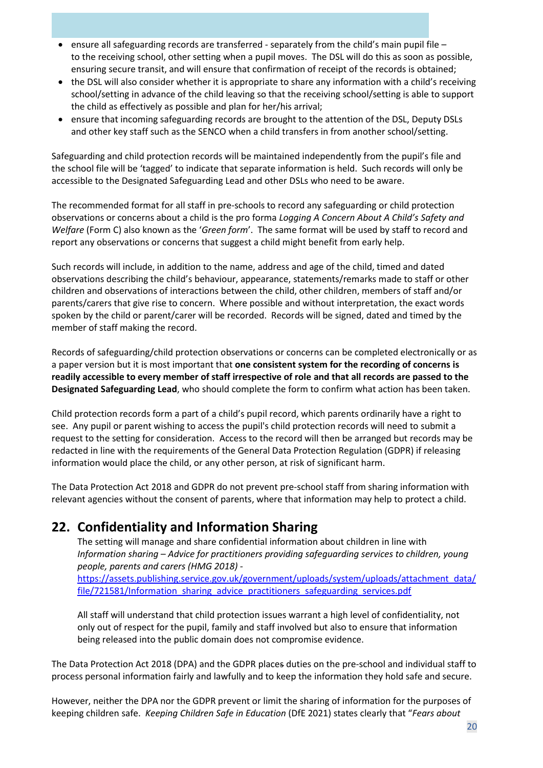- ensure all safeguarding records are transferred - separately from the child's main pupil file – to the receiving school, other setting when a pupil moves. The DSL will do this as soon as possible, ensuring secure transit, and will ensure that confirmation of receipt of the records is obtained;
- the DSL will also consider whether it is appropriate to share any information with a child's receiving school/setting in advance of the child leaving so that the receiving school/setting is able to support the child as effectively as possible and plan for her/his arrival;
- ensure that incoming safeguarding records are brought to the attention of the DSL, Deputy DSLs and other key staff such as the SENCO when a child transfers in from another school/setting.

Safeguarding and child protection records will be maintained independently from the pupil's file and the school file will be 'tagged' to indicate that separate information is held. Such records will only be accessible to the Designated Safeguarding Lead and other DSLs who need to be aware.

The recommended format for all staff in pre-schools to record any safeguarding or child protection observations or concerns about a child is the pro forma *Logging A Concern About A Child's Safety and Welfare* (Form C) also known as the '*Green form*'. The same format will be used by staff to record and report any observations or concerns that suggest a child might benefit from early help.

Such records will include, in addition to the name, address and age of the child, timed and dated observations describing the child's behaviour, appearance, statements/remarks made to staff or other children and observations of interactions between the child, other children, members of staff and/or parents/carers that give rise to concern. Where possible and without interpretation, the exact words spoken by the child or parent/carer will be recorded. Records will be signed, dated and timed by the member of staff making the record.

Records of safeguarding/child protection observations or concerns can be completed electronically or as a paper version but it is most important that **one consistent system for the recording of concerns is readily accessible to every member of staff irrespective of role and that all records are passed to the Designated Safeguarding Lead**, who should complete the form to confirm what action has been taken.

Child protection records form a part of a child's pupil record, which parents ordinarily have a right to see. Any pupil or parent wishing to access the pupil's child protection records will need to submit a request to the setting for consideration. Access to the record will then be arranged but records may be redacted in line with the requirements of the General Data Protection Regulation (GDPR) if releasing information would place the child, or any other person, at risk of significant harm.

The Data Protection Act 2018 and GDPR do not prevent pre-school staff from sharing information with relevant agencies without the consent of parents, where that information may help to protect a child.

## 22. Confidentiality and Information Sharing

The setting will manage and share confidential information about children in line with *Information sharing – Advice for practitioners providing safeguarding services to children, young people, parents and carers (HMG 2018)* - https://assets.publishing.service.gov.uk/government/uploads/system/uploads/attachment_data/file/721581/Information_sharing_advice_practitioners_safeguarding_services.pdf

All staff will understand that child protection issues warrant a high level of confidentiality, not only out of respect for the pupil, family and staff involved but also to ensure that information being released into the public domain does not compromise evidence.

The Data Protection Act 2018 (DPA) and the GDPR places duties on the pre-school and individual staff to process personal information fairly and lawfully and to keep the information they hold safe and secure.

However, neither the DPA nor the GDPR prevent or limit the sharing of information for the purposes of keeping children safe. *Keeping Children Safe in Education* (DfE 2021) states clearly that "*Fears about*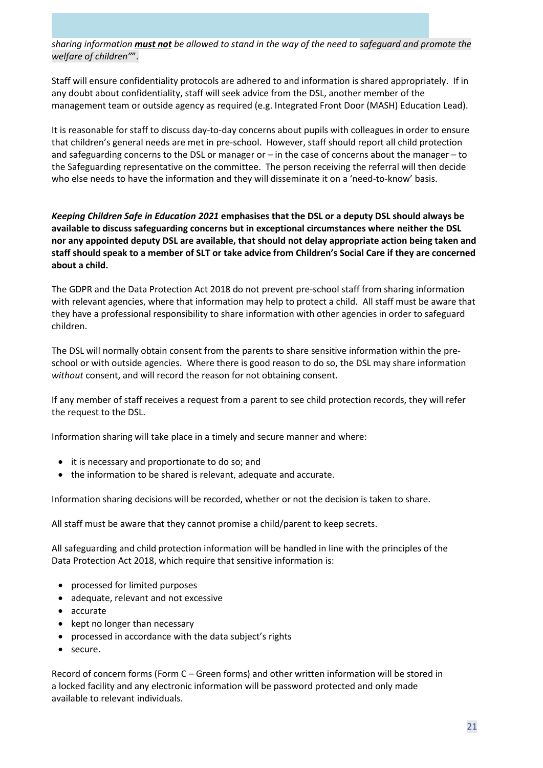*sharing information* ***must not*** *be allowed to stand in the way of the need to safeguard and promote the welfare of children""*.

Staff will ensure confidentiality protocols are adhered to and information is shared appropriately. If in any doubt about confidentiality, staff will seek advice from the DSL, another member of the management team or outside agency as required (e.g. Integrated Front Door (MASH) Education Lead).

It is reasonable for staff to discuss day-to-day concerns about pupils with colleagues in order to ensure that children's general needs are met in pre-school. However, staff should report all child protection and safeguarding concerns to the DSL or manager or – in the case of concerns about the manager – to the Safeguarding representative on the committee. The person receiving the referral will then decide who else needs to have the information and they will disseminate it on a 'need-to-know' basis.

***Keeping Children Safe in Education 2021*** **emphasises that the DSL or a deputy DSL should always be available to discuss safeguarding concerns but in exceptional circumstances where neither the DSL nor any appointed deputy DSL are available, that should not delay appropriate action being taken and staff should speak to a member of SLT or take advice from Children's Social Care if they are concerned about a child.**

The GDPR and the Data Protection Act 2018 do not prevent pre-school staff from sharing information with relevant agencies, where that information may help to protect a child. All staff must be aware that they have a professional responsibility to share information with other agencies in order to safeguard children.

The DSL will normally obtain consent from the parents to share sensitive information within the pre-school or with outside agencies. Where there is good reason to do so, the DSL may share information *without* consent, and will record the reason for not obtaining consent.

If any member of staff receives a request from a parent to see child protection records, they will refer the request to the DSL.

Information sharing will take place in a timely and secure manner and where:

- it is necessary and proportionate to do so; and
- the information to be shared is relevant, adequate and accurate.

Information sharing decisions will be recorded, whether or not the decision is taken to share.

All staff must be aware that they cannot promise a child/parent to keep secrets.

All safeguarding and child protection information will be handled in line with the principles of the Data Protection Act 2018, which require that sensitive information is:

- processed for limited purposes
- adequate, relevant and not excessive
- accurate
- kept no longer than necessary
- processed in accordance with the data subject's rights
- secure.

Record of concern forms (Form C – Green forms) and other written information will be stored in a locked facility and any electronic information will be password protected and only made available to relevant individuals.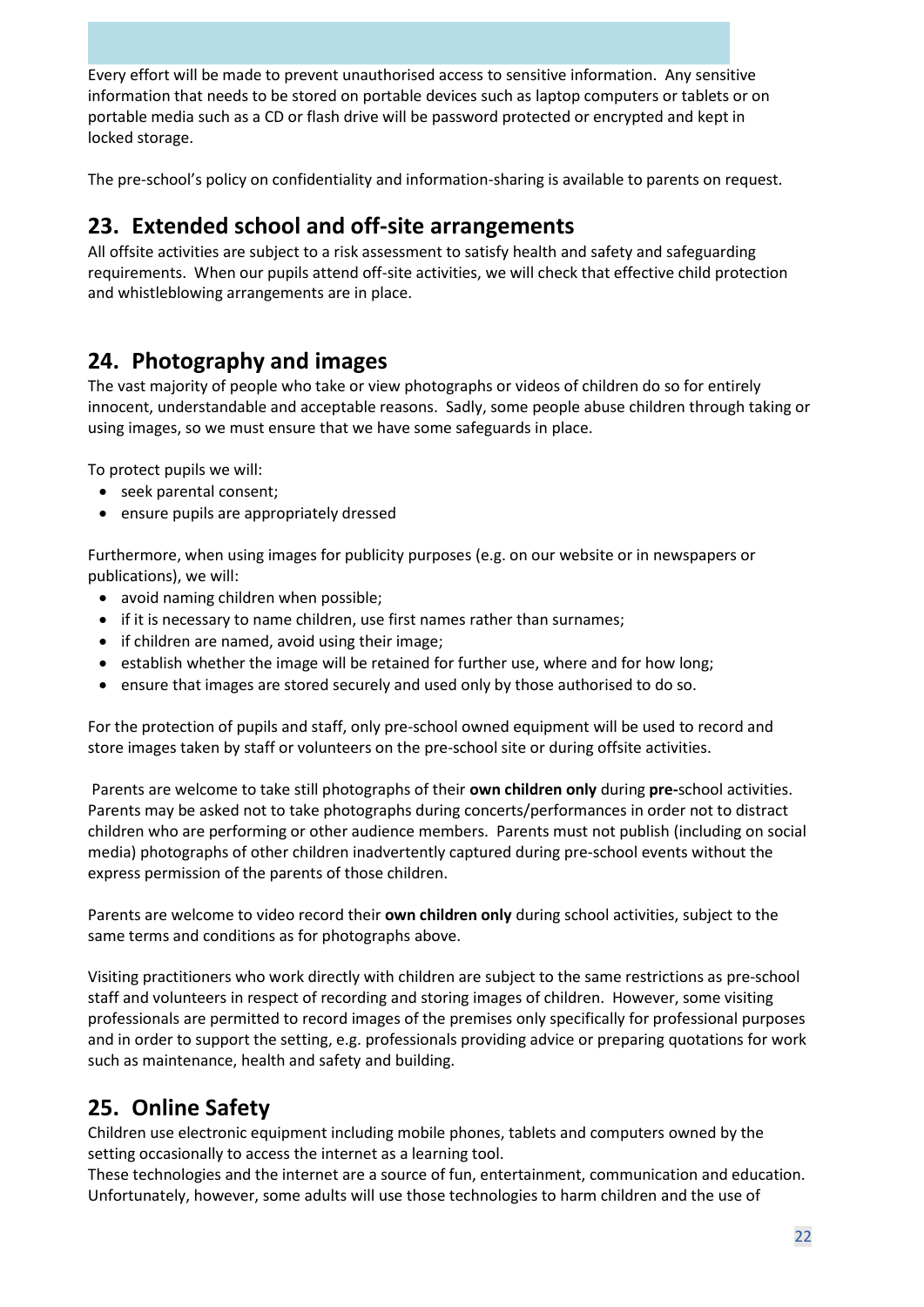Every effort will be made to prevent unauthorised access to sensitive information. Any sensitive information that needs to be stored on portable devices such as laptop computers or tablets or on portable media such as a CD or flash drive will be password protected or encrypted and kept in locked storage.

The pre-school's policy on confidentiality and information-sharing is available to parents on request.

## 23. Extended school and off-site arrangements

All offsite activities are subject to a risk assessment to satisfy health and safety and safeguarding requirements. When our pupils attend off-site activities, we will check that effective child protection and whistleblowing arrangements are in place.

## 24. Photography and images

The vast majority of people who take or view photographs or videos of children do so for entirely innocent, understandable and acceptable reasons. Sadly, some people abuse children through taking or using images, so we must ensure that we have some safeguards in place.

To protect pupils we will:

- seek parental consent;
- ensure pupils are appropriately dressed

Furthermore, when using images for publicity purposes (e.g. on our website or in newspapers or publications), we will:

- avoid naming children when possible;
- if it is necessary to name children, use first names rather than surnames;
- if children are named, avoid using their image;
- establish whether the image will be retained for further use, where and for how long;
- ensure that images are stored securely and used only by those authorised to do so.

For the protection of pupils and staff, only pre-school owned equipment will be used to record and store images taken by staff or volunteers on the pre-school site or during offsite activities.

Parents are welcome to take still photographs of their **own children only** during **pre-**school activities. Parents may be asked not to take photographs during concerts/performances in order not to distract children who are performing or other audience members. Parents must not publish (including on social media) photographs of other children inadvertently captured during pre-school events without the express permission of the parents of those children.

Parents are welcome to video record their **own children only** during school activities, subject to the same terms and conditions as for photographs above.

Visiting practitioners who work directly with children are subject to the same restrictions as pre-school staff and volunteers in respect of recording and storing images of children. However, some visiting professionals are permitted to record images of the premises only specifically for professional purposes and in order to support the setting, e.g. professionals providing advice or preparing quotations for work such as maintenance, health and safety and building.

## 25. Online Safety

Children use electronic equipment including mobile phones, tablets and computers owned by the setting occasionally to access the internet as a learning tool.

These technologies and the internet are a source of fun, entertainment, communication and education. Unfortunately, however, some adults will use those technologies to harm children and the use of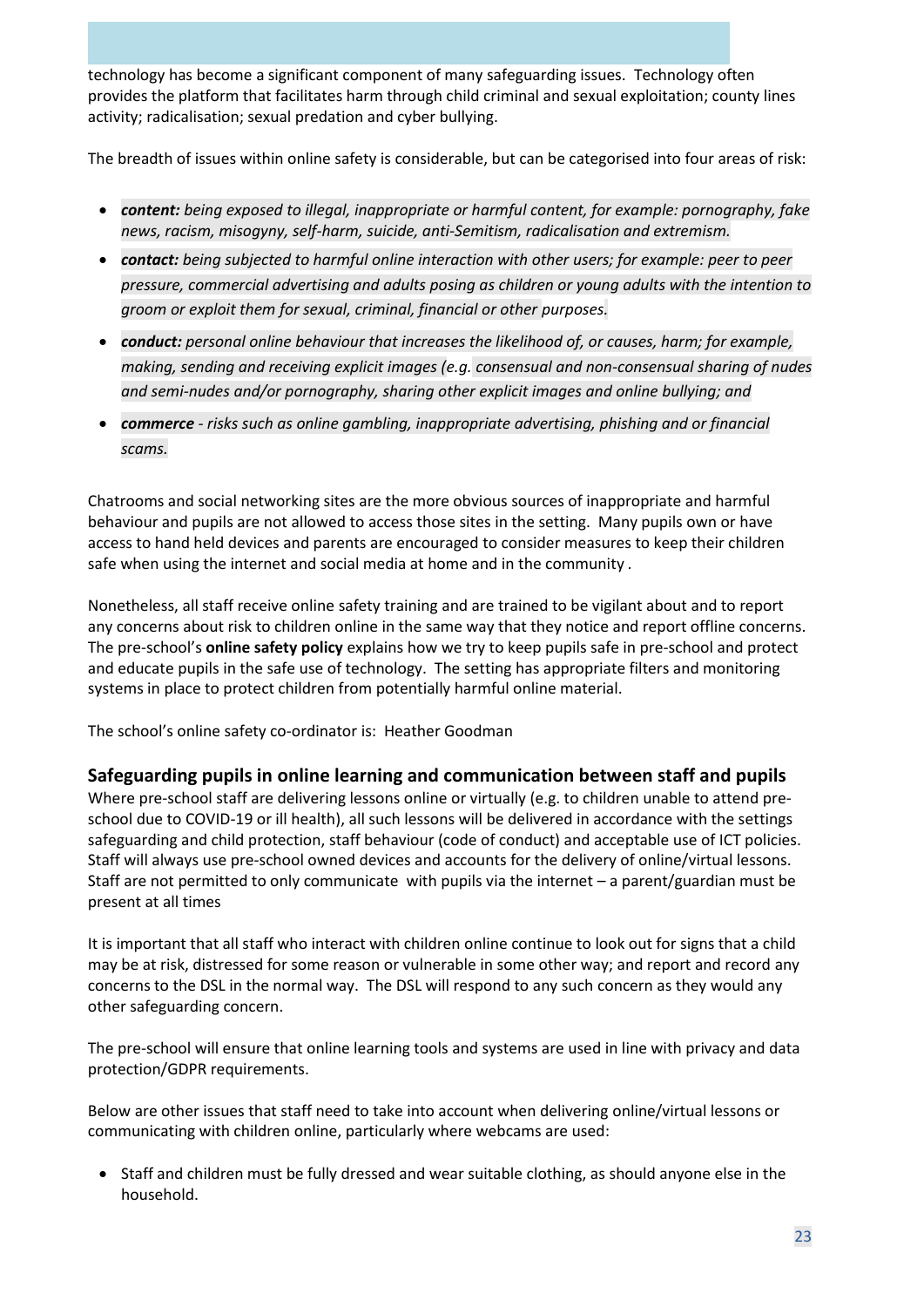technology has become a significant component of many safeguarding issues. Technology often provides the platform that facilitates harm through child criminal and sexual exploitation; county lines activity; radicalisation; sexual predation and cyber bullying.

The breadth of issues within online safety is considerable, but can be categorised into four areas of risk:

- ***content:*** *being exposed to illegal, inappropriate or harmful content, for example: pornography, fake news, racism, misogyny, self-harm, suicide, anti-Semitism, radicalisation and extremism.*
- ***contact:*** *being subjected to harmful online interaction with other users; for example: peer to peer pressure, commercial advertising and adults posing as children or young adults with the intention to groom or exploit them for sexual, criminal, financial or other purposes.*
- ***conduct:*** *personal online behaviour that increases the likelihood of, or causes, harm; for example, making, sending and receiving explicit images (e.g. consensual and non-consensual sharing of nudes and semi-nudes and/or pornography, sharing other explicit images and online bullying; and*
- ***commerce*** *- risks such as online gambling, inappropriate advertising, phishing and or financial scams.*

Chatrooms and social networking sites are the more obvious sources of inappropriate and harmful behaviour and pupils are not allowed to access those sites in the setting. Many pupils own or have access to hand held devices and parents are encouraged to consider measures to keep their children safe when using the internet and social media at home and in the community .

Nonetheless, all staff receive online safety training and are trained to be vigilant about and to report any concerns about risk to children online in the same way that they notice and report offline concerns. The pre-school's **online safety policy** explains how we try to keep pupils safe in pre-school and protect and educate pupils in the safe use of technology. The setting has appropriate filters and monitoring systems in place to protect children from potentially harmful online material.

The school's online safety co-ordinator is: Heather Goodman

## Safeguarding pupils in online learning and communication between staff and pupils

Where pre-school staff are delivering lessons online or virtually (e.g. to children unable to attend pre-school due to COVID-19 or ill health), all such lessons will be delivered in accordance with the settings safeguarding and child protection, staff behaviour (code of conduct) and acceptable use of ICT policies. Staff will always use pre-school owned devices and accounts for the delivery of online/virtual lessons. Staff are not permitted to only communicate with pupils via the internet – a parent/guardian must be present at all times

It is important that all staff who interact with children online continue to look out for signs that a child may be at risk, distressed for some reason or vulnerable in some other way; and report and record any concerns to the DSL in the normal way. The DSL will respond to any such concern as they would any other safeguarding concern.

The pre-school will ensure that online learning tools and systems are used in line with privacy and data protection/GDPR requirements.

Below are other issues that staff need to take into account when delivering online/virtual lessons or communicating with children online, particularly where webcams are used:

- Staff and children must be fully dressed and wear suitable clothing, as should anyone else in the household.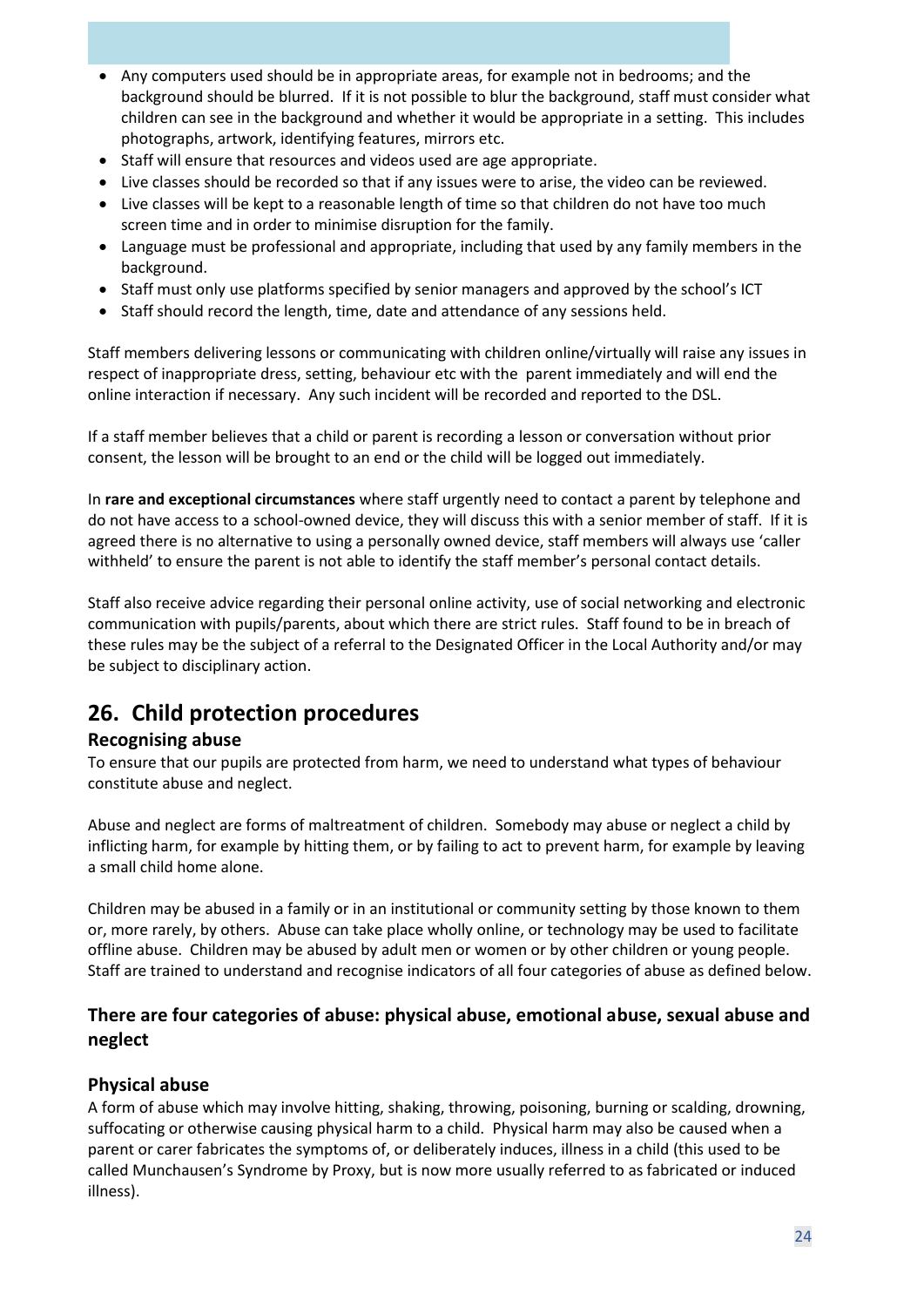- Any computers used should be in appropriate areas, for example not in bedrooms; and the background should be blurred. If it is not possible to blur the background, staff must consider what children can see in the background and whether it would be appropriate in a setting. This includes photographs, artwork, identifying features, mirrors etc.
- Staff will ensure that resources and videos used are age appropriate.
- Live classes should be recorded so that if any issues were to arise, the video can be reviewed.
- Live classes will be kept to a reasonable length of time so that children do not have too much screen time and in order to minimise disruption for the family.
- Language must be professional and appropriate, including that used by any family members in the background.
- Staff must only use platforms specified by senior managers and approved by the school's ICT
- Staff should record the length, time, date and attendance of any sessions held.

Staff members delivering lessons or communicating with children online/virtually will raise any issues in respect of inappropriate dress, setting, behaviour etc with the parent immediately and will end the online interaction if necessary. Any such incident will be recorded and reported to the DSL.

If a staff member believes that a child or parent is recording a lesson or conversation without prior consent, the lesson will be brought to an end or the child will be logged out immediately.

In **rare and exceptional circumstances** where staff urgently need to contact a parent by telephone and do not have access to a school-owned device, they will discuss this with a senior member of staff. If it is agreed there is no alternative to using a personally owned device, staff members will always use 'caller withheld' to ensure the parent is not able to identify the staff member's personal contact details.

Staff also receive advice regarding their personal online activity, use of social networking and electronic communication with pupils/parents, about which there are strict rules. Staff found to be in breach of these rules may be the subject of a referral to the Designated Officer in the Local Authority and/or may be subject to disciplinary action.

## 26. Child protection procedures

### Recognising abuse

To ensure that our pupils are protected from harm, we need to understand what types of behaviour constitute abuse and neglect.

Abuse and neglect are forms of maltreatment of children. Somebody may abuse or neglect a child by inflicting harm, for example by hitting them, or by failing to act to prevent harm, for example by leaving a small child home alone.

Children may be abused in a family or in an institutional or community setting by those known to them or, more rarely, by others. Abuse can take place wholly online, or technology may be used to facilitate offline abuse. Children may be abused by adult men or women or by other children or young people. Staff are trained to understand and recognise indicators of all four categories of abuse as defined below.

### There are four categories of abuse: physical abuse, emotional abuse, sexual abuse and neglect

### Physical abuse

A form of abuse which may involve hitting, shaking, throwing, poisoning, burning or scalding, drowning, suffocating or otherwise causing physical harm to a child. Physical harm may also be caused when a parent or carer fabricates the symptoms of, or deliberately induces, illness in a child (this used to be called Munchausen's Syndrome by Proxy, but is now more usually referred to as fabricated or induced illness).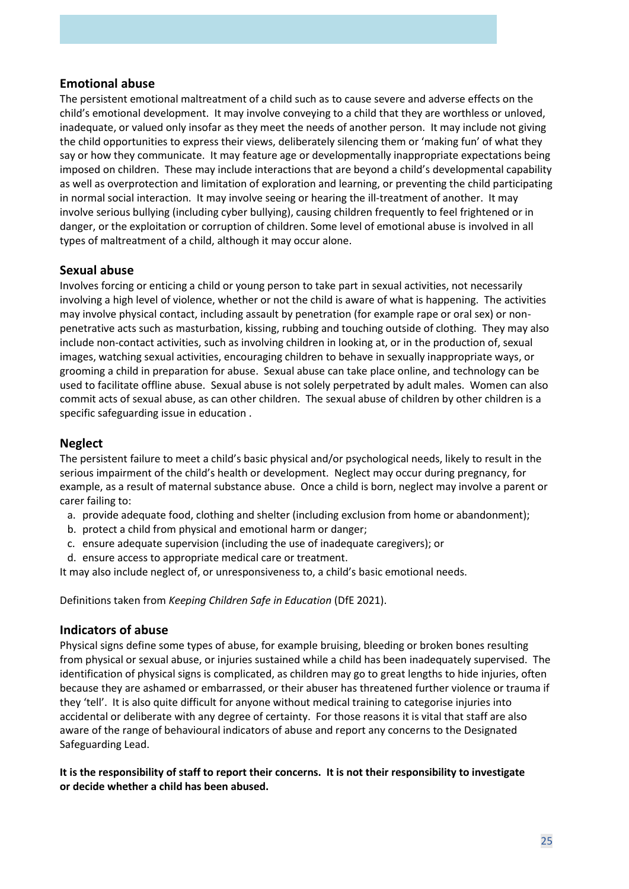## Emotional abuse

The persistent emotional maltreatment of a child such as to cause severe and adverse effects on the child's emotional development. It may involve conveying to a child that they are worthless or unloved, inadequate, or valued only insofar as they meet the needs of another person. It may include not giving the child opportunities to express their views, deliberately silencing them or 'making fun' of what they say or how they communicate. It may feature age or developmentally inappropriate expectations being imposed on children. These may include interactions that are beyond a child's developmental capability as well as overprotection and limitation of exploration and learning, or preventing the child participating in normal social interaction. It may involve seeing or hearing the ill-treatment of another. It may involve serious bullying (including cyber bullying), causing children frequently to feel frightened or in danger, or the exploitation or corruption of children. Some level of emotional abuse is involved in all types of maltreatment of a child, although it may occur alone.

## Sexual abuse

Involves forcing or enticing a child or young person to take part in sexual activities, not necessarily involving a high level of violence, whether or not the child is aware of what is happening. The activities may involve physical contact, including assault by penetration (for example rape or oral sex) or non-penetrative acts such as masturbation, kissing, rubbing and touching outside of clothing. They may also include non-contact activities, such as involving children in looking at, or in the production of, sexual images, watching sexual activities, encouraging children to behave in sexually inappropriate ways, or grooming a child in preparation for abuse. Sexual abuse can take place online, and technology can be used to facilitate offline abuse. Sexual abuse is not solely perpetrated by adult males. Women can also commit acts of sexual abuse, as can other children. The sexual abuse of children by other children is a specific safeguarding issue in education .

## Neglect

The persistent failure to meet a child's basic physical and/or psychological needs, likely to result in the serious impairment of the child's health or development. Neglect may occur during pregnancy, for example, as a result of maternal substance abuse. Once a child is born, neglect may involve a parent or carer failing to:

a. provide adequate food, clothing and shelter (including exclusion from home or abandonment);
b. protect a child from physical and emotional harm or danger;
c. ensure adequate supervision (including the use of inadequate caregivers); or
d. ensure access to appropriate medical care or treatment.

It may also include neglect of, or unresponsiveness to, a child's basic emotional needs.

Definitions taken from *Keeping Children Safe in Education* (DfE 2021).

## Indicators of abuse

Physical signs define some types of abuse, for example bruising, bleeding or broken bones resulting from physical or sexual abuse, or injuries sustained while a child has been inadequately supervised. The identification of physical signs is complicated, as children may go to great lengths to hide injuries, often because they are ashamed or embarrassed, or their abuser has threatened further violence or trauma if they 'tell'. It is also quite difficult for anyone without medical training to categorise injuries into accidental or deliberate with any degree of certainty. For those reasons it is vital that staff are also aware of the range of behavioural indicators of abuse and report any concerns to the Designated Safeguarding Lead.

**It is the responsibility of staff to report their concerns. It is not their responsibility to investigate or decide whether a child has been abused.**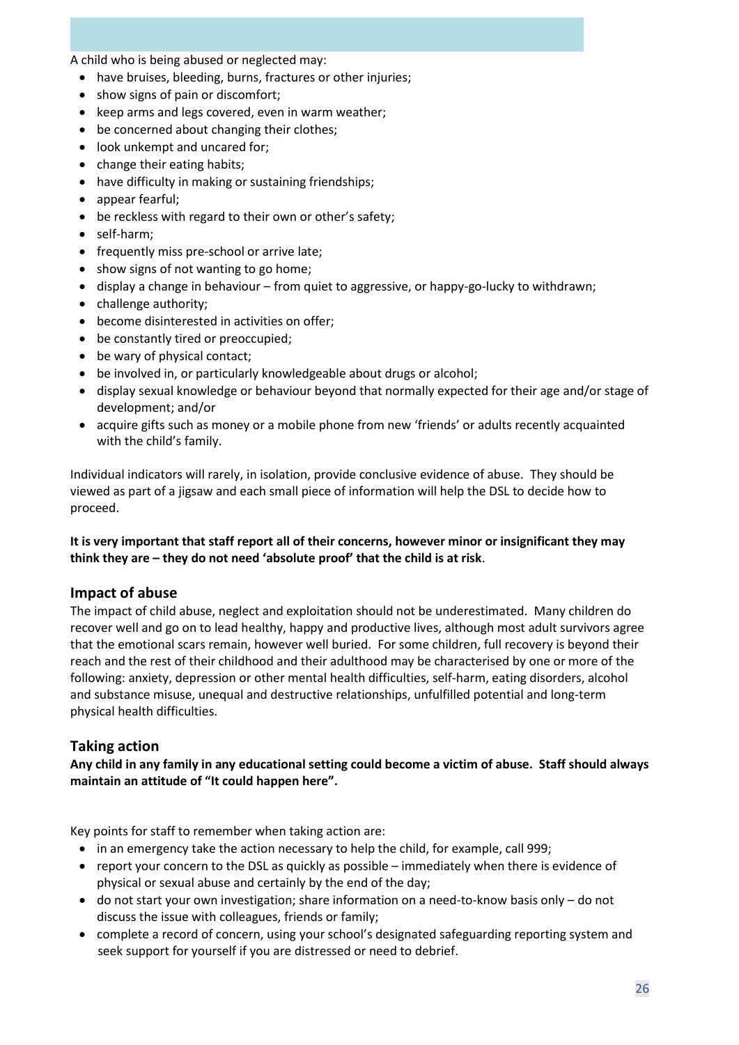A child who is being abused or neglected may:

- have bruises, bleeding, burns, fractures or other injuries;
- show signs of pain or discomfort;
- keep arms and legs covered, even in warm weather;
- be concerned about changing their clothes;
- look unkempt and uncared for;
- change their eating habits;
- have difficulty in making or sustaining friendships;
- appear fearful;
- be reckless with regard to their own or other's safety;
- self-harm;
- frequently miss pre-school or arrive late;
- show signs of not wanting to go home;
- display a change in behaviour – from quiet to aggressive, or happy-go-lucky to withdrawn;
- challenge authority;
- become disinterested in activities on offer;
- be constantly tired or preoccupied;
- be wary of physical contact;
- be involved in, or particularly knowledgeable about drugs or alcohol;
- display sexual knowledge or behaviour beyond that normally expected for their age and/or stage of development; and/or
- acquire gifts such as money or a mobile phone from new 'friends' or adults recently acquainted with the child's family.

Individual indicators will rarely, in isolation, provide conclusive evidence of abuse. They should be viewed as part of a jigsaw and each small piece of information will help the DSL to decide how to proceed.

**It is very important that staff report all of their concerns, however minor or insignificant they may think they are – they do not need 'absolute proof' that the child is at risk**.

## Impact of abuse

The impact of child abuse, neglect and exploitation should not be underestimated. Many children do recover well and go on to lead healthy, happy and productive lives, although most adult survivors agree that the emotional scars remain, however well buried. For some children, full recovery is beyond their reach and the rest of their childhood and their adulthood may be characterised by one or more of the following: anxiety, depression or other mental health difficulties, self-harm, eating disorders, alcohol and substance misuse, unequal and destructive relationships, unfulfilled potential and long-term physical health difficulties.

## Taking action

**Any child in any family in any educational setting could become a victim of abuse. Staff should always maintain an attitude of "It could happen here".**

Key points for staff to remember when taking action are:

- in an emergency take the action necessary to help the child, for example, call 999;
- report your concern to the DSL as quickly as possible – immediately when there is evidence of physical or sexual abuse and certainly by the end of the day;
- do not start your own investigation; share information on a need-to-know basis only – do not discuss the issue with colleagues, friends or family;
- complete a record of concern, using your school's designated safeguarding reporting system and seek support for yourself if you are distressed or need to debrief.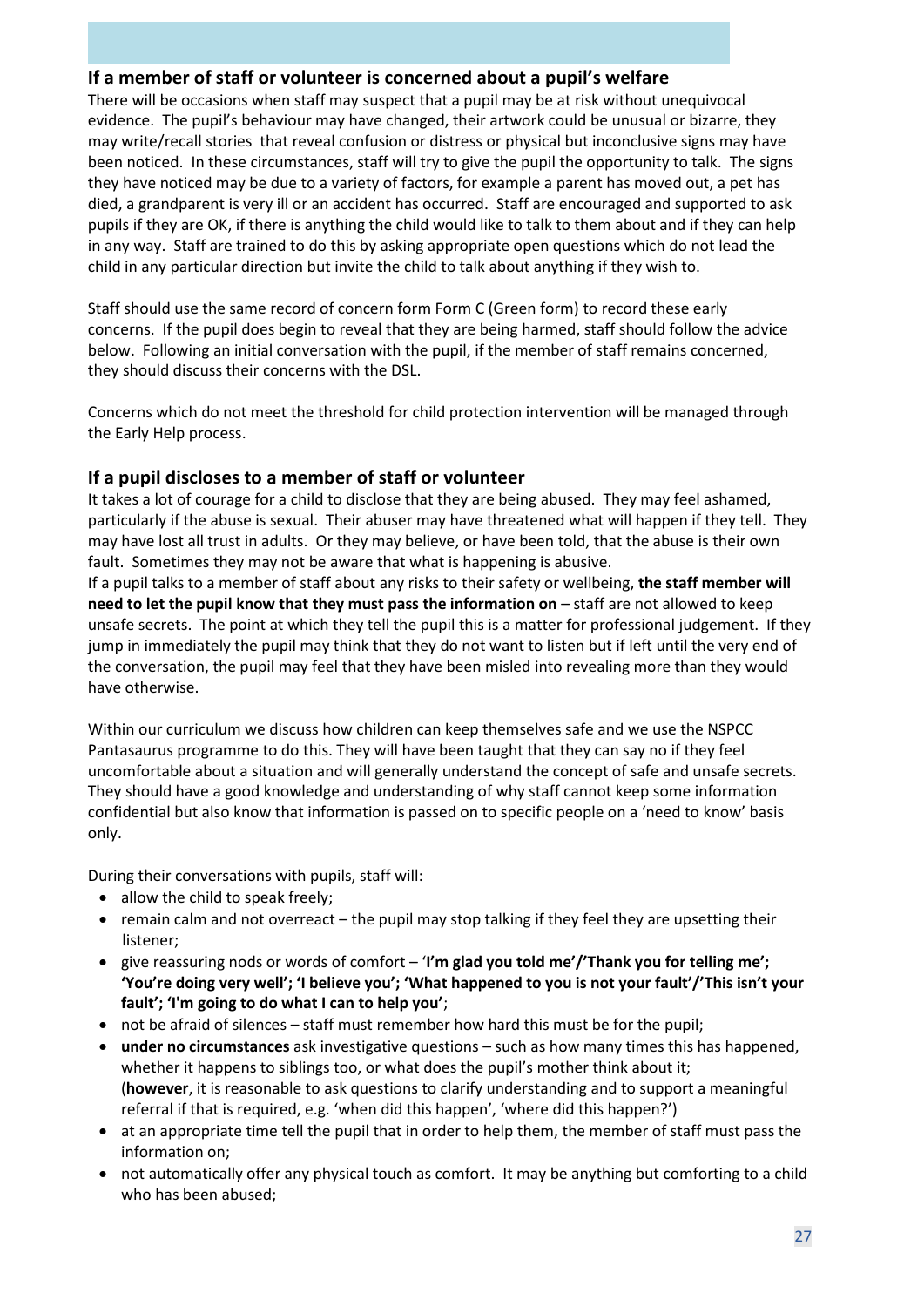## If a member of staff or volunteer is concerned about a pupil's welfare

There will be occasions when staff may suspect that a pupil may be at risk without unequivocal evidence. The pupil's behaviour may have changed, their artwork could be unusual or bizarre, they may write/recall stories that reveal confusion or distress or physical but inconclusive signs may have been noticed. In these circumstances, staff will try to give the pupil the opportunity to talk. The signs they have noticed may be due to a variety of factors, for example a parent has moved out, a pet has died, a grandparent is very ill or an accident has occurred. Staff are encouraged and supported to ask pupils if they are OK, if there is anything the child would like to talk to them about and if they can help in any way. Staff are trained to do this by asking appropriate open questions which do not lead the child in any particular direction but invite the child to talk about anything if they wish to.

Staff should use the same record of concern form Form C (Green form) to record these early concerns. If the pupil does begin to reveal that they are being harmed, staff should follow the advice below. Following an initial conversation with the pupil, if the member of staff remains concerned, they should discuss their concerns with the DSL.

Concerns which do not meet the threshold for child protection intervention will be managed through the Early Help process.

## If a pupil discloses to a member of staff or volunteer

It takes a lot of courage for a child to disclose that they are being abused. They may feel ashamed, particularly if the abuse is sexual. Their abuser may have threatened what will happen if they tell. They may have lost all trust in adults. Or they may believe, or have been told, that the abuse is their own fault. Sometimes they may not be aware that what is happening is abusive.

If a pupil talks to a member of staff about any risks to their safety or wellbeing, **the staff member will need to let the pupil know that they must pass the information on** – staff are not allowed to keep unsafe secrets. The point at which they tell the pupil this is a matter for professional judgement. If they jump in immediately the pupil may think that they do not want to listen but if left until the very end of the conversation, the pupil may feel that they have been misled into revealing more than they would have otherwise.

Within our curriculum we discuss how children can keep themselves safe and we use the NSPCC Pantasaurus programme to do this. They will have been taught that they can say no if they feel uncomfortable about a situation and will generally understand the concept of safe and unsafe secrets. They should have a good knowledge and understanding of why staff cannot keep some information confidential but also know that information is passed on to specific people on a 'need to know' basis only.

During their conversations with pupils, staff will:

- allow the child to speak freely;
- remain calm and not overreact – the pupil may stop talking if they feel they are upsetting their listener;
- give reassuring nods or words of comfort – '**I'm glad you told me'/'Thank you for telling me'; 'You're doing very well'; 'I believe you'; 'What happened to you is not your fault'/'This isn't your fault'; 'I'm going to do what I can to help you'**;
- not be afraid of silences – staff must remember how hard this must be for the pupil;
- **under no circumstances** ask investigative questions – such as how many times this has happened, whether it happens to siblings too, or what does the pupil's mother think about it; (**however**, it is reasonable to ask questions to clarify understanding and to support a meaningful referral if that is required, e.g. 'when did this happen', 'where did this happen?')
- at an appropriate time tell the pupil that in order to help them, the member of staff must pass the information on;
- not automatically offer any physical touch as comfort. It may be anything but comforting to a child who has been abused;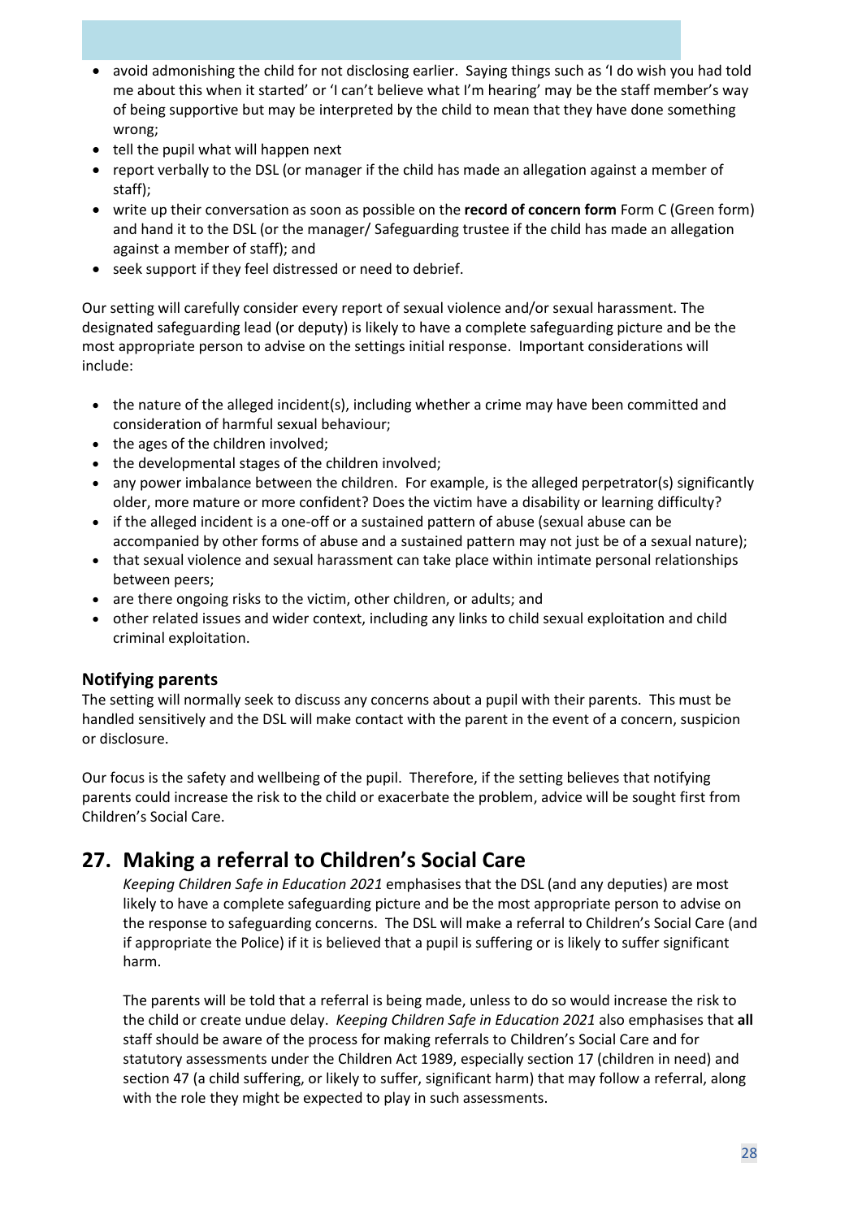- avoid admonishing the child for not disclosing earlier. Saying things such as 'I do wish you had told me about this when it started' or 'I can't believe what I'm hearing' may be the staff member's way of being supportive but may be interpreted by the child to mean that they have done something wrong;
- tell the pupil what will happen next
- report verbally to the DSL (or manager if the child has made an allegation against a member of staff);
- write up their conversation as soon as possible on the **record of concern form** Form C (Green form) and hand it to the DSL (or the manager/ Safeguarding trustee if the child has made an allegation against a member of staff); and
- seek support if they feel distressed or need to debrief.

Our setting will carefully consider every report of sexual violence and/or sexual harassment. The designated safeguarding lead (or deputy) is likely to have a complete safeguarding picture and be the most appropriate person to advise on the settings initial response. Important considerations will include:

- the nature of the alleged incident(s), including whether a crime may have been committed and consideration of harmful sexual behaviour;
- the ages of the children involved;
- the developmental stages of the children involved;
- any power imbalance between the children. For example, is the alleged perpetrator(s) significantly older, more mature or more confident? Does the victim have a disability or learning difficulty?
- if the alleged incident is a one-off or a sustained pattern of abuse (sexual abuse can be accompanied by other forms of abuse and a sustained pattern may not just be of a sexual nature);
- that sexual violence and sexual harassment can take place within intimate personal relationships between peers;
- are there ongoing risks to the victim, other children, or adults; and
- other related issues and wider context, including any links to child sexual exploitation and child criminal exploitation.

### Notifying parents

The setting will normally seek to discuss any concerns about a pupil with their parents. This must be handled sensitively and the DSL will make contact with the parent in the event of a concern, suspicion or disclosure.

Our focus is the safety and wellbeing of the pupil. Therefore, if the setting believes that notifying parents could increase the risk to the child or exacerbate the problem, advice will be sought first from Children's Social Care.

## 27. Making a referral to Children's Social Care

*Keeping Children Safe in Education 2021* emphasises that the DSL (and any deputies) are most likely to have a complete safeguarding picture and be the most appropriate person to advise on the response to safeguarding concerns. The DSL will make a referral to Children's Social Care (and if appropriate the Police) if it is believed that a pupil is suffering or is likely to suffer significant harm.

The parents will be told that a referral is being made, unless to do so would increase the risk to the child or create undue delay. *Keeping Children Safe in Education 2021* also emphasises that **all** staff should be aware of the process for making referrals to Children's Social Care and for statutory assessments under the Children Act 1989, especially section 17 (children in need) and section 47 (a child suffering, or likely to suffer, significant harm) that may follow a referral, along with the role they might be expected to play in such assessments.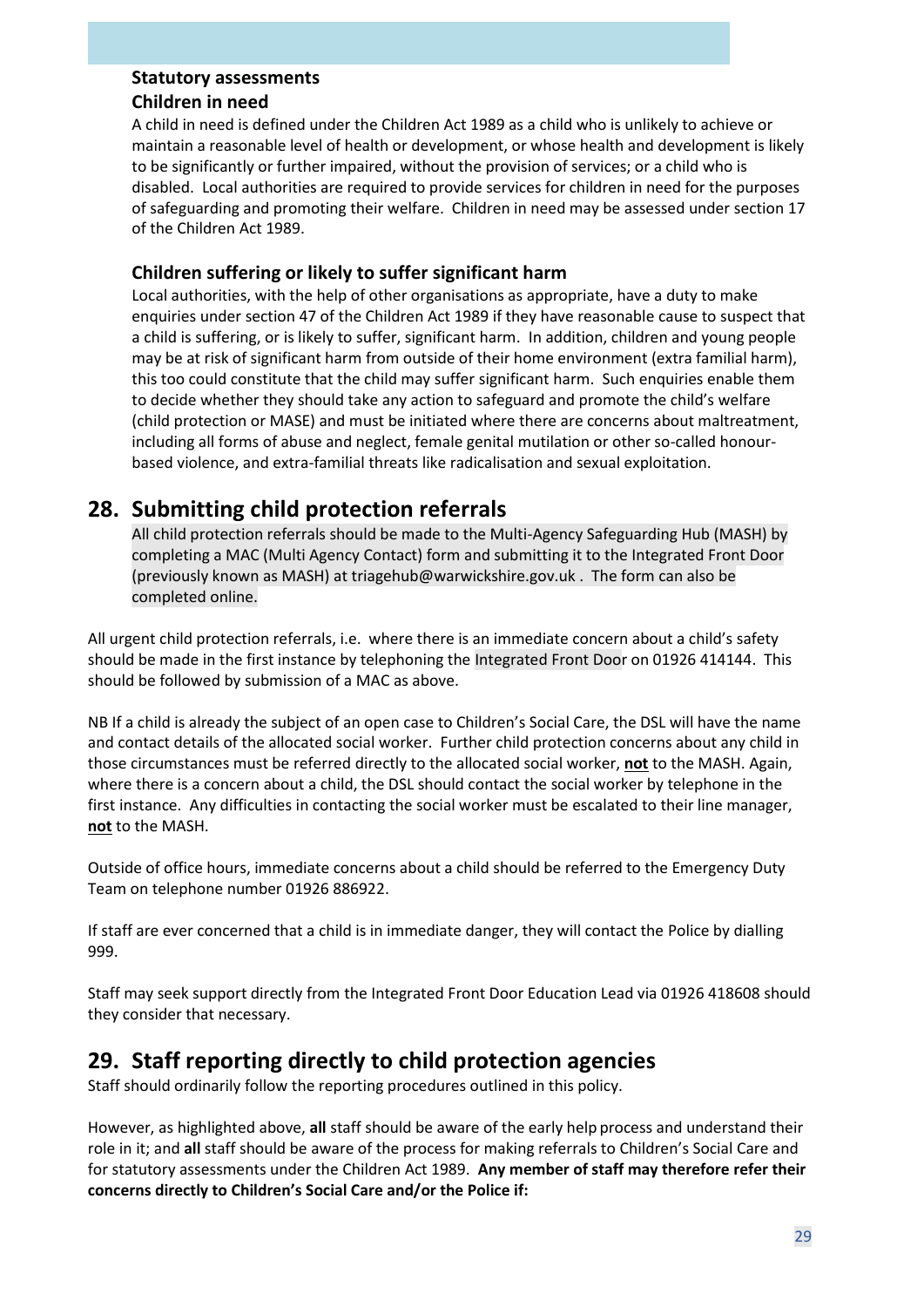### Statutory assessments

### Children in need

A child in need is defined under the Children Act 1989 as a child who is unlikely to achieve or maintain a reasonable level of health or development, or whose health and development is likely to be significantly or further impaired, without the provision of services; or a child who is disabled. Local authorities are required to provide services for children in need for the purposes of safeguarding and promoting their welfare. Children in need may be assessed under section 17 of the Children Act 1989.

### Children suffering or likely to suffer significant harm

Local authorities, with the help of other organisations as appropriate, have a duty to make enquiries under section 47 of the Children Act 1989 if they have reasonable cause to suspect that a child is suffering, or is likely to suffer, significant harm. In addition, children and young people may be at risk of significant harm from outside of their home environment (extra familial harm), this too could constitute that the child may suffer significant harm. Such enquiries enable them to decide whether they should take any action to safeguard and promote the child's welfare (child protection or MASE) and must be initiated where there are concerns about maltreatment, including all forms of abuse and neglect, female genital mutilation or other so-called honour-based violence, and extra-familial threats like radicalisation and sexual exploitation.

## 28. Submitting child protection referrals

All child protection referrals should be made to the Multi-Agency Safeguarding Hub (MASH) by completing a MAC (Multi Agency Contact) form and submitting it to the Integrated Front Door (previously known as MASH) at triagehub@warwickshire.gov.uk . The form can also be completed online.

All urgent child protection referrals, i.e. where there is an immediate concern about a child's safety should be made in the first instance by telephoning the Integrated Front Door on 01926 414144. This should be followed by submission of a MAC as above.

NB If a child is already the subject of an open case to Children's Social Care, the DSL will have the name and contact details of the allocated social worker. Further child protection concerns about any child in those circumstances must be referred directly to the allocated social worker, **<u>not</u>** to the MASH. Again, where there is a concern about a child, the DSL should contact the social worker by telephone in the first instance. Any difficulties in contacting the social worker must be escalated to their line manager, **<u>not</u>** to the MASH.

Outside of office hours, immediate concerns about a child should be referred to the Emergency Duty Team on telephone number 01926 886922.

If staff are ever concerned that a child is in immediate danger, they will contact the Police by dialling 999.

Staff may seek support directly from the Integrated Front Door Education Lead via 01926 418608 should they consider that necessary.

## 29. Staff reporting directly to child protection agencies

Staff should ordinarily follow the reporting procedures outlined in this policy.

However, as highlighted above, **all** staff should be aware of the early help process and understand their role in it; and **all** staff should be aware of the process for making referrals to Children's Social Care and for statutory assessments under the Children Act 1989. **Any member of staff may therefore refer their concerns directly to Children's Social Care and/or the Police if:**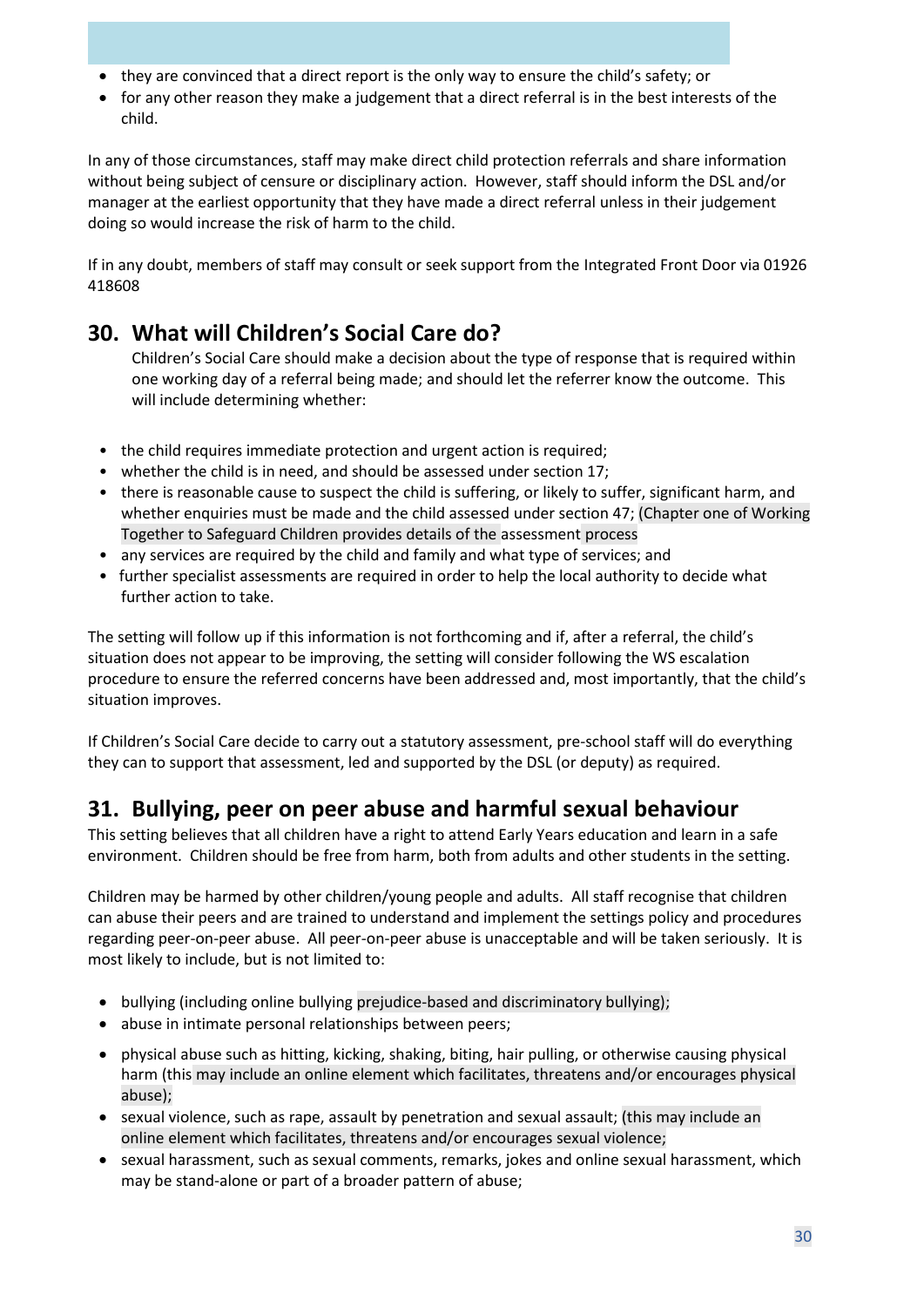- they are convinced that a direct report is the only way to ensure the child's safety; or
- for any other reason they make a judgement that a direct referral is in the best interests of the child.

In any of those circumstances, staff may make direct child protection referrals and share information without being subject of censure or disciplinary action. However, staff should inform the DSL and/or manager at the earliest opportunity that they have made a direct referral unless in their judgement doing so would increase the risk of harm to the child.

If in any doubt, members of staff may consult or seek support from the Integrated Front Door via 01926 418608

## 30. What will Children's Social Care do?

Children's Social Care should make a decision about the type of response that is required within one working day of a referral being made; and should let the referrer know the outcome. This will include determining whether:

- the child requires immediate protection and urgent action is required;
- whether the child is in need, and should be assessed under section 17;
- there is reasonable cause to suspect the child is suffering, or likely to suffer, significant harm, and whether enquiries must be made and the child assessed under section 47; (Chapter one of Working Together to Safeguard Children provides details of the assessment process
- any services are required by the child and family and what type of services; and
- further specialist assessments are required in order to help the local authority to decide what further action to take.

The setting will follow up if this information is not forthcoming and if, after a referral, the child's situation does not appear to be improving, the setting will consider following the WS escalation procedure to ensure the referred concerns have been addressed and, most importantly, that the child's situation improves.

If Children's Social Care decide to carry out a statutory assessment, pre-school staff will do everything they can to support that assessment, led and supported by the DSL (or deputy) as required.

## 31. Bullying, peer on peer abuse and harmful sexual behaviour

This setting believes that all children have a right to attend Early Years education and learn in a safe environment. Children should be free from harm, both from adults and other students in the setting.

Children may be harmed by other children/young people and adults. All staff recognise that children can abuse their peers and are trained to understand and implement the settings policy and procedures regarding peer-on-peer abuse. All peer-on-peer abuse is unacceptable and will be taken seriously. It is most likely to include, but is not limited to:

- bullying (including online bullying prejudice-based and discriminatory bullying);
- abuse in intimate personal relationships between peers;
- physical abuse such as hitting, kicking, shaking, biting, hair pulling, or otherwise causing physical harm (this may include an online element which facilitates, threatens and/or encourages physical abuse);
- sexual violence, such as rape, assault by penetration and sexual assault; (this may include an online element which facilitates, threatens and/or encourages sexual violence;
- sexual harassment, such as sexual comments, remarks, jokes and online sexual harassment, which may be stand-alone or part of a broader pattern of abuse;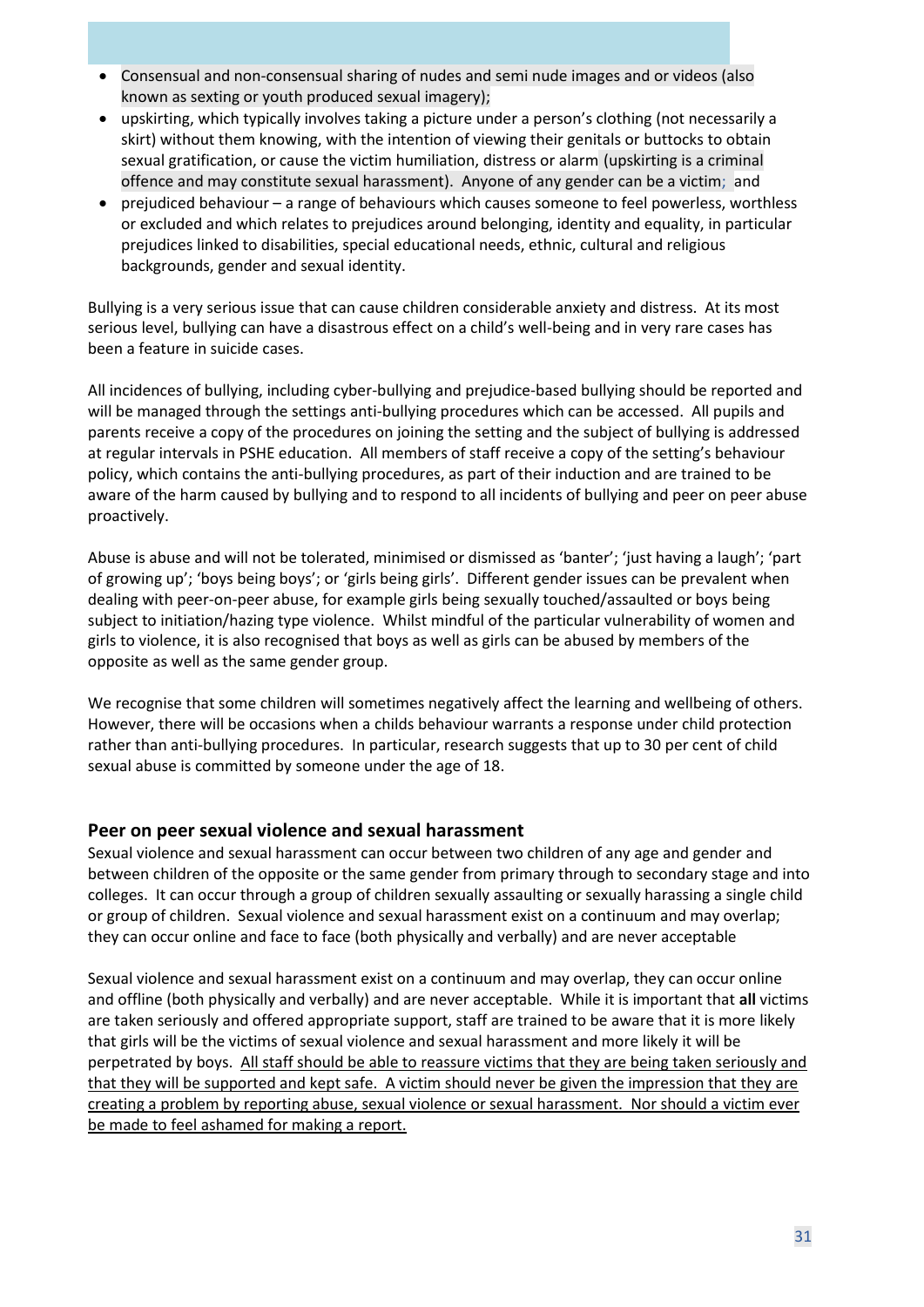- Consensual and non-consensual sharing of nudes and semi nude images and or videos (also known as sexting or youth produced sexual imagery);
- upskirting, which typically involves taking a picture under a person's clothing (not necessarily a skirt) without them knowing, with the intention of viewing their genitals or buttocks to obtain sexual gratification, or cause the victim humiliation, distress or alarm (upskirting is a criminal offence and may constitute sexual harassment). Anyone of any gender can be a victim; and
- prejudiced behaviour – a range of behaviours which causes someone to feel powerless, worthless or excluded and which relates to prejudices around belonging, identity and equality, in particular prejudices linked to disabilities, special educational needs, ethnic, cultural and religious backgrounds, gender and sexual identity.

Bullying is a very serious issue that can cause children considerable anxiety and distress. At its most serious level, bullying can have a disastrous effect on a child's well-being and in very rare cases has been a feature in suicide cases.

All incidences of bullying, including cyber-bullying and prejudice-based bullying should be reported and will be managed through the settings anti-bullying procedures which can be accessed. All pupils and parents receive a copy of the procedures on joining the setting and the subject of bullying is addressed at regular intervals in PSHE education. All members of staff receive a copy of the setting's behaviour policy, which contains the anti-bullying procedures, as part of their induction and are trained to be aware of the harm caused by bullying and to respond to all incidents of bullying and peer on peer abuse proactively.

Abuse is abuse and will not be tolerated, minimised or dismissed as 'banter'; 'just having a laugh'; 'part of growing up'; 'boys being boys'; or 'girls being girls'. Different gender issues can be prevalent when dealing with peer-on-peer abuse, for example girls being sexually touched/assaulted or boys being subject to initiation/hazing type violence. Whilst mindful of the particular vulnerability of women and girls to violence, it is also recognised that boys as well as girls can be abused by members of the opposite as well as the same gender group.

We recognise that some children will sometimes negatively affect the learning and wellbeing of others. However, there will be occasions when a childs behaviour warrants a response under child protection rather than anti-bullying procedures. In particular, research suggests that up to 30 per cent of child sexual abuse is committed by someone under the age of 18.

## Peer on peer sexual violence and sexual harassment

Sexual violence and sexual harassment can occur between two children of any age and gender and between children of the opposite or the same gender from primary through to secondary stage and into colleges. It can occur through a group of children sexually assaulting or sexually harassing a single child or group of children. Sexual violence and sexual harassment exist on a continuum and may overlap; they can occur online and face to face (both physically and verbally) and are never acceptable

Sexual violence and sexual harassment exist on a continuum and may overlap, they can occur online and offline (both physically and verbally) and are never acceptable. While it is important that **all** victims are taken seriously and offered appropriate support, staff are trained to be aware that it is more likely that girls will be the victims of sexual violence and sexual harassment and more likely it will be perpetrated by boys. <u>All staff should be able to reassure victims that they are being taken seriously and that they will be supported and kept safe. A victim should never be given the impression that they are creating a problem by reporting abuse, sexual violence or sexual harassment. Nor should a victim ever be made to feel ashamed for making a report.</u>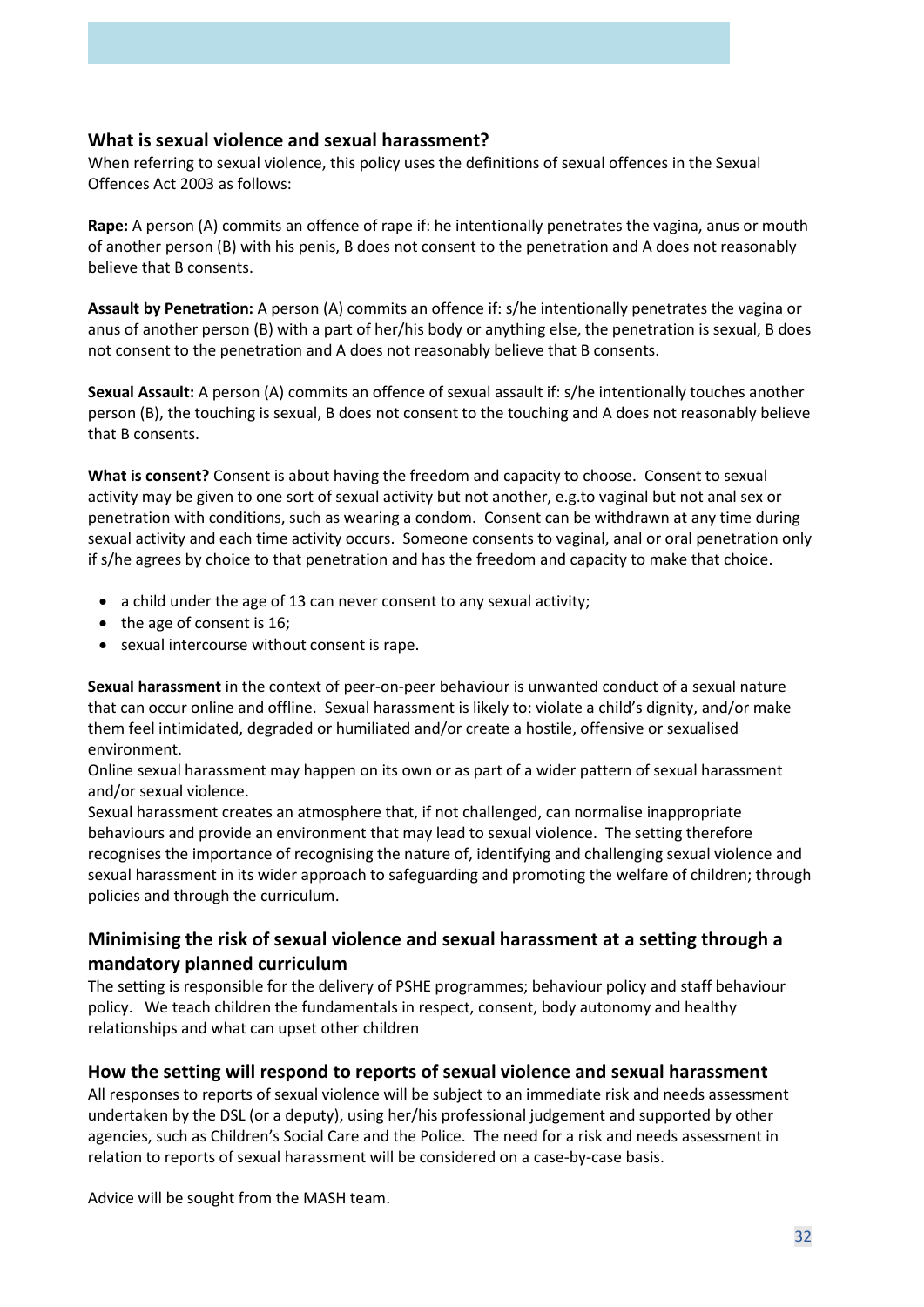## What is sexual violence and sexual harassment?

When referring to sexual violence, this policy uses the definitions of sexual offences in the Sexual Offences Act 2003 as follows:

**Rape:** A person (A) commits an offence of rape if: he intentionally penetrates the vagina, anus or mouth of another person (B) with his penis, B does not consent to the penetration and A does not reasonably believe that B consents.

**Assault by Penetration:** A person (A) commits an offence if: s/he intentionally penetrates the vagina or anus of another person (B) with a part of her/his body or anything else, the penetration is sexual, B does not consent to the penetration and A does not reasonably believe that B consents.

**Sexual Assault:** A person (A) commits an offence of sexual assault if: s/he intentionally touches another person (B), the touching is sexual, B does not consent to the touching and A does not reasonably believe that B consents.

**What is consent?** Consent is about having the freedom and capacity to choose. Consent to sexual activity may be given to one sort of sexual activity but not another, e.g.to vaginal but not anal sex or penetration with conditions, such as wearing a condom. Consent can be withdrawn at any time during sexual activity and each time activity occurs. Someone consents to vaginal, anal or oral penetration only if s/he agrees by choice to that penetration and has the freedom and capacity to make that choice.

- a child under the age of 13 can never consent to any sexual activity;
- the age of consent is 16;
- sexual intercourse without consent is rape.

**Sexual harassment** in the context of peer-on-peer behaviour is unwanted conduct of a sexual nature that can occur online and offline. Sexual harassment is likely to: violate a child's dignity, and/or make them feel intimidated, degraded or humiliated and/or create a hostile, offensive or sexualised environment.

Online sexual harassment may happen on its own or as part of a wider pattern of sexual harassment and/or sexual violence.

Sexual harassment creates an atmosphere that, if not challenged, can normalise inappropriate behaviours and provide an environment that may lead to sexual violence. The setting therefore recognises the importance of recognising the nature of, identifying and challenging sexual violence and sexual harassment in its wider approach to safeguarding and promoting the welfare of children; through policies and through the curriculum.

## Minimising the risk of sexual violence and sexual harassment at a setting through a mandatory planned curriculum

The setting is responsible for the delivery of PSHE programmes; behaviour policy and staff behaviour policy. We teach children the fundamentals in respect, consent, body autonomy and healthy relationships and what can upset other children

## How the setting will respond to reports of sexual violence and sexual harassment

All responses to reports of sexual violence will be subject to an immediate risk and needs assessment undertaken by the DSL (or a deputy), using her/his professional judgement and supported by other agencies, such as Children's Social Care and the Police. The need for a risk and needs assessment in relation to reports of sexual harassment will be considered on a case-by-case basis.

Advice will be sought from the MASH team.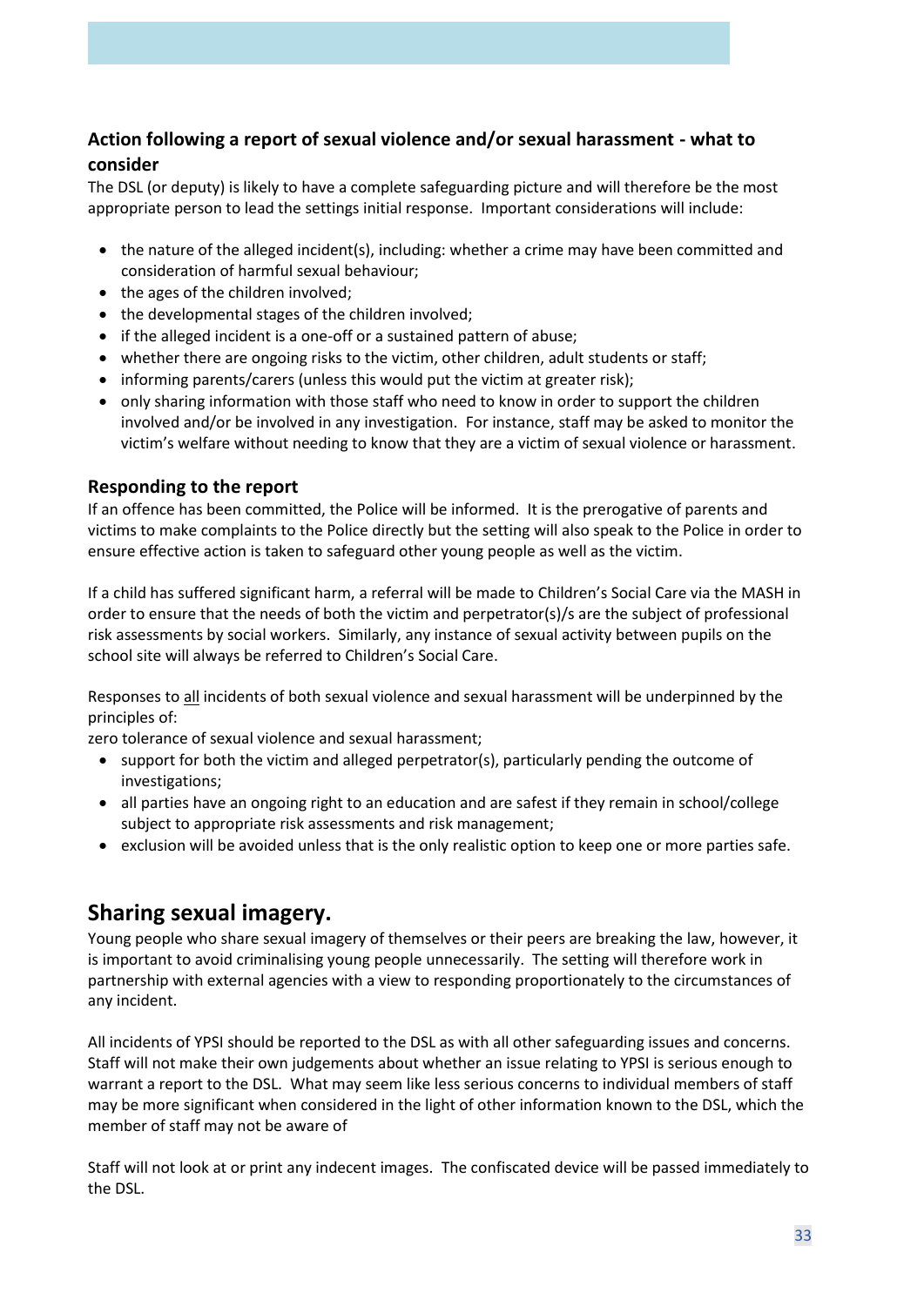### Action following a report of sexual violence and/or sexual harassment - what to consider

The DSL (or deputy) is likely to have a complete safeguarding picture and will therefore be the most appropriate person to lead the settings initial response. Important considerations will include:

- the nature of the alleged incident(s), including: whether a crime may have been committed and consideration of harmful sexual behaviour;
- the ages of the children involved;
- the developmental stages of the children involved;
- if the alleged incident is a one-off or a sustained pattern of abuse;
- whether there are ongoing risks to the victim, other children, adult students or staff;
- informing parents/carers (unless this would put the victim at greater risk);
- only sharing information with those staff who need to know in order to support the children involved and/or be involved in any investigation. For instance, staff may be asked to monitor the victim's welfare without needing to know that they are a victim of sexual violence or harassment.

### Responding to the report

If an offence has been committed, the Police will be informed. It is the prerogative of parents and victims to make complaints to the Police directly but the setting will also speak to the Police in order to ensure effective action is taken to safeguard other young people as well as the victim.

If a child has suffered significant harm, a referral will be made to Children's Social Care via the MASH in order to ensure that the needs of both the victim and perpetrator(s)/s are the subject of professional risk assessments by social workers. Similarly, any instance of sexual activity between pupils on the school site will always be referred to Children's Social Care.

Responses to <u>all</u> incidents of both sexual violence and sexual harassment will be underpinned by the principles of:

zero tolerance of sexual violence and sexual harassment;

- support for both the victim and alleged perpetrator(s), particularly pending the outcome of investigations;
- all parties have an ongoing right to an education and are safest if they remain in school/college subject to appropriate risk assessments and risk management;
- exclusion will be avoided unless that is the only realistic option to keep one or more parties safe.

## Sharing sexual imagery.

Young people who share sexual imagery of themselves or their peers are breaking the law, however, it is important to avoid criminalising young people unnecessarily. The setting will therefore work in partnership with external agencies with a view to responding proportionately to the circumstances of any incident.

All incidents of YPSI should be reported to the DSL as with all other safeguarding issues and concerns. Staff will not make their own judgements about whether an issue relating to YPSI is serious enough to warrant a report to the DSL. What may seem like less serious concerns to individual members of staff may be more significant when considered in the light of other information known to the DSL, which the member of staff may not be aware of

Staff will not look at or print any indecent images. The confiscated device will be passed immediately to the DSL.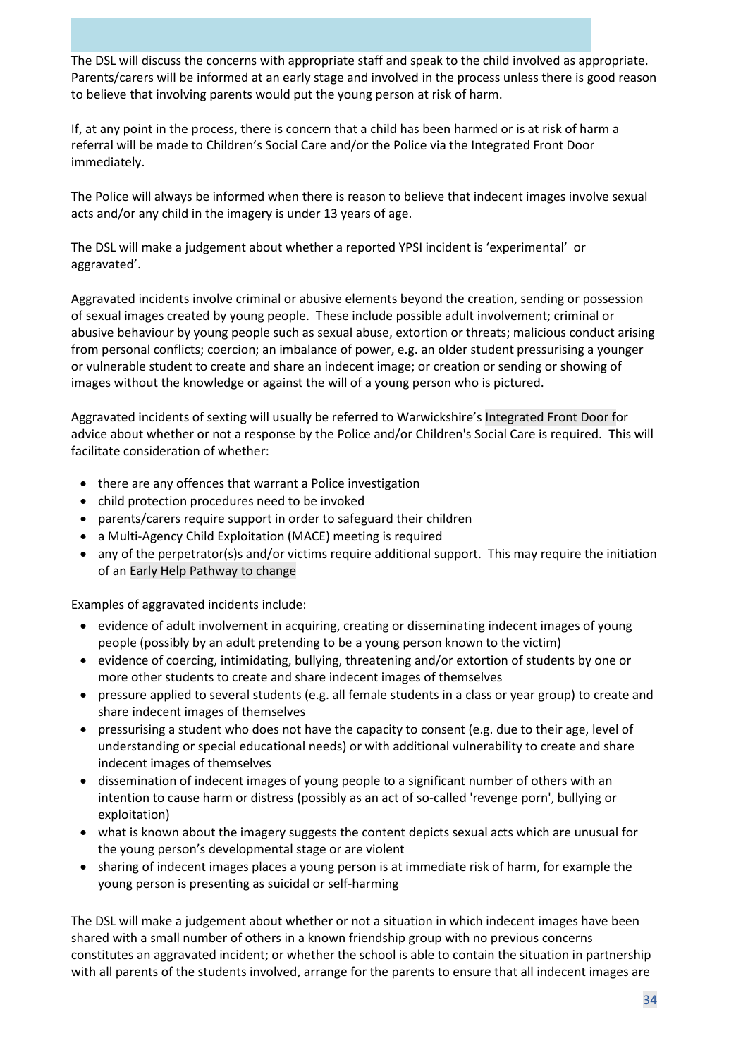The DSL will discuss the concerns with appropriate staff and speak to the child involved as appropriate. Parents/carers will be informed at an early stage and involved in the process unless there is good reason to believe that involving parents would put the young person at risk of harm.

If, at any point in the process, there is concern that a child has been harmed or is at risk of harm a referral will be made to Children's Social Care and/or the Police via the Integrated Front Door immediately.

The Police will always be informed when there is reason to believe that indecent images involve sexual acts and/or any child in the imagery is under 13 years of age.

The DSL will make a judgement about whether a reported YPSI incident is 'experimental' or aggravated'.

Aggravated incidents involve criminal or abusive elements beyond the creation, sending or possession of sexual images created by young people. These include possible adult involvement; criminal or abusive behaviour by young people such as sexual abuse, extortion or threats; malicious conduct arising from personal conflicts; coercion; an imbalance of power, e.g. an older student pressurising a younger or vulnerable student to create and share an indecent image; or creation or sending or showing of images without the knowledge or against the will of a young person who is pictured.

Aggravated incidents of sexting will usually be referred to Warwickshire's Integrated Front Door for advice about whether or not a response by the Police and/or Children's Social Care is required. This will facilitate consideration of whether:

- there are any offences that warrant a Police investigation
- child protection procedures need to be invoked
- parents/carers require support in order to safeguard their children
- a Multi-Agency Child Exploitation (MACE) meeting is required
- any of the perpetrator(s)s and/or victims require additional support. This may require the initiation of an Early Help Pathway to change

Examples of aggravated incidents include:

- evidence of adult involvement in acquiring, creating or disseminating indecent images of young people (possibly by an adult pretending to be a young person known to the victim)
- evidence of coercing, intimidating, bullying, threatening and/or extortion of students by one or more other students to create and share indecent images of themselves
- pressure applied to several students (e.g. all female students in a class or year group) to create and share indecent images of themselves
- pressurising a student who does not have the capacity to consent (e.g. due to their age, level of understanding or special educational needs) or with additional vulnerability to create and share indecent images of themselves
- dissemination of indecent images of young people to a significant number of others with an intention to cause harm or distress (possibly as an act of so-called 'revenge porn', bullying or exploitation)
- what is known about the imagery suggests the content depicts sexual acts which are unusual for the young person's developmental stage or are violent
- sharing of indecent images places a young person is at immediate risk of harm, for example the young person is presenting as suicidal or self-harming

The DSL will make a judgement about whether or not a situation in which indecent images have been shared with a small number of others in a known friendship group with no previous concerns constitutes an aggravated incident; or whether the school is able to contain the situation in partnership with all parents of the students involved, arrange for the parents to ensure that all indecent images are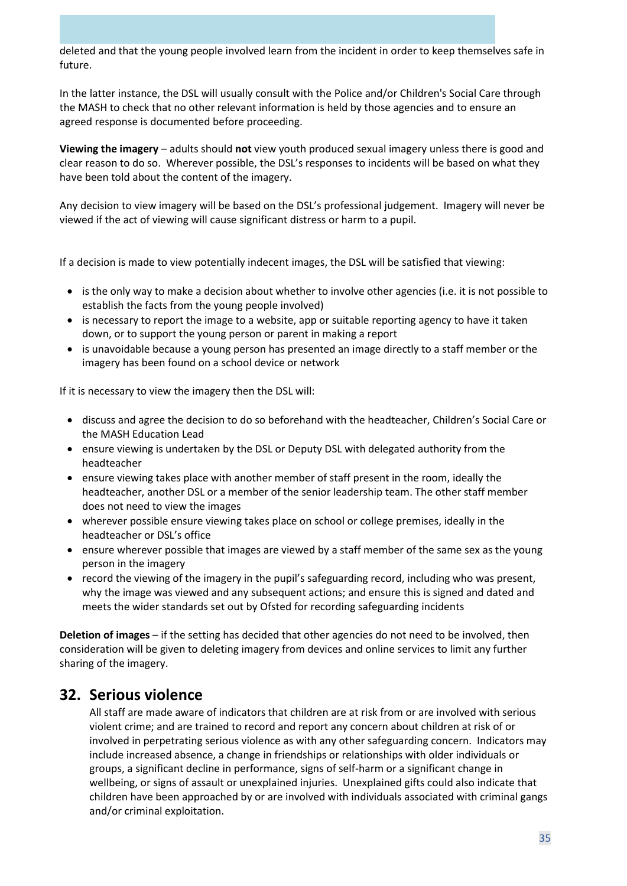deleted and that the young people involved learn from the incident in order to keep themselves safe in future.

In the latter instance, the DSL will usually consult with the Police and/or Children's Social Care through the MASH to check that no other relevant information is held by those agencies and to ensure an agreed response is documented before proceeding.

**Viewing the imagery** – adults should **not** view youth produced sexual imagery unless there is good and clear reason to do so. Wherever possible, the DSL's responses to incidents will be based on what they have been told about the content of the imagery.

Any decision to view imagery will be based on the DSL's professional judgement. Imagery will never be viewed if the act of viewing will cause significant distress or harm to a pupil.

If a decision is made to view potentially indecent images, the DSL will be satisfied that viewing:

- is the only way to make a decision about whether to involve other agencies (i.e. it is not possible to establish the facts from the young people involved)
- is necessary to report the image to a website, app or suitable reporting agency to have it taken down, or to support the young person or parent in making a report
- is unavoidable because a young person has presented an image directly to a staff member or the imagery has been found on a school device or network

If it is necessary to view the imagery then the DSL will:

- discuss and agree the decision to do so beforehand with the headteacher, Children's Social Care or the MASH Education Lead
- ensure viewing is undertaken by the DSL or Deputy DSL with delegated authority from the headteacher
- ensure viewing takes place with another member of staff present in the room, ideally the headteacher, another DSL or a member of the senior leadership team. The other staff member does not need to view the images
- wherever possible ensure viewing takes place on school or college premises, ideally in the headteacher or DSL's office
- ensure wherever possible that images are viewed by a staff member of the same sex as the young person in the imagery
- record the viewing of the imagery in the pupil's safeguarding record, including who was present, why the image was viewed and any subsequent actions; and ensure this is signed and dated and meets the wider standards set out by Ofsted for recording safeguarding incidents

**Deletion of images** – if the setting has decided that other agencies do not need to be involved, then consideration will be given to deleting imagery from devices and online services to limit any further sharing of the imagery.

## 32. Serious violence

All staff are made aware of indicators that children are at risk from or are involved with serious violent crime; and are trained to record and report any concern about children at risk of or involved in perpetrating serious violence as with any other safeguarding concern. Indicators may include increased absence, a change in friendships or relationships with older individuals or groups, a significant decline in performance, signs of self-harm or a significant change in wellbeing, or signs of assault or unexplained injuries. Unexplained gifts could also indicate that children have been approached by or are involved with individuals associated with criminal gangs and/or criminal exploitation.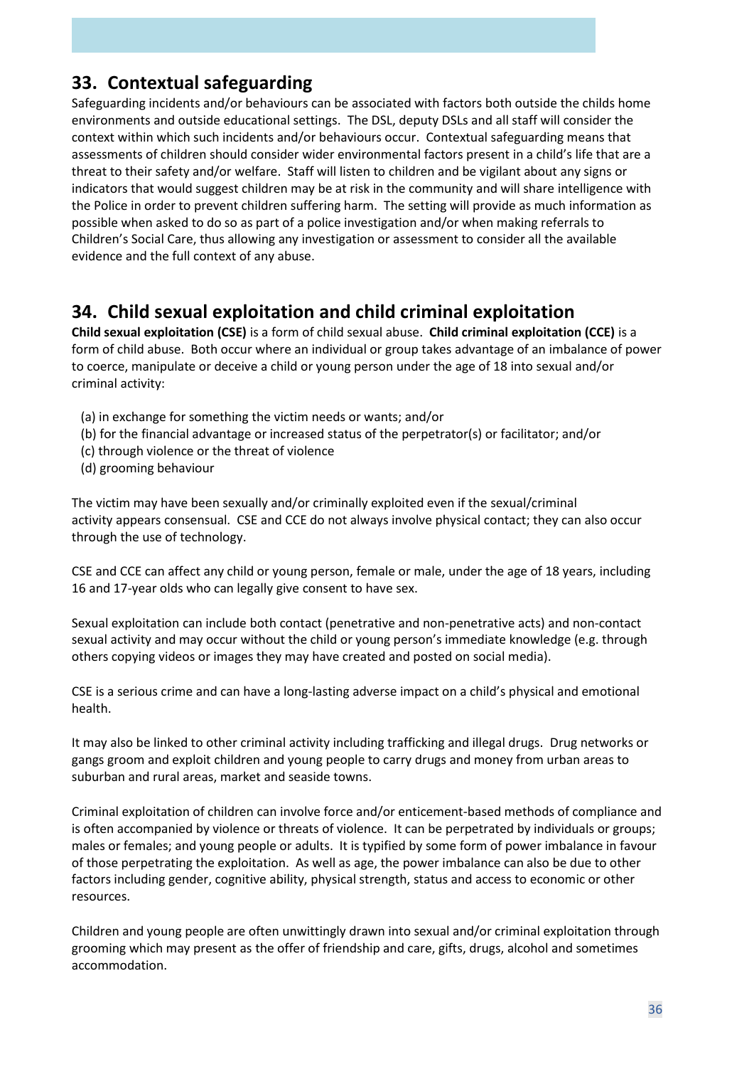## 33. Contextual safeguarding

Safeguarding incidents and/or behaviours can be associated with factors both outside the childs home environments and outside educational settings. The DSL, deputy DSLs and all staff will consider the context within which such incidents and/or behaviours occur. Contextual safeguarding means that assessments of children should consider wider environmental factors present in a child's life that are a threat to their safety and/or welfare. Staff will listen to children and be vigilant about any signs or indicators that would suggest children may be at risk in the community and will share intelligence with the Police in order to prevent children suffering harm. The setting will provide as much information as possible when asked to do so as part of a police investigation and/or when making referrals to Children's Social Care, thus allowing any investigation or assessment to consider all the available evidence and the full context of any abuse.

## 34. Child sexual exploitation and child criminal exploitation

**Child sexual exploitation (CSE)** is a form of child sexual abuse. **Child criminal exploitation (CCE)** is a form of child abuse. Both occur where an individual or group takes advantage of an imbalance of power to coerce, manipulate or deceive a child or young person under the age of 18 into sexual and/or criminal activity:

(a) in exchange for something the victim needs or wants; and/or
(b) for the financial advantage or increased status of the perpetrator(s) or facilitator; and/or
(c) through violence or the threat of violence
(d) grooming behaviour

The victim may have been sexually and/or criminally exploited even if the sexual/criminal activity appears consensual. CSE and CCE do not always involve physical contact; they can also occur through the use of technology.

CSE and CCE can affect any child or young person, female or male, under the age of 18 years, including 16 and 17-year olds who can legally give consent to have sex.

Sexual exploitation can include both contact (penetrative and non-penetrative acts) and non-contact sexual activity and may occur without the child or young person's immediate knowledge (e.g. through others copying videos or images they may have created and posted on social media).

CSE is a serious crime and can have a long-lasting adverse impact on a child's physical and emotional health.

It may also be linked to other criminal activity including trafficking and illegal drugs. Drug networks or gangs groom and exploit children and young people to carry drugs and money from urban areas to suburban and rural areas, market and seaside towns.

Criminal exploitation of children can involve force and/or enticement-based methods of compliance and is often accompanied by violence or threats of violence. It can be perpetrated by individuals or groups; males or females; and young people or adults. It is typified by some form of power imbalance in favour of those perpetrating the exploitation. As well as age, the power imbalance can also be due to other factors including gender, cognitive ability, physical strength, status and access to economic or other resources.

Children and young people are often unwittingly drawn into sexual and/or criminal exploitation through grooming which may present as the offer of friendship and care, gifts, drugs, alcohol and sometimes accommodation.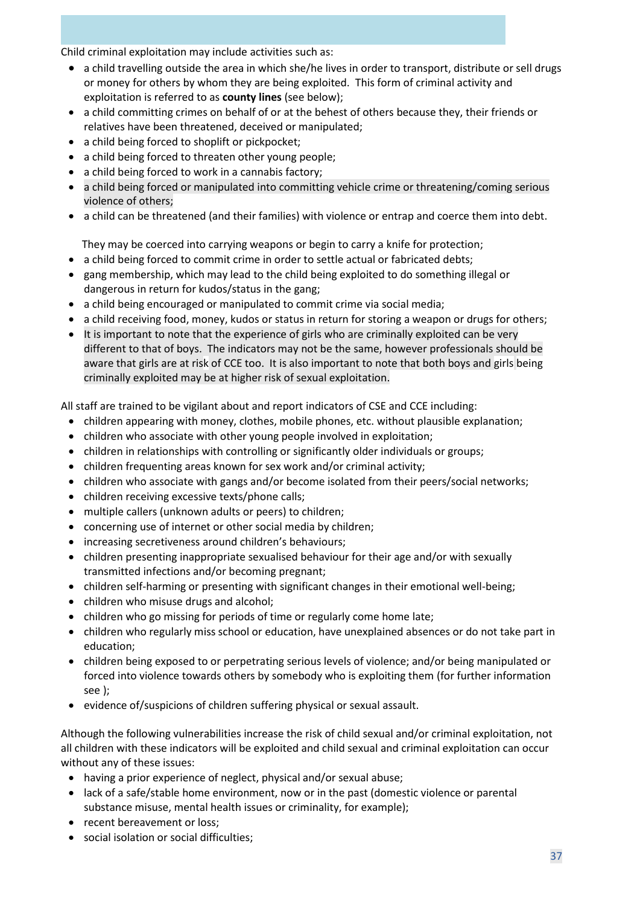Child criminal exploitation may include activities such as:

- a child travelling outside the area in which she/he lives in order to transport, distribute or sell drugs or money for others by whom they are being exploited. This form of criminal activity and exploitation is referred to as **county lines** (see below);
- a child committing crimes on behalf of or at the behest of others because they, their friends or relatives have been threatened, deceived or manipulated;
- a child being forced to shoplift or pickpocket;
- a child being forced to threaten other young people;
- a child being forced to work in a cannabis factory;
- a child being forced or manipulated into committing vehicle crime or threatening/coming serious violence of others;
- a child can be threatened (and their families) with violence or entrap and coerce them into debt.

  They may be coerced into carrying weapons or begin to carry a knife for protection;
- a child being forced to commit crime in order to settle actual or fabricated debts;
- gang membership, which may lead to the child being exploited to do something illegal or dangerous in return for kudos/status in the gang;
- a child being encouraged or manipulated to commit crime via social media;
- a child receiving food, money, kudos or status in return for storing a weapon or drugs for others;
- It is important to note that the experience of girls who are criminally exploited can be very different to that of boys. The indicators may not be the same, however professionals should be aware that girls are at risk of CCE too. It is also important to note that both boys and girls being criminally exploited may be at higher risk of sexual exploitation.

All staff are trained to be vigilant about and report indicators of CSE and CCE including:

- children appearing with money, clothes, mobile phones, etc. without plausible explanation;
- children who associate with other young people involved in exploitation;
- children in relationships with controlling or significantly older individuals or groups;
- children frequenting areas known for sex work and/or criminal activity;
- children who associate with gangs and/or become isolated from their peers/social networks;
- children receiving excessive texts/phone calls;
- multiple callers (unknown adults or peers) to children;
- concerning use of internet or other social media by children;
- increasing secretiveness around children's behaviours;
- children presenting inappropriate sexualised behaviour for their age and/or with sexually transmitted infections and/or becoming pregnant;
- children self-harming or presenting with significant changes in their emotional well-being;
- children who misuse drugs and alcohol;
- children who go missing for periods of time or regularly come home late;
- children who regularly miss school or education, have unexplained absences or do not take part in education;
- children being exposed to or perpetrating serious levels of violence; and/or being manipulated or forced into violence towards others by somebody who is exploiting them (for further information see );
- evidence of/suspicions of children suffering physical or sexual assault.

Although the following vulnerabilities increase the risk of child sexual and/or criminal exploitation, not all children with these indicators will be exploited and child sexual and criminal exploitation can occur without any of these issues:

- having a prior experience of neglect, physical and/or sexual abuse;
- lack of a safe/stable home environment, now or in the past (domestic violence or parental substance misuse, mental health issues or criminality, for example);
- recent bereavement or loss;
- social isolation or social difficulties;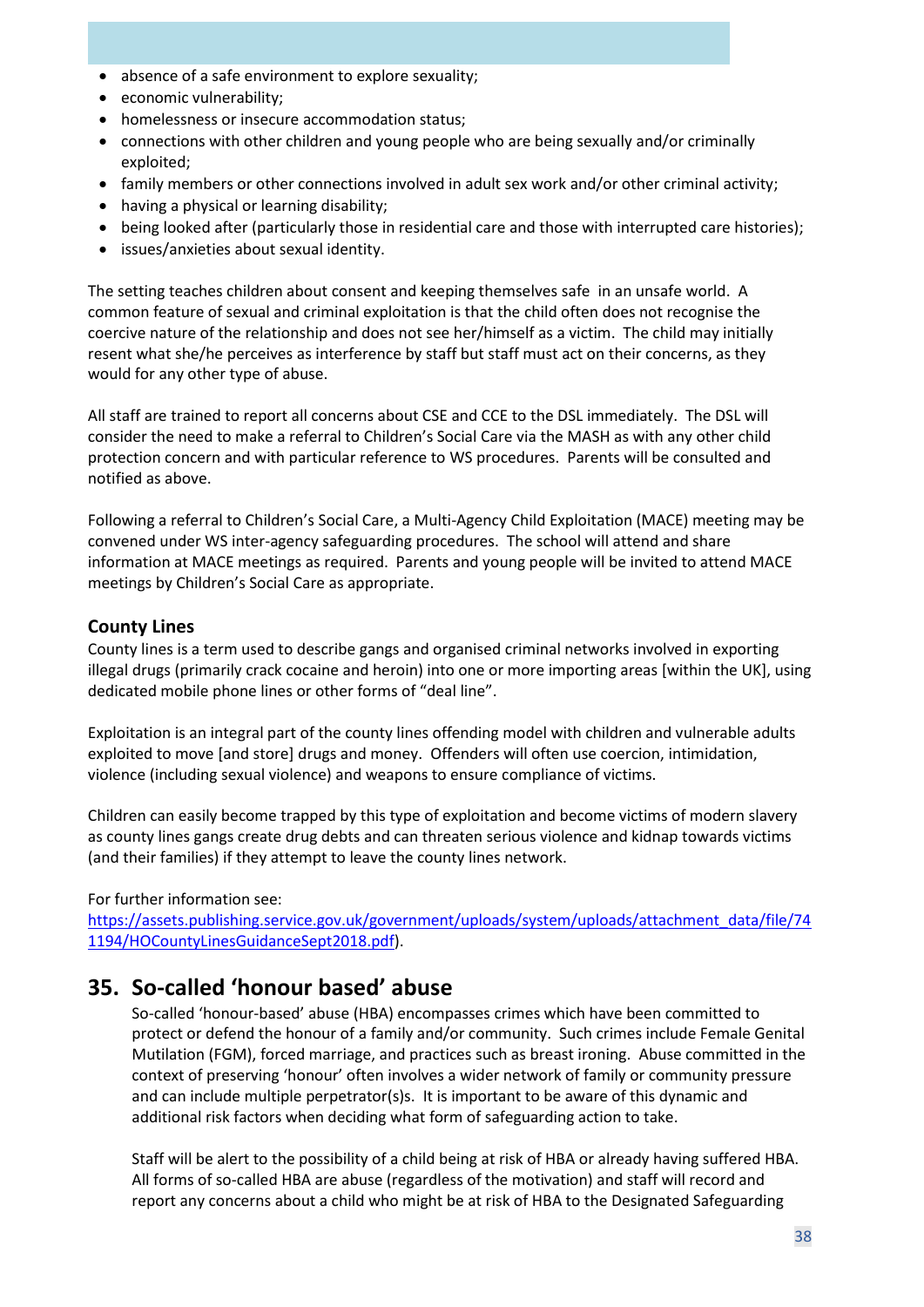- absence of a safe environment to explore sexuality;
- economic vulnerability;
- homelessness or insecure accommodation status;
- connections with other children and young people who are being sexually and/or criminally exploited;
- family members or other connections involved in adult sex work and/or other criminal activity;
- having a physical or learning disability;
- being looked after (particularly those in residential care and those with interrupted care histories);
- issues/anxieties about sexual identity.

The setting teaches children about consent and keeping themselves safe in an unsafe world. A common feature of sexual and criminal exploitation is that the child often does not recognise the coercive nature of the relationship and does not see her/himself as a victim. The child may initially resent what she/he perceives as interference by staff but staff must act on their concerns, as they would for any other type of abuse.

All staff are trained to report all concerns about CSE and CCE to the DSL immediately. The DSL will consider the need to make a referral to Children's Social Care via the MASH as with any other child protection concern and with particular reference to WS procedures. Parents will be consulted and notified as above.

Following a referral to Children's Social Care, a Multi-Agency Child Exploitation (MACE) meeting may be convened under WS inter-agency safeguarding procedures. The school will attend and share information at MACE meetings as required. Parents and young people will be invited to attend MACE meetings by Children's Social Care as appropriate.

### County Lines

County lines is a term used to describe gangs and organised criminal networks involved in exporting illegal drugs (primarily crack cocaine and heroin) into one or more importing areas [within the UK], using dedicated mobile phone lines or other forms of "deal line".

Exploitation is an integral part of the county lines offending model with children and vulnerable adults exploited to move [and store] drugs and money. Offenders will often use coercion, intimidation, violence (including sexual violence) and weapons to ensure compliance of victims.

Children can easily become trapped by this type of exploitation and become victims of modern slavery as county lines gangs create drug debts and can threaten serious violence and kidnap towards victims (and their families) if they attempt to leave the county lines network.

For further information see:
https://assets.publishing.service.gov.uk/government/uploads/system/uploads/attachment_data/file/741194/HOCountyLinesGuidanceSept2018.pdf).

## 35. So-called 'honour based' abuse

So-called 'honour-based' abuse (HBA) encompasses crimes which have been committed to protect or defend the honour of a family and/or community. Such crimes include Female Genital Mutilation (FGM), forced marriage, and practices such as breast ironing. Abuse committed in the context of preserving 'honour' often involves a wider network of family or community pressure and can include multiple perpetrator(s)s. It is important to be aware of this dynamic and additional risk factors when deciding what form of safeguarding action to take.

Staff will be alert to the possibility of a child being at risk of HBA or already having suffered HBA. All forms of so-called HBA are abuse (regardless of the motivation) and staff will record and report any concerns about a child who might be at risk of HBA to the Designated Safeguarding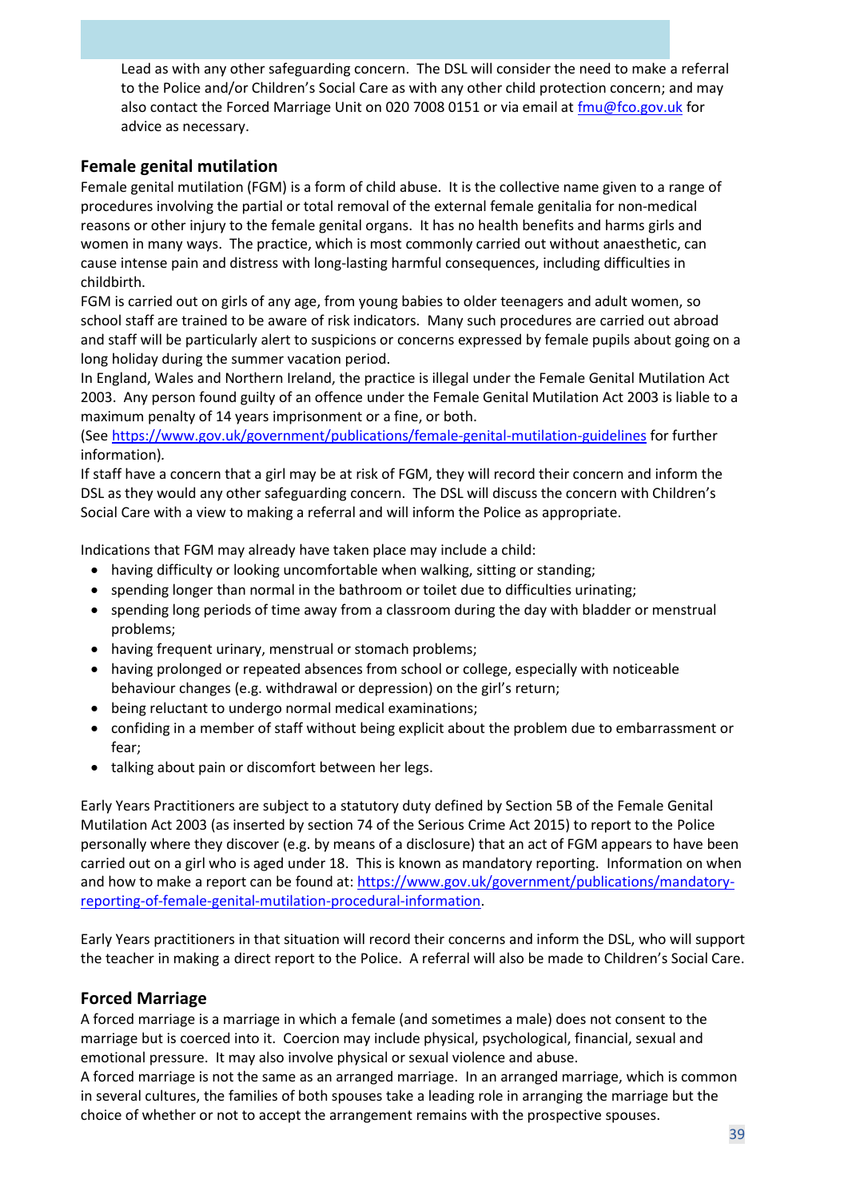Lead as with any other safeguarding concern. The DSL will consider the need to make a referral to the Police and/or Children's Social Care as with any other child protection concern; and may also contact the Forced Marriage Unit on 020 7008 0151 or via email at fmu@fco.gov.uk for advice as necessary.

## Female genital mutilation

Female genital mutilation (FGM) is a form of child abuse. It is the collective name given to a range of procedures involving the partial or total removal of the external female genitalia for non-medical reasons or other injury to the female genital organs. It has no health benefits and harms girls and women in many ways. The practice, which is most commonly carried out without anaesthetic, can cause intense pain and distress with long-lasting harmful consequences, including difficulties in childbirth.

FGM is carried out on girls of any age, from young babies to older teenagers and adult women, so school staff are trained to be aware of risk indicators. Many such procedures are carried out abroad and staff will be particularly alert to suspicions or concerns expressed by female pupils about going on a long holiday during the summer vacation period.

In England, Wales and Northern Ireland, the practice is illegal under the Female Genital Mutilation Act 2003. Any person found guilty of an offence under the Female Genital Mutilation Act 2003 is liable to a maximum penalty of 14 years imprisonment or a fine, or both.

(See https://www.gov.uk/government/publications/female-genital-mutilation-guidelines for further information).

If staff have a concern that a girl may be at risk of FGM, they will record their concern and inform the DSL as they would any other safeguarding concern. The DSL will discuss the concern with Children's Social Care with a view to making a referral and will inform the Police as appropriate.

Indications that FGM may already have taken place may include a child:

- having difficulty or looking uncomfortable when walking, sitting or standing;
- spending longer than normal in the bathroom or toilet due to difficulties urinating;
- spending long periods of time away from a classroom during the day with bladder or menstrual problems;
- having frequent urinary, menstrual or stomach problems;
- having prolonged or repeated absences from school or college, especially with noticeable behaviour changes (e.g. withdrawal or depression) on the girl's return;
- being reluctant to undergo normal medical examinations;
- confiding in a member of staff without being explicit about the problem due to embarrassment or fear;
- talking about pain or discomfort between her legs.

Early Years Practitioners are subject to a statutory duty defined by Section 5B of the Female Genital Mutilation Act 2003 (as inserted by section 74 of the Serious Crime Act 2015) to report to the Police personally where they discover (e.g. by means of a disclosure) that an act of FGM appears to have been carried out on a girl who is aged under 18. This is known as mandatory reporting. Information on when and how to make a report can be found at: https://www.gov.uk/government/publications/mandatory-reporting-of-female-genital-mutilation-procedural-information.

Early Years practitioners in that situation will record their concerns and inform the DSL, who will support the teacher in making a direct report to the Police. A referral will also be made to Children's Social Care.

## Forced Marriage

A forced marriage is a marriage in which a female (and sometimes a male) does not consent to the marriage but is coerced into it. Coercion may include physical, psychological, financial, sexual and emotional pressure. It may also involve physical or sexual violence and abuse.

A forced marriage is not the same as an arranged marriage. In an arranged marriage, which is common in several cultures, the families of both spouses take a leading role in arranging the marriage but the choice of whether or not to accept the arrangement remains with the prospective spouses.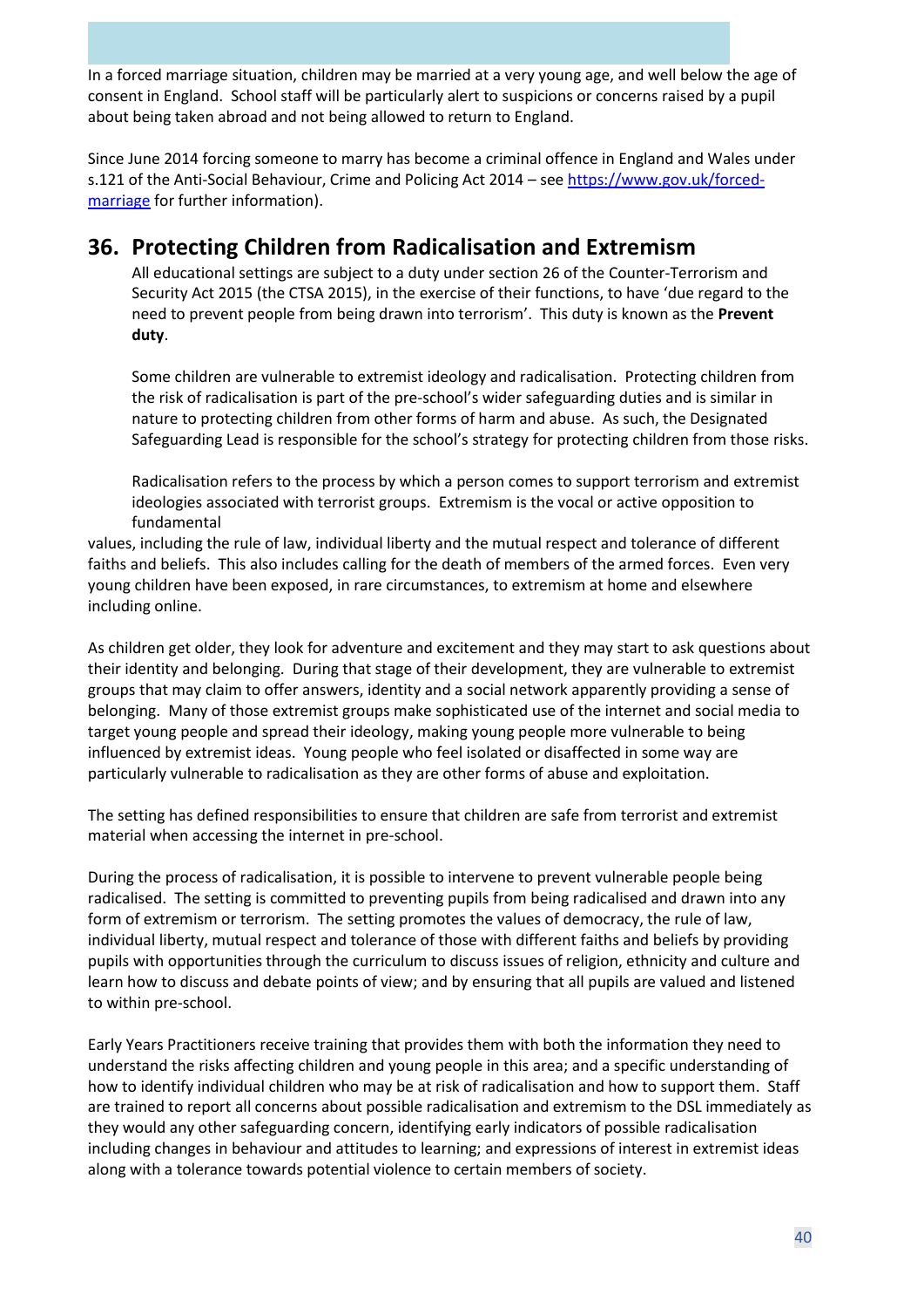In a forced marriage situation, children may be married at a very young age, and well below the age of consent in England. School staff will be particularly alert to suspicions or concerns raised by a pupil about being taken abroad and not being allowed to return to England.

Since June 2014 forcing someone to marry has become a criminal offence in England and Wales under s.121 of the Anti-Social Behaviour, Crime and Policing Act 2014 – see https://www.gov.uk/forced-marriage for further information).

## 36. Protecting Children from Radicalisation and Extremism

All educational settings are subject to a duty under section 26 of the Counter-Terrorism and Security Act 2015 (the CTSA 2015), in the exercise of their functions, to have 'due regard to the need to prevent people from being drawn into terrorism'. This duty is known as the **Prevent duty**.

Some children are vulnerable to extremist ideology and radicalisation. Protecting children from the risk of radicalisation is part of the pre-school's wider safeguarding duties and is similar in nature to protecting children from other forms of harm and abuse. As such, the Designated Safeguarding Lead is responsible for the school's strategy for protecting children from those risks.

Radicalisation refers to the process by which a person comes to support terrorism and extremist ideologies associated with terrorist groups. Extremism is the vocal or active opposition to fundamental values, including the rule of law, individual liberty and the mutual respect and tolerance of different faiths and beliefs. This also includes calling for the death of members of the armed forces. Even very young children have been exposed, in rare circumstances, to extremism at home and elsewhere including online.

As children get older, they look for adventure and excitement and they may start to ask questions about their identity and belonging. During that stage of their development, they are vulnerable to extremist groups that may claim to offer answers, identity and a social network apparently providing a sense of belonging. Many of those extremist groups make sophisticated use of the internet and social media to target young people and spread their ideology, making young people more vulnerable to being influenced by extremist ideas. Young people who feel isolated or disaffected in some way are particularly vulnerable to radicalisation as they are other forms of abuse and exploitation.

The setting has defined responsibilities to ensure that children are safe from terrorist and extremist material when accessing the internet in pre-school.

During the process of radicalisation, it is possible to intervene to prevent vulnerable people being radicalised. The setting is committed to preventing pupils from being radicalised and drawn into any form of extremism or terrorism. The setting promotes the values of democracy, the rule of law, individual liberty, mutual respect and tolerance of those with different faiths and beliefs by providing pupils with opportunities through the curriculum to discuss issues of religion, ethnicity and culture and learn how to discuss and debate points of view; and by ensuring that all pupils are valued and listened to within pre-school.

Early Years Practitioners receive training that provides them with both the information they need to understand the risks affecting children and young people in this area; and a specific understanding of how to identify individual children who may be at risk of radicalisation and how to support them. Staff are trained to report all concerns about possible radicalisation and extremism to the DSL immediately as they would any other safeguarding concern, identifying early indicators of possible radicalisation including changes in behaviour and attitudes to learning; and expressions of interest in extremist ideas along with a tolerance towards potential violence to certain members of society.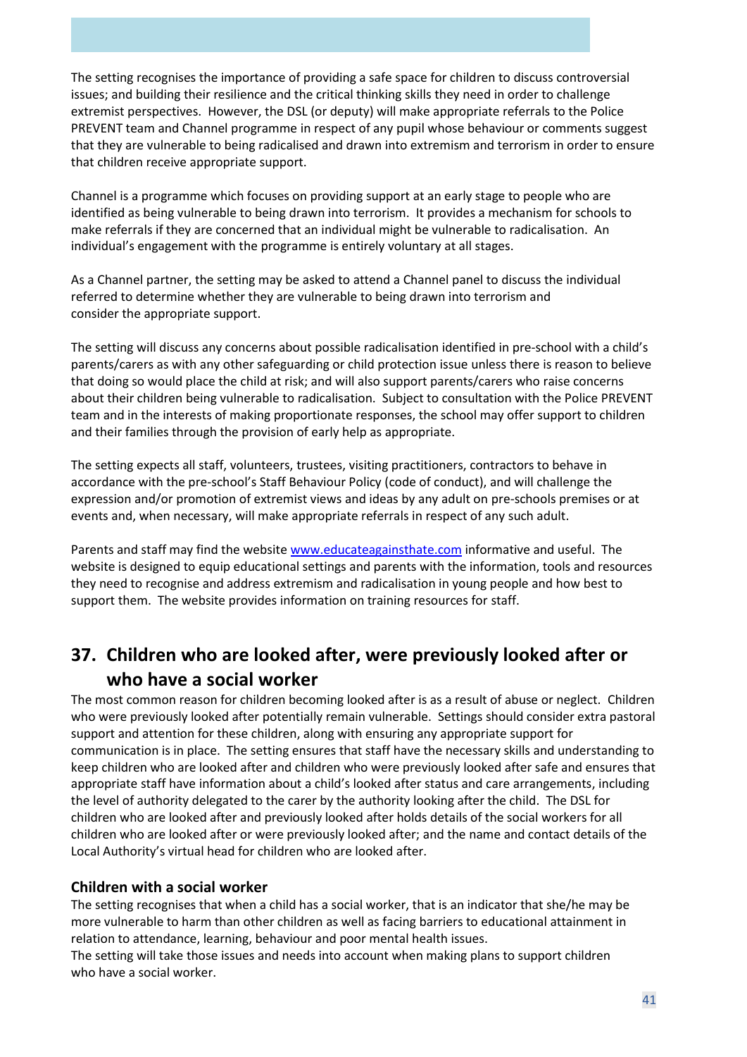The setting recognises the importance of providing a safe space for children to discuss controversial issues; and building their resilience and the critical thinking skills they need in order to challenge extremist perspectives. However, the DSL (or deputy) will make appropriate referrals to the Police PREVENT team and Channel programme in respect of any pupil whose behaviour or comments suggest that they are vulnerable to being radicalised and drawn into extremism and terrorism in order to ensure that children receive appropriate support.

Channel is a programme which focuses on providing support at an early stage to people who are identified as being vulnerable to being drawn into terrorism. It provides a mechanism for schools to make referrals if they are concerned that an individual might be vulnerable to radicalisation. An individual's engagement with the programme is entirely voluntary at all stages.

As a Channel partner, the setting may be asked to attend a Channel panel to discuss the individual referred to determine whether they are vulnerable to being drawn into terrorism and consider the appropriate support.

The setting will discuss any concerns about possible radicalisation identified in pre-school with a child's parents/carers as with any other safeguarding or child protection issue unless there is reason to believe that doing so would place the child at risk; and will also support parents/carers who raise concerns about their children being vulnerable to radicalisation. Subject to consultation with the Police PREVENT team and in the interests of making proportionate responses, the school may offer support to children and their families through the provision of early help as appropriate.

The setting expects all staff, volunteers, trustees, visiting practitioners, contractors to behave in accordance with the pre-school's Staff Behaviour Policy (code of conduct), and will challenge the expression and/or promotion of extremist views and ideas by any adult on pre-schools premises or at events and, when necessary, will make appropriate referrals in respect of any such adult.

Parents and staff may find the website [www.educateagainsthate.com](http://www.educateagainsthate.com) informative and useful. The website is designed to equip educational settings and parents with the information, tools and resources they need to recognise and address extremism and radicalisation in young people and how best to support them. The website provides information on training resources for staff.

## 37. Children who are looked after, were previously looked after or who have a social worker

The most common reason for children becoming looked after is as a result of abuse or neglect. Children who were previously looked after potentially remain vulnerable. Settings should consider extra pastoral support and attention for these children, along with ensuring any appropriate support for communication is in place. The setting ensures that staff have the necessary skills and understanding to keep children who are looked after and children who were previously looked after safe and ensures that appropriate staff have information about a child's looked after status and care arrangements, including the level of authority delegated to the carer by the authority looking after the child. The DSL for children who are looked after and previously looked after holds details of the social workers for all children who are looked after or were previously looked after; and the name and contact details of the Local Authority's virtual head for children who are looked after.

### Children with a social worker

The setting recognises that when a child has a social worker, that is an indicator that she/he may be more vulnerable to harm than other children as well as facing barriers to educational attainment in relation to attendance, learning, behaviour and poor mental health issues.
The setting will take those issues and needs into account when making plans to support children who have a social worker.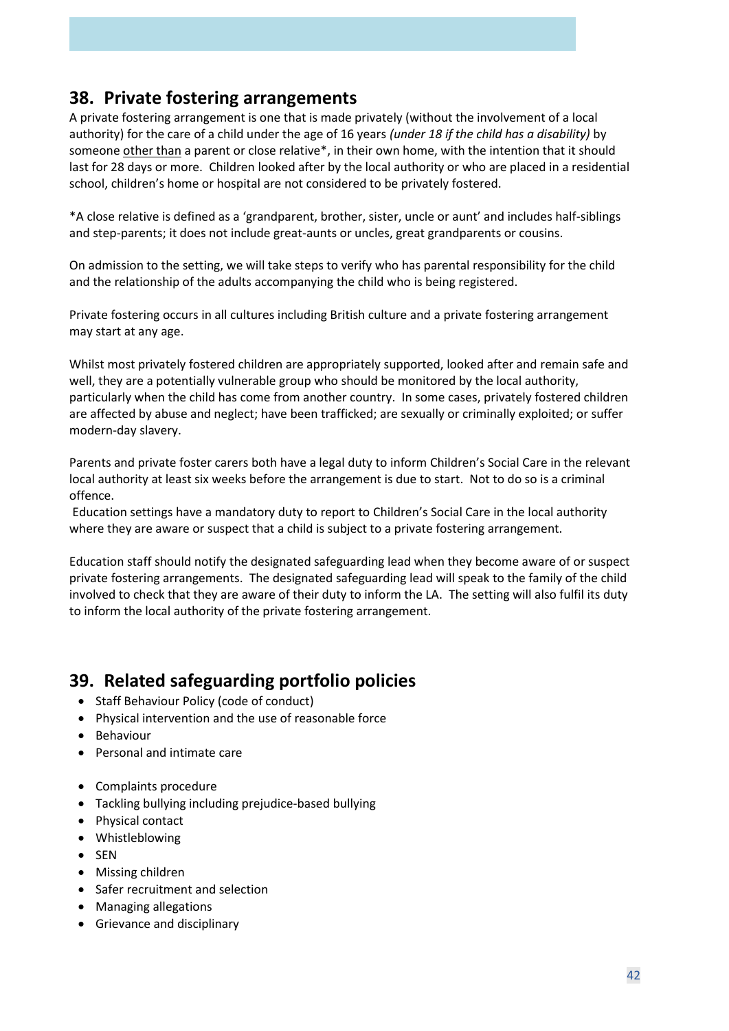## 38. Private fostering arrangements

A private fostering arrangement is one that is made privately (without the involvement of a local authority) for the care of a child under the age of 16 years *(under 18 if the child has a disability)* by someone other than a parent or close relative*, in their own home, with the intention that it should last for 28 days or more. Children looked after by the local authority or who are placed in a residential school, children's home or hospital are not considered to be privately fostered.

*A close relative is defined as a 'grandparent, brother, sister, uncle or aunt' and includes half-siblings and step-parents; it does not include great-aunts or uncles, great grandparents or cousins.

On admission to the setting, we will take steps to verify who has parental responsibility for the child and the relationship of the adults accompanying the child who is being registered.

Private fostering occurs in all cultures including British culture and a private fostering arrangement may start at any age.

Whilst most privately fostered children are appropriately supported, looked after and remain safe and well, they are a potentially vulnerable group who should be monitored by the local authority, particularly when the child has come from another country. In some cases, privately fostered children are affected by abuse and neglect; have been trafficked; are sexually or criminally exploited; or suffer modern-day slavery.

Parents and private foster carers both have a legal duty to inform Children's Social Care in the relevant local authority at least six weeks before the arrangement is due to start. Not to do so is a criminal offence.

Education settings have a mandatory duty to report to Children's Social Care in the local authority where they are aware or suspect that a child is subject to a private fostering arrangement.

Education staff should notify the designated safeguarding lead when they become aware of or suspect private fostering arrangements. The designated safeguarding lead will speak to the family of the child involved to check that they are aware of their duty to inform the LA. The setting will also fulfil its duty to inform the local authority of the private fostering arrangement.

## 39. Related safeguarding portfolio policies

- Staff Behaviour Policy (code of conduct)
- Physical intervention and the use of reasonable force
- Behaviour
- Personal and intimate care
- Complaints procedure
- Tackling bullying including prejudice-based bullying
- Physical contact
- Whistleblowing
- SEN
- Missing children
- Safer recruitment and selection
- Managing allegations
- Grievance and disciplinary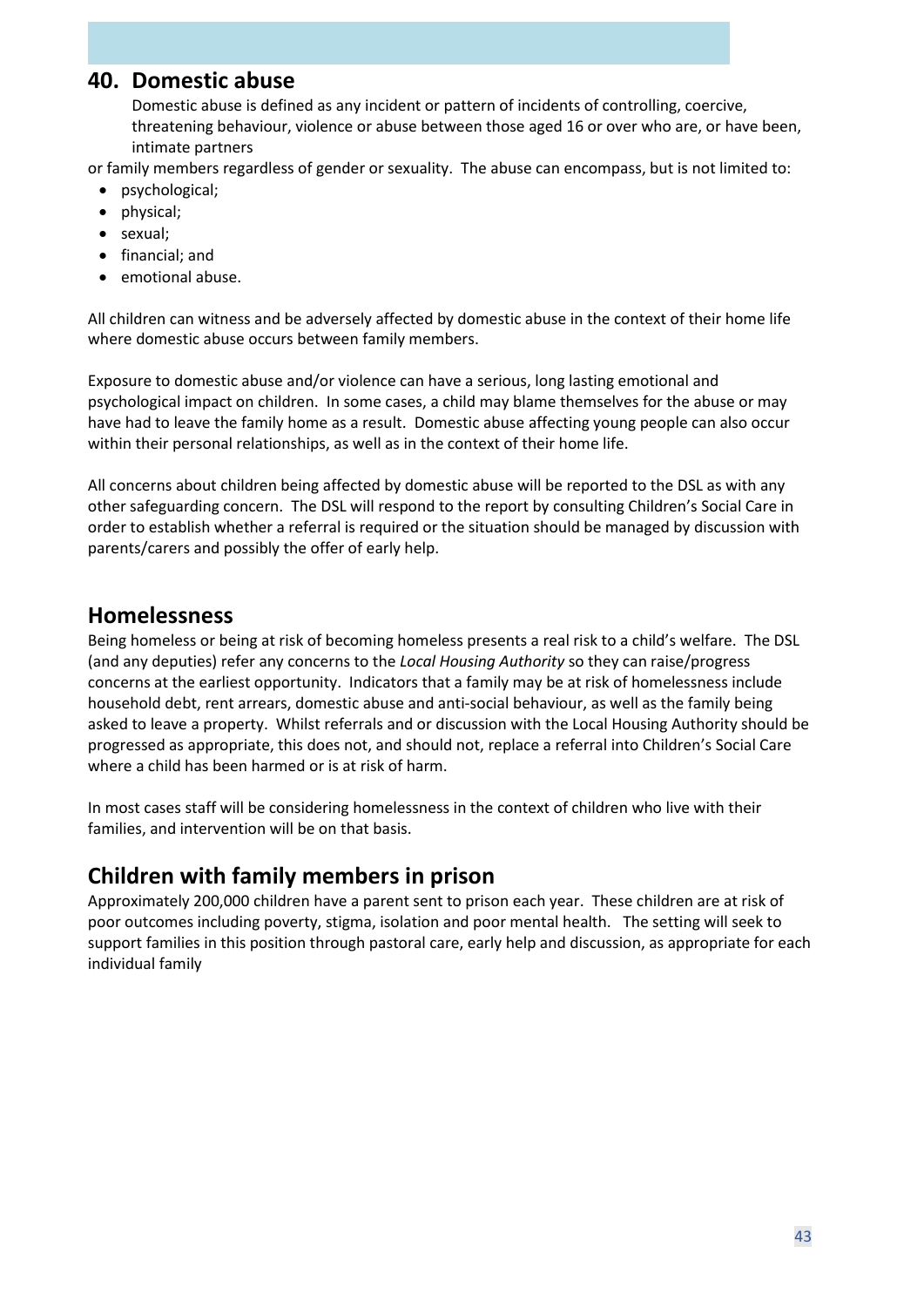## 40. Domestic abuse

Domestic abuse is defined as any incident or pattern of incidents of controlling, coercive, threatening behaviour, violence or abuse between those aged 16 or over who are, or have been, intimate partners or family members regardless of gender or sexuality. The abuse can encompass, but is not limited to:

- psychological;
- physical;
- sexual;
- financial; and
- emotional abuse.

All children can witness and be adversely affected by domestic abuse in the context of their home life where domestic abuse occurs between family members.

Exposure to domestic abuse and/or violence can have a serious, long lasting emotional and psychological impact on children. In some cases, a child may blame themselves for the abuse or may have had to leave the family home as a result. Domestic abuse affecting young people can also occur within their personal relationships, as well as in the context of their home life.

All concerns about children being affected by domestic abuse will be reported to the DSL as with any other safeguarding concern. The DSL will respond to the report by consulting Children's Social Care in order to establish whether a referral is required or the situation should be managed by discussion with parents/carers and possibly the offer of early help.

## Homelessness

Being homeless or being at risk of becoming homeless presents a real risk to a child's welfare. The DSL (and any deputies) refer any concerns to the *Local Housing Authority* so they can raise/progress concerns at the earliest opportunity. Indicators that a family may be at risk of homelessness include household debt, rent arrears, domestic abuse and anti-social behaviour, as well as the family being asked to leave a property. Whilst referrals and or discussion with the Local Housing Authority should be progressed as appropriate, this does not, and should not, replace a referral into Children's Social Care where a child has been harmed or is at risk of harm.

In most cases staff will be considering homelessness in the context of children who live with their families, and intervention will be on that basis.

## Children with family members in prison

Approximately 200,000 children have a parent sent to prison each year. These children are at risk of poor outcomes including poverty, stigma, isolation and poor mental health. The setting will seek to support families in this position through pastoral care, early help and discussion, as appropriate for each individual family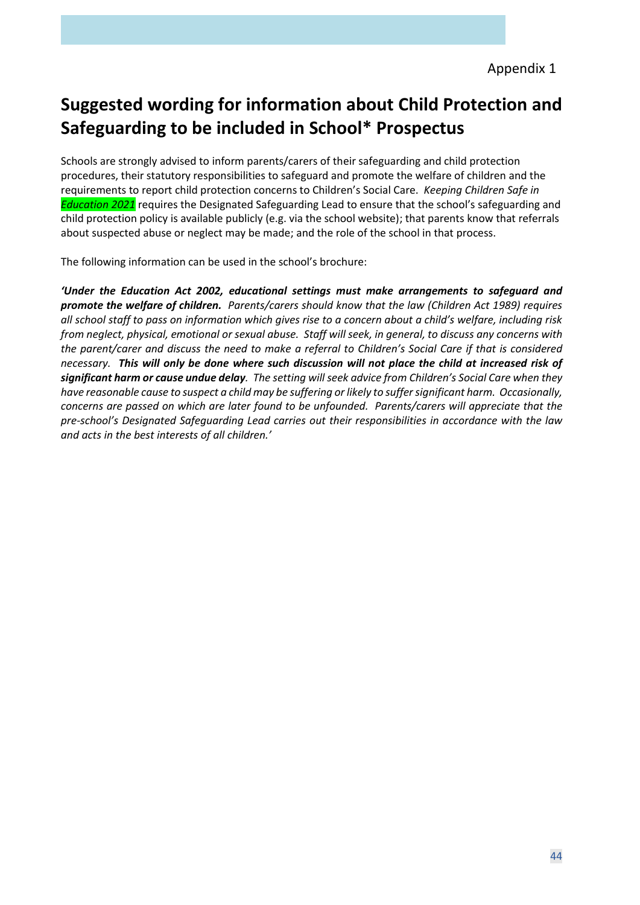Appendix 1

# Suggested wording for information about Child Protection and Safeguarding to be included in School* Prospectus

Schools are strongly advised to inform parents/carers of their safeguarding and child protection procedures, their statutory responsibilities to safeguard and promote the welfare of children and the requirements to report child protection concerns to Children's Social Care. *Keeping Children Safe in Education 2021* requires the Designated Safeguarding Lead to ensure that the school's safeguarding and child protection policy is available publicly (e.g. via the school website); that parents know that referrals about suspected abuse or neglect may be made; and the role of the school in that process.

The following information can be used in the school's brochure:

***'Under the Education Act 2002, educational settings must make arrangements to safeguard and promote the welfare of children.*** *Parents/carers should know that the law (Children Act 1989) requires all school staff to pass on information which gives rise to a concern about a child's welfare, including risk from neglect, physical, emotional or sexual abuse. Staff will seek, in general, to discuss any concerns with the parent/carer and discuss the need to make a referral to Children's Social Care if that is considered necessary.* ***This will only be done where such discussion will not place the child at increased risk of significant harm or cause undue delay****. The setting will seek advice from Children's Social Care when they have reasonable cause to suspect a child may be suffering or likely to suffer significant harm. Occasionally, concerns are passed on which are later found to be unfounded. Parents/carers will appreciate that the pre-school's Designated Safeguarding Lead carries out their responsibilities in accordance with the law and acts in the best interests of all children.'*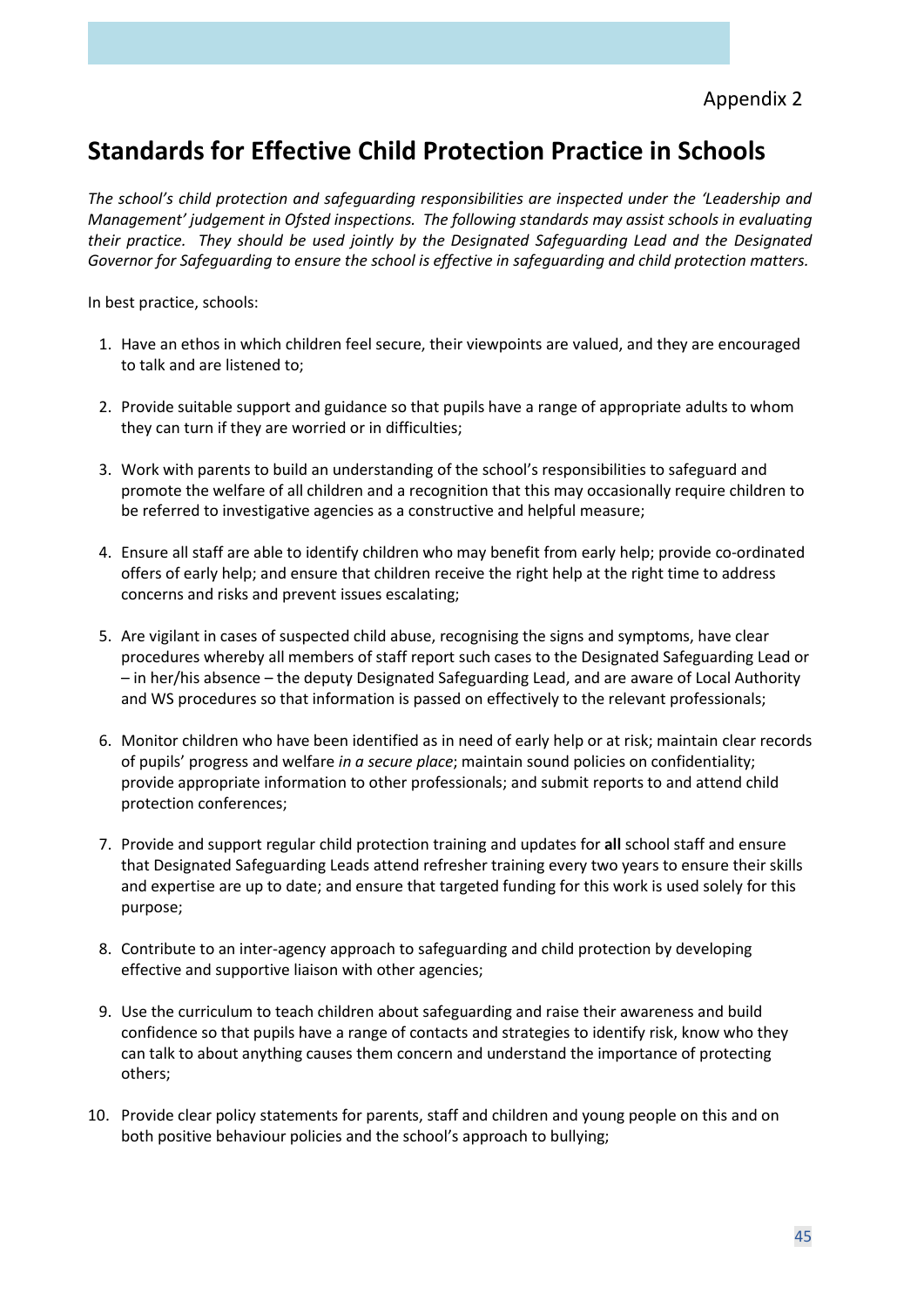Appendix 2

# Standards for Effective Child Protection Practice in Schools

*The school's child protection and safeguarding responsibilities are inspected under the 'Leadership and Management' judgement in Ofsted inspections. The following standards may assist schools in evaluating their practice. They should be used jointly by the Designated Safeguarding Lead and the Designated Governor for Safeguarding to ensure the school is effective in safeguarding and child protection matters.*

In best practice, schools:

1. Have an ethos in which children feel secure, their viewpoints are valued, and they are encouraged to talk and are listened to;

2. Provide suitable support and guidance so that pupils have a range of appropriate adults to whom they can turn if they are worried or in difficulties;

3. Work with parents to build an understanding of the school's responsibilities to safeguard and promote the welfare of all children and a recognition that this may occasionally require children to be referred to investigative agencies as a constructive and helpful measure;

4. Ensure all staff are able to identify children who may benefit from early help; provide co-ordinated offers of early help; and ensure that children receive the right help at the right time to address concerns and risks and prevent issues escalating;

5. Are vigilant in cases of suspected child abuse, recognising the signs and symptoms, have clear procedures whereby all members of staff report such cases to the Designated Safeguarding Lead or – in her/his absence – the deputy Designated Safeguarding Lead, and are aware of Local Authority and WS procedures so that information is passed on effectively to the relevant professionals;

6. Monitor children who have been identified as in need of early help or at risk; maintain clear records of pupils' progress and welfare *in a secure place*; maintain sound policies on confidentiality; provide appropriate information to other professionals; and submit reports to and attend child protection conferences;

7. Provide and support regular child protection training and updates for **all** school staff and ensure that Designated Safeguarding Leads attend refresher training every two years to ensure their skills and expertise are up to date; and ensure that targeted funding for this work is used solely for this purpose;

8. Contribute to an inter-agency approach to safeguarding and child protection by developing effective and supportive liaison with other agencies;

9. Use the curriculum to teach children about safeguarding and raise their awareness and build confidence so that pupils have a range of contacts and strategies to identify risk, know who they can talk to about anything causes them concern and understand the importance of protecting others;

10. Provide clear policy statements for parents, staff and children and young people on this and on both positive behaviour policies and the school's approach to bullying;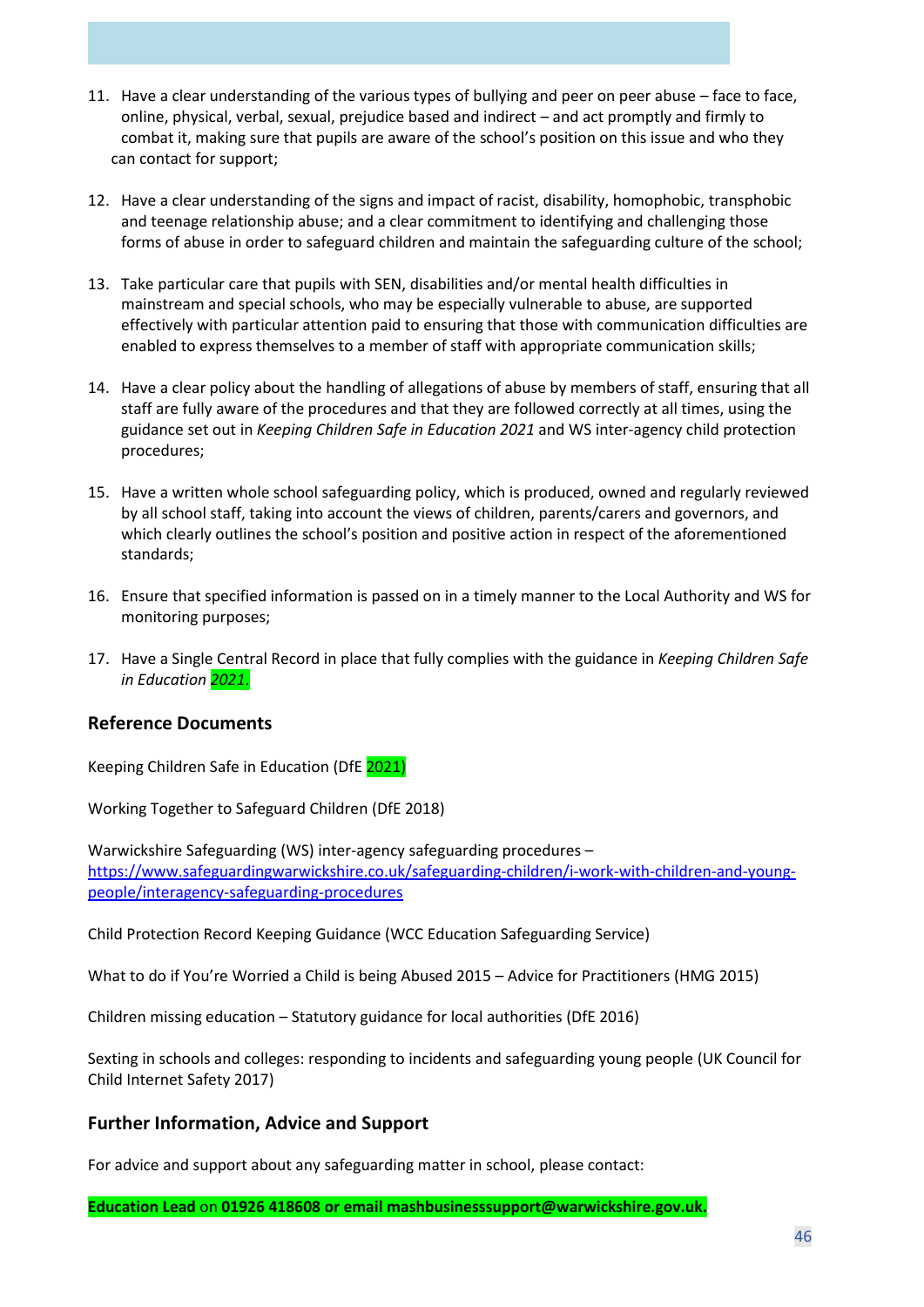11. Have a clear understanding of the various types of bullying and peer on peer abuse – face to face, online, physical, verbal, sexual, prejudice based and indirect – and act promptly and firmly to combat it, making sure that pupils are aware of the school's position on this issue and who they can contact for support;

12. Have a clear understanding of the signs and impact of racist, disability, homophobic, transphobic and teenage relationship abuse; and a clear commitment to identifying and challenging those forms of abuse in order to safeguard children and maintain the safeguarding culture of the school;

13. Take particular care that pupils with SEN, disabilities and/or mental health difficulties in mainstream and special schools, who may be especially vulnerable to abuse, are supported effectively with particular attention paid to ensuring that those with communication difficulties are enabled to express themselves to a member of staff with appropriate communication skills;

14. Have a clear policy about the handling of allegations of abuse by members of staff, ensuring that all staff are fully aware of the procedures and that they are followed correctly at all times, using the guidance set out in *Keeping Children Safe in Education 2021* and WS inter-agency child protection procedures;

15. Have a written whole school safeguarding policy, which is produced, owned and regularly reviewed by all school staff, taking into account the views of children, parents/carers and governors, and which clearly outlines the school's position and positive action in respect of the aforementioned standards;

16. Ensure that specified information is passed on in a timely manner to the Local Authority and WS for monitoring purposes;

17. Have a Single Central Record in place that fully complies with the guidance in *Keeping Children Safe in Education 2021.*

## Reference Documents

Keeping Children Safe in Education (DfE 2021)

Working Together to Safeguard Children (DfE 2018)

Warwickshire Safeguarding (WS) inter-agency safeguarding procedures – https://www.safeguardingwarwickshire.co.uk/safeguarding-children/i-work-with-children-and-young-people/interagency-safeguarding-procedures

Child Protection Record Keeping Guidance (WCC Education Safeguarding Service)

What to do if You're Worried a Child is being Abused 2015 – Advice for Practitioners (HMG 2015)

Children missing education – Statutory guidance for local authorities (DfE 2016)

Sexting in schools and colleges: responding to incidents and safeguarding young people (UK Council for Child Internet Safety 2017)

## Further Information, Advice and Support

For advice and support about any safeguarding matter in school, please contact:

**Education Lead** on **01926 418608 or email mashbusinesssupport@warwickshire.gov.uk.**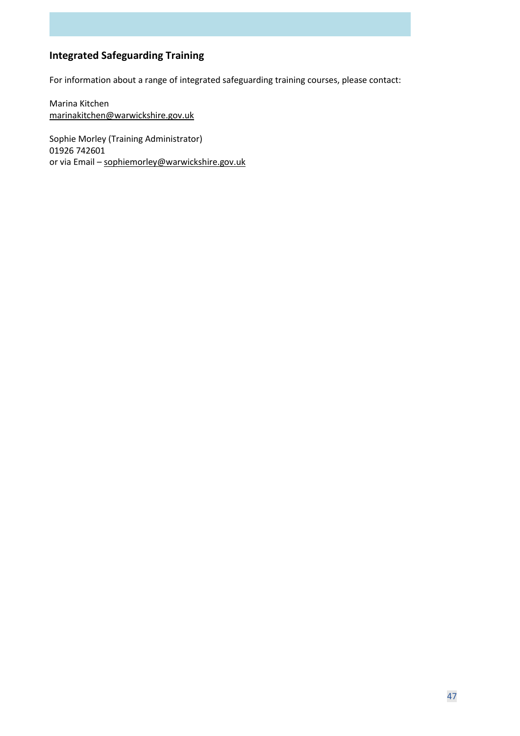## Integrated Safeguarding Training

For information about a range of integrated safeguarding training courses, please contact:

Marina Kitchen
marinakitchen@warwickshire.gov.uk

Sophie Morley (Training Administrator)
01926 742601
or via Email – sophiemorley@warwickshire.gov.uk